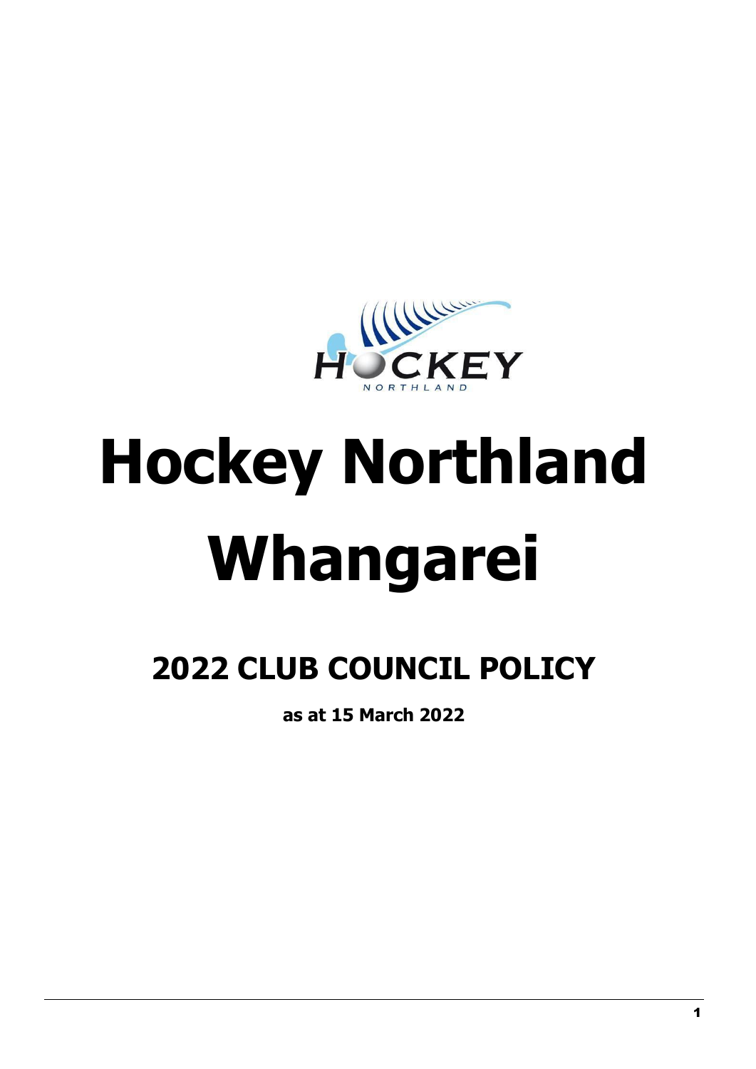# Hockey Northland Whangarei

## 2022 CLUB COUNCIL POLICY

**as at 15 March 2022**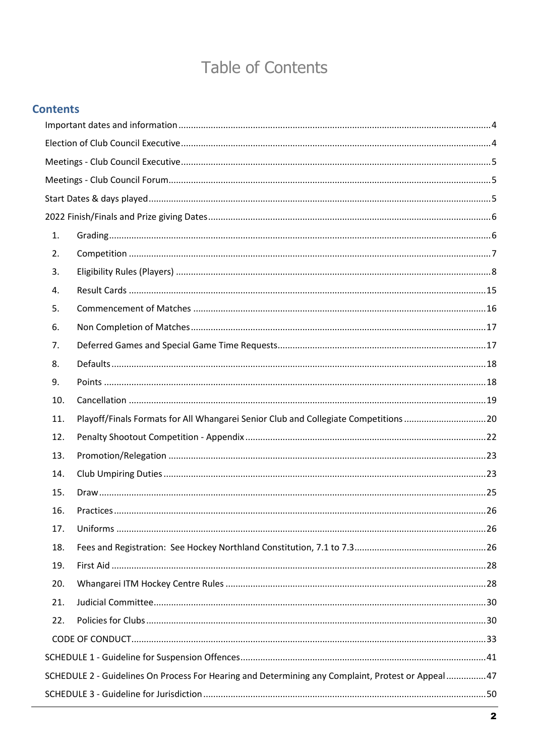# Table of Contents

## Contents

Important dates and information ........ 4

Election of Club Council Executive ........ 4

Meetings - Club Council Executive ........ 5

Meetings - Club Council Forum ........ 5

Start Dates & days played ........ 5

2022 Finish/Finals and Prize giving Dates ........ 6

1. Grading ........ 6
2. Competition ........ 7
3. Eligibility Rules (Players) ........ 8
4. Result Cards ........ 15
5. Commencement of Matches ........ 16
6. Non Completion of Matches ........ 17
7. Deferred Games and Special Game Time Requests ........ 17
8. Defaults ........ 18
9. Points ........ 18
10. Cancellation ........ 19
11. Playoff/Finals Formats for All Whangarei Senior Club and Collegiate Competitions ........ 20
12. Penalty Shootout Competition - Appendix ........ 22
13. Promotion/Relegation ........ 23
14. Club Umpiring Duties ........ 23
15. Draw ........ 25
16. Practices ........ 26
17. Uniforms ........ 26
18. Fees and Registration: See Hockey Northland Constitution, 7.1 to 7.3 ........ 26
19. First Aid ........ 28
20. Whangarei ITM Hockey Centre Rules ........ 28
21. Judicial Committee ........ 30
22. Policies for Clubs ........ 30

CODE OF CONDUCT ........ 33

SCHEDULE 1 - Guideline for Suspension Offences ........ 41

SCHEDULE 2 - Guidelines On Process For Hearing and Determining any Complaint, Protest or Appeal ........ 47

SCHEDULE 3 - Guideline for Jurisdiction ........ 50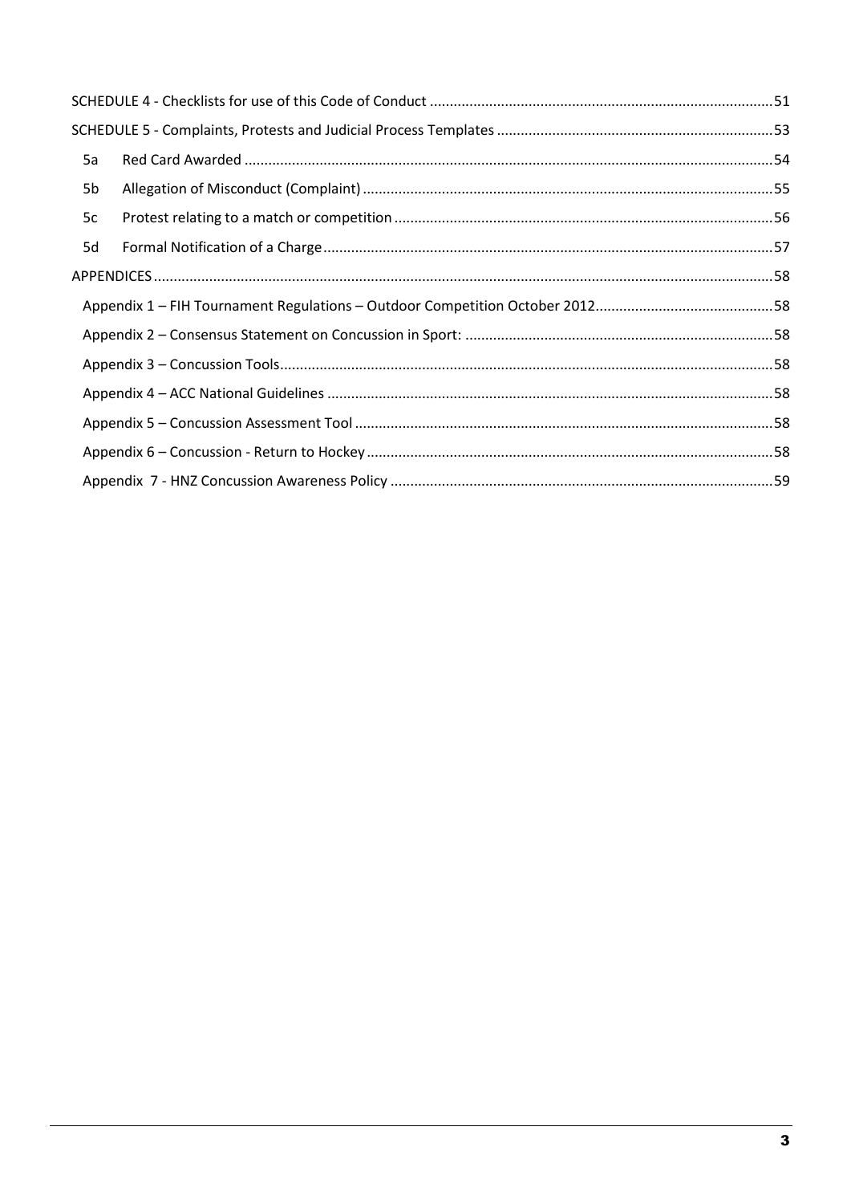SCHEDULE 4 - Checklists for use of this Code of Conduct ....................................................................................51

SCHEDULE 5 - Complaints, Protests and Judicial Process Templates ....................................................................53

- 5a Red Card Awarded ....................................................................................................................................54
- 5b Allegation of Misconduct (Complaint) ......................................................................................................55
- 5c Protest relating to a match or competition ..............................................................................................56
- 5d Formal Notification of a Charge................................................................................................................57

APPENDICES..........................................................................................................................................................58

- Appendix 1 – FIH Tournament Regulations – Outdoor Competition October 2012............................................58
- Appendix 2 – Consensus Statement on Concussion in Sport: ............................................................................58
- Appendix 3 – Concussion Tools..........................................................................................................................58
- Appendix 4 – ACC National Guidelines ..............................................................................................................58
- Appendix 5 – Concussion Assessment Tool ........................................................................................................58
- Appendix 6 – Concussion - Return to Hockey .....................................................................................................58
- Appendix 7 - HNZ Concussion Awareness Policy ...............................................................................................59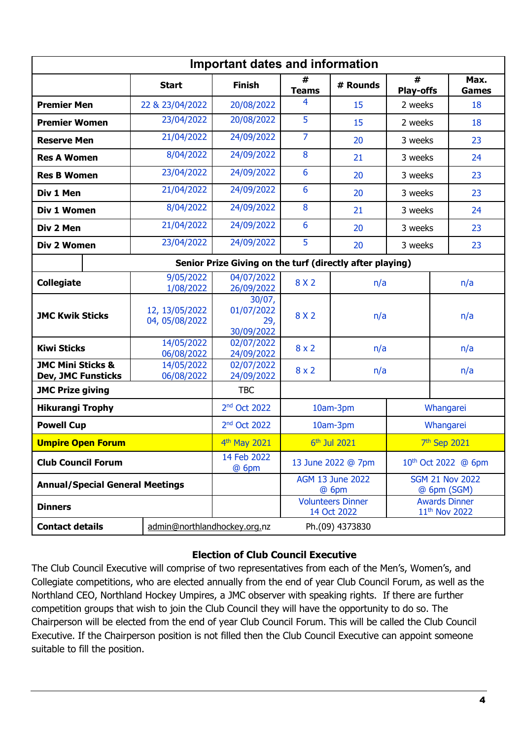| Important dates and information | | | | | | |
|---|---|---|---|---|---|---|
| | **Start** | **Finish** | **# Teams** | **# Rounds** | **# Play-offs** | **Max. Games** |
| **Premier Men** | 22 & 23/04/2022 | 20/08/2022 | 4 | 15 | 2 weeks | 18 |
| **Premier Women** | 23/04/2022 | 20/08/2022 | 5 | 15 | 2 weeks | 18 |
| **Reserve Men** | 21/04/2022 | 24/09/2022 | 7 | 20 | 3 weeks | 23 |
| **Res A Women** | 8/04/2022 | 24/09/2022 | 8 | 21 | 3 weeks | 24 |
| **Res B Women** | 23/04/2022 | 24/09/2022 | 6 | 20 | 3 weeks | 23 |
| **Div 1 Men** | 21/04/2022 | 24/09/2022 | 6 | 20 | 3 weeks | 23 |
| **Div 1 Women** | 8/04/2022 | 24/09/2022 | 8 | 21 | 3 weeks | 24 |
| **Div 2 Men** | 21/04/2022 | 24/09/2022 | 6 | 20 | 3 weeks | 23 |
| **Div 2 Women** | 23/04/2022 | 24/09/2022 | 5 | 20 | 3 weeks | 23 |
| **Senior Prize Giving on the turf (directly after playing)** | | | | | | |
| **Collegiate** | 9/05/2022<br>1/08/2022 | 04/07/2022<br>26/09/2022 | 8 X 2 | n/a | | n/a |
| **JMC Kwik Sticks** | 12, 13/05/2022<br>04, 05/08/2022 | 30/07, 01/07/2022<br>29, 30/09/2022 | 8 X 2 | n/a | | n/a |
| **Kiwi Sticks** | 14/05/2022<br>06/08/2022 | 02/07/2022<br>24/09/2022 | 8 x 2 | n/a | | n/a |
| **JMC Mini Sticks & Dev, JMC Funsticks** | 14/05/2022<br>06/08/2022 | 02/07/2022<br>24/09/2022 | 8 x 2 | n/a | | n/a |
| **JMC Prize giving** | | TBC | | | | |
| **Hikurangi Trophy** | | 2nd Oct 2022 | 10am-3pm | | Whangarei | |
| **Powell Cup** | | 2nd Oct 2022 | 10am-3pm | | Whangarei | |
| **Umpire Open Forum** | | 4th May 2021 | 6th Jul 2021 | | 7th Sep 2021 | |
| **Club Council Forum** | | 14 Feb 2022 @ 6pm | 13 June 2022 @ 7pm | | 10th Oct 2022 @ 6pm | |
| **Annual/Special General Meetings** | | | AGM 13 June 2022 @ 6pm | | SGM 21 Nov 2022 @ 6pm (SGM) | |
| **Dinners** | | | Volunteers Dinner 14 Oct 2022 | | Awards Dinner 11th Nov 2022 | |
| **Contact details** | admin@northlandhockey.org.nz | | Ph.(09) 4373830 | | | |

**Election of Club Council Executive**

The Club Council Executive will comprise of two representatives from each of the Men's, Women's, and Collegiate competitions, who are elected annually from the end of year Club Council Forum, as well as the Northland CEO, Northland Hockey Umpires, a JMC observer with speaking rights. If there are further competition groups that wish to join the Club Council they will have the opportunity to do so. The Chairperson will be elected from the end of year Club Council Forum. This will be called the Club Council Executive. If the Chairperson position is not filled then the Club Council Executive can appoint someone suitable to fill the position.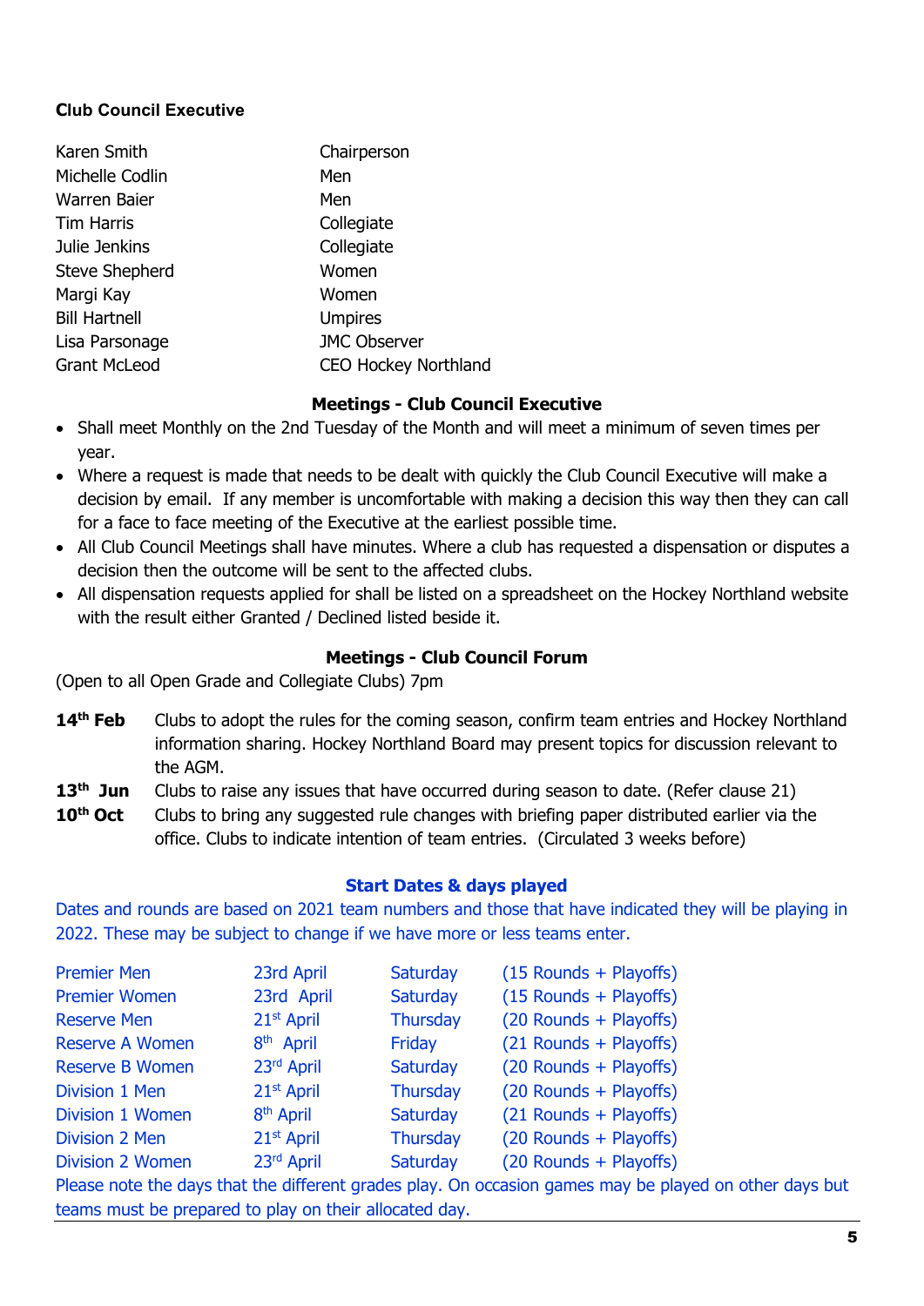**Club Council Executive**

| | |
|---|---|
| Karen Smith | Chairperson |
| Michelle Codlin | Men |
| Warren Baier | Men |
| Tim Harris | Collegiate |
| Julie Jenkins | Collegiate |
| Steve Shepherd | Women |
| Margi Kay | Women |
| Bill Hartnell | Umpires |
| Lisa Parsonage | JMC Observer |
| Grant McLeod | CEO Hockey Northland |

**Meetings - Club Council Executive**

- Shall meet Monthly on the 2nd Tuesday of the Month and will meet a minimum of seven times per year.
- Where a request is made that needs to be dealt with quickly the Club Council Executive will make a decision by email. If any member is uncomfortable with making a decision this way then they can call for a face to face meeting of the Executive at the earliest possible time.
- All Club Council Meetings shall have minutes. Where a club has requested a dispensation or disputes a decision then the outcome will be sent to the affected clubs.
- All dispensation requests applied for shall be listed on a spreadsheet on the Hockey Northland website with the result either Granted / Declined listed beside it.

**Meetings - Club Council Forum**

(Open to all Open Grade and Collegiate Clubs) 7pm

**14th Feb** Clubs to adopt the rules for the coming season, confirm team entries and Hockey Northland information sharing. Hockey Northland Board may present topics for discussion relevant to the AGM.

**13th Jun** Clubs to raise any issues that have occurred during season to date. (Refer clause 21)

**10th Oct** Clubs to bring any suggested rule changes with briefing paper distributed earlier via the office. Clubs to indicate intention of team entries. (Circulated 3 weeks before)

**Start Dates & days played**

Dates and rounds are based on 2021 team numbers and those that have indicated they will be playing in 2022. These may be subject to change if we have more or less teams enter.

| | | | |
|---|---|---|---|
| Premier Men | 23rd April | Saturday | (15 Rounds + Playoffs) |
| Premier Women | 23rd April | Saturday | (15 Rounds + Playoffs) |
| Reserve Men | 21st April | Thursday | (20 Rounds + Playoffs) |
| Reserve A Women | 8th April | Friday | (21 Rounds + Playoffs) |
| Reserve B Women | 23rd April | Saturday | (20 Rounds + Playoffs) |
| Division 1 Men | 21st April | Thursday | (20 Rounds + Playoffs) |
| Division 1 Women | 8th April | Saturday | (21 Rounds + Playoffs) |
| Division 2 Men | 21st April | Thursday | (20 Rounds + Playoffs) |
| Division 2 Women | 23rd April | Saturday | (20 Rounds + Playoffs) |

Please note the days that the different grades play. On occasion games may be played on other days but teams must be prepared to play on their allocated day.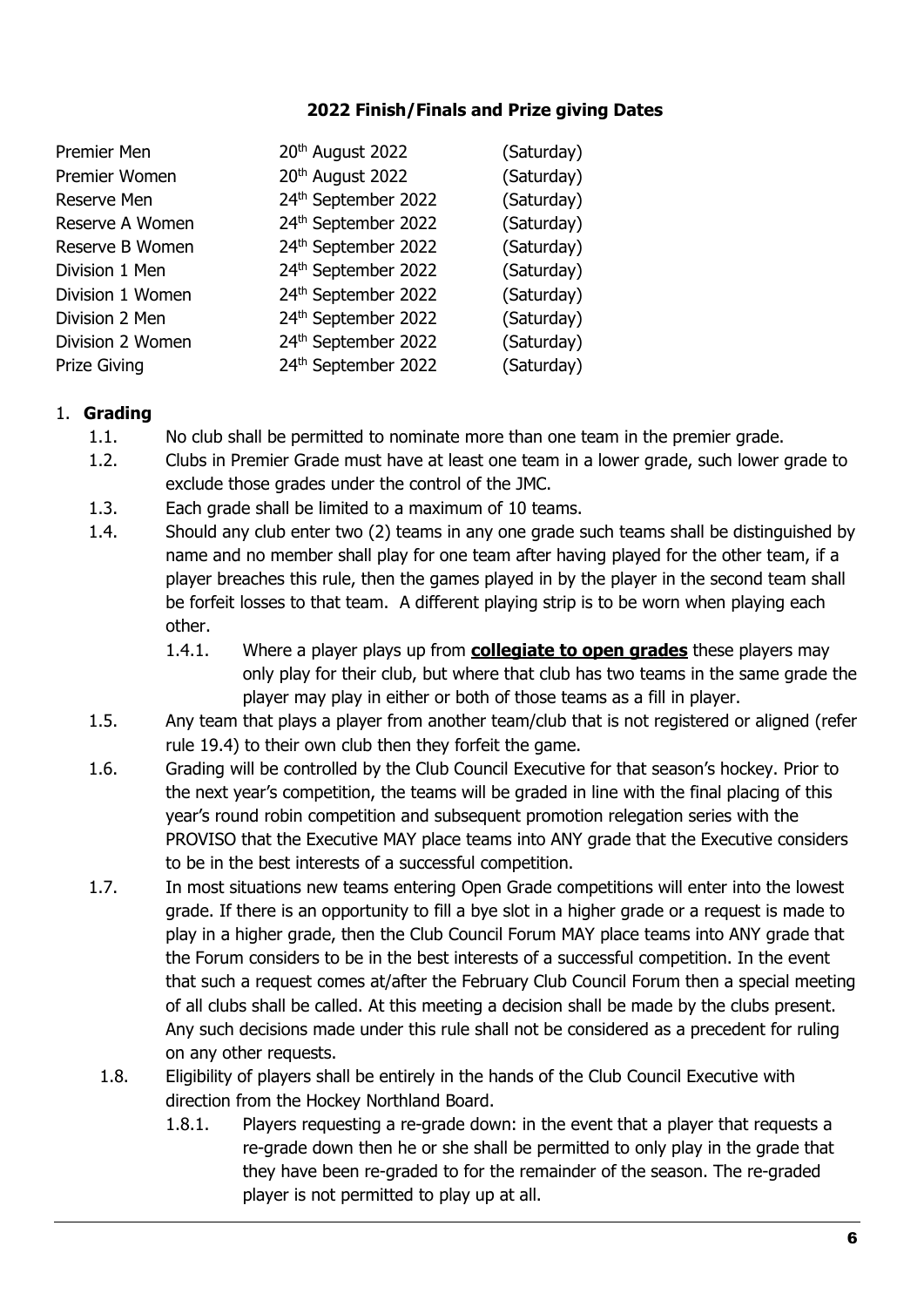**2022 Finish/Finals and Prize giving Dates**

| | | |
|---|---|---|
| Premier Men | 20th August 2022 | (Saturday) |
| Premier Women | 20th August 2022 | (Saturday) |
| Reserve Men | 24th September 2022 | (Saturday) |
| Reserve A Women | 24th September 2022 | (Saturday) |
| Reserve B Women | 24th September 2022 | (Saturday) |
| Division 1 Men | 24th September 2022 | (Saturday) |
| Division 1 Women | 24th September 2022 | (Saturday) |
| Division 2 Men | 24th September 2022 | (Saturday) |
| Division 2 Women | 24th September 2022 | (Saturday) |
| Prize Giving | 24th September 2022 | (Saturday) |

## 1. **Grading**

- 1.1. No club shall be permitted to nominate more than one team in the premier grade.
- 1.2. Clubs in Premier Grade must have at least one team in a lower grade, such lower grade to exclude those grades under the control of the JMC.
- 1.3. Each grade shall be limited to a maximum of 10 teams.
- 1.4. Should any club enter two (2) teams in any one grade such teams shall be distinguished by name and no member shall play for one team after having played for the other team, if a player breaches this rule, then the games played in by the player in the second team shall be forfeit losses to that team. A different playing strip is to be worn when playing each other.
  - 1.4.1. Where a player plays up from **collegiate to open grades** these players may only play for their club, but where that club has two teams in the same grade the player may play in either or both of those teams as a fill in player.
- 1.5. Any team that plays a player from another team/club that is not registered or aligned (refer rule 19.4) to their own club then they forfeit the game.
- 1.6. Grading will be controlled by the Club Council Executive for that season's hockey. Prior to the next year's competition, the teams will be graded in line with the final placing of this year's round robin competition and subsequent promotion relegation series with the PROVISO that the Executive MAY place teams into ANY grade that the Executive considers to be in the best interests of a successful competition.
- 1.7. In most situations new teams entering Open Grade competitions will enter into the lowest grade. If there is an opportunity to fill a bye slot in a higher grade or a request is made to play in a higher grade, then the Club Council Forum MAY place teams into ANY grade that the Forum considers to be in the best interests of a successful competition. In the event that such a request comes at/after the February Club Council Forum then a special meeting of all clubs shall be called. At this meeting a decision shall be made by the clubs present. Any such decisions made under this rule shall not be considered as a precedent for ruling on any other requests.
- 1.8. Eligibility of players shall be entirely in the hands of the Club Council Executive with direction from the Hockey Northland Board.
  - 1.8.1. Players requesting a re-grade down: in the event that a player that requests a re-grade down then he or she shall be permitted to only play in the grade that they have been re-graded to for the remainder of the season. The re-graded player is not permitted to play up at all.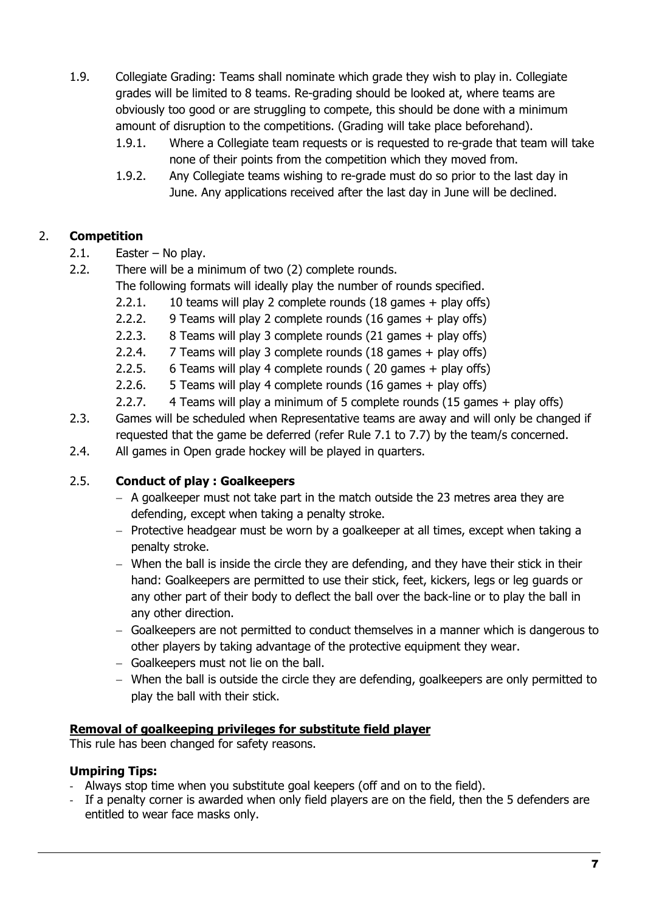1.9. Collegiate Grading: Teams shall nominate which grade they wish to play in. Collegiate grades will be limited to 8 teams. Re-grading should be looked at, where teams are obviously too good or are struggling to compete, this should be done with a minimum amount of disruption to the competitions. (Grading will take place beforehand).

   1.9.1. Where a Collegiate team requests or is requested to re-grade that team will take none of their points from the competition which they moved from.

   1.9.2. Any Collegiate teams wishing to re-grade must do so prior to the last day in June. Any applications received after the last day in June will be declined.

## 2. **Competition**

2.1. Easter – No play.

2.2. There will be a minimum of two (2) complete rounds.
The following formats will ideally play the number of rounds specified.

   2.2.1. 10 teams will play 2 complete rounds (18 games + play offs)

   2.2.2. 9 Teams will play 2 complete rounds (16 games + play offs)

   2.2.3. 8 Teams will play 3 complete rounds (21 games + play offs)

   2.2.4. 7 Teams will play 3 complete rounds (18 games + play offs)

   2.2.5. 6 Teams will play 4 complete rounds ( 20 games + play offs)

   2.2.6. 5 Teams will play 4 complete rounds (16 games + play offs)

   2.2.7. 4 Teams will play a minimum of 5 complete rounds (15 games + play offs)

2.3. Games will be scheduled when Representative teams are away and will only be changed if requested that the game be deferred (refer Rule 7.1 to 7.7) by the team/s concerned.

2.4. All games in Open grade hockey will be played in quarters.

### 2.5. **Conduct of play : Goalkeepers**

- A goalkeeper must not take part in the match outside the 23 metres area they are defending, except when taking a penalty stroke.
- Protective headgear must be worn by a goalkeeper at all times, except when taking a penalty stroke.
- When the ball is inside the circle they are defending, and they have their stick in their hand: Goalkeepers are permitted to use their stick, feet, kickers, legs or leg guards or any other part of their body to deflect the ball over the back-line or to play the ball in any other direction.
- Goalkeepers are not permitted to conduct themselves in a manner which is dangerous to other players by taking advantage of the protective equipment they wear.
- Goalkeepers must not lie on the ball.
- When the ball is outside the circle they are defending, goalkeepers are only permitted to play the ball with their stick.

**Removal of goalkeeping privileges for substitute field player**

This rule has been changed for safety reasons.

**Umpiring Tips:**

- Always stop time when you substitute goal keepers (off and on to the field).
- If a penalty corner is awarded when only field players are on the field, then the 5 defenders are entitled to wear face masks only.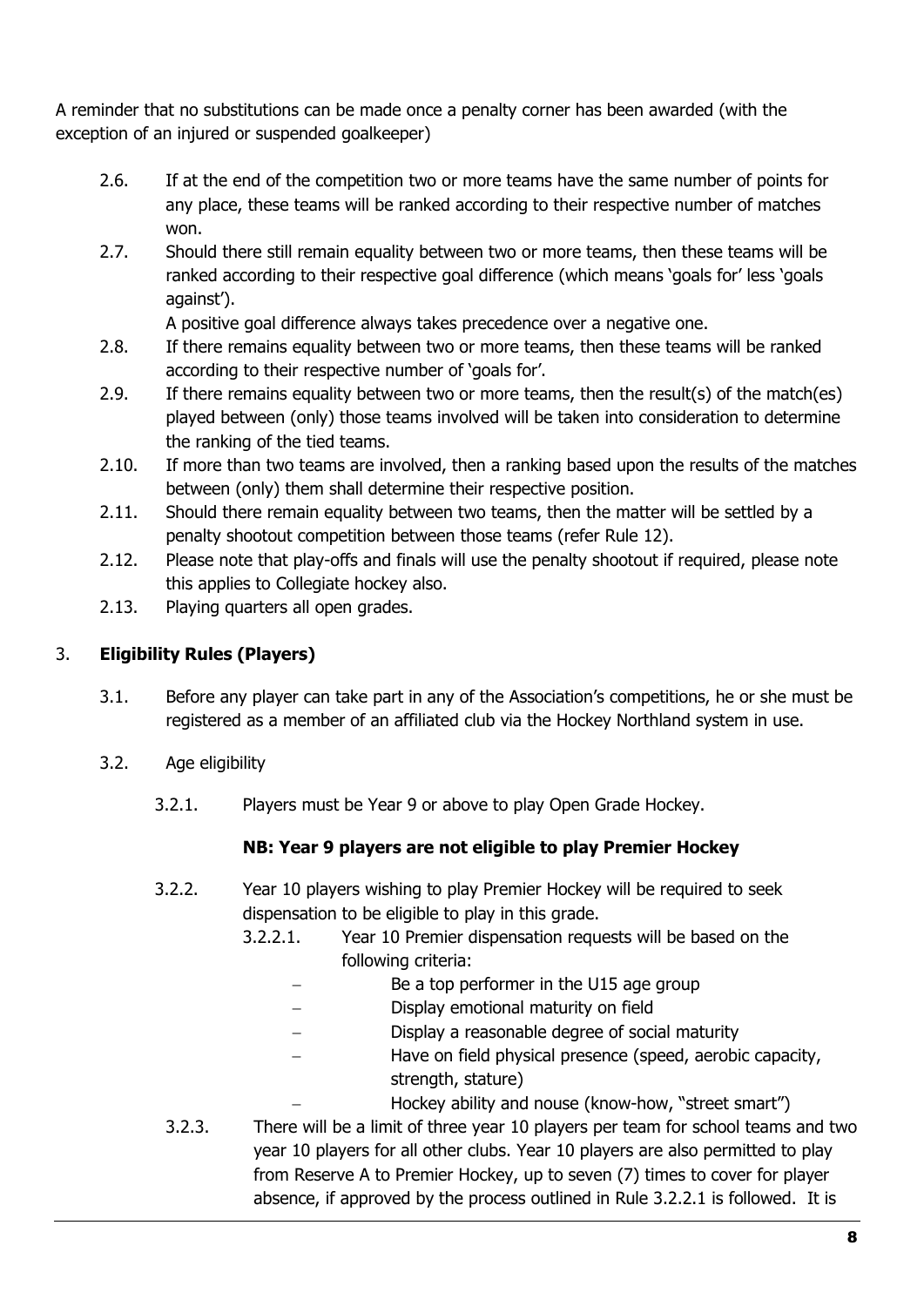A reminder that no substitutions can be made once a penalty corner has been awarded (with the exception of an injured or suspended goalkeeper)

2.6. If at the end of the competition two or more teams have the same number of points for any place, these teams will be ranked according to their respective number of matches won.

2.7. Should there still remain equality between two or more teams, then these teams will be ranked according to their respective goal difference (which means 'goals for' less 'goals against').
A positive goal difference always takes precedence over a negative one.

2.8. If there remains equality between two or more teams, then these teams will be ranked according to their respective number of 'goals for'.

2.9. If there remains equality between two or more teams, then the result(s) of the match(es) played between (only) those teams involved will be taken into consideration to determine the ranking of the tied teams.

2.10. If more than two teams are involved, then a ranking based upon the results of the matches between (only) them shall determine their respective position.

2.11. Should there remain equality between two teams, then the matter will be settled by a penalty shootout competition between those teams (refer Rule 12).

2.12. Please note that play-offs and finals will use the penalty shootout if required, please note this applies to Collegiate hockey also.

2.13. Playing quarters all open grades.

## 3. **Eligibility Rules (Players)**

3.1. Before any player can take part in any of the Association's competitions, he or she must be registered as a member of an affiliated club via the Hockey Northland system in use.

3.2. Age eligibility

3.2.1. Players must be Year 9 or above to play Open Grade Hockey.

**NB: Year 9 players are not eligible to play Premier Hockey**

3.2.2. Year 10 players wishing to play Premier Hockey will be required to seek dispensation to be eligible to play in this grade.

3.2.2.1. Year 10 Premier dispensation requests will be based on the following criteria:

- Be a top performer in the U15 age group
- Display emotional maturity on field
- Display a reasonable degree of social maturity
- Have on field physical presence (speed, aerobic capacity, strength, stature)
- Hockey ability and nouse (know-how, "street smart")

3.2.3. There will be a limit of three year 10 players per team for school teams and two year 10 players for all other clubs. Year 10 players are also permitted to play from Reserve A to Premier Hockey, up to seven (7) times to cover for player absence, if approved by the process outlined in Rule 3.2.2.1 is followed. It is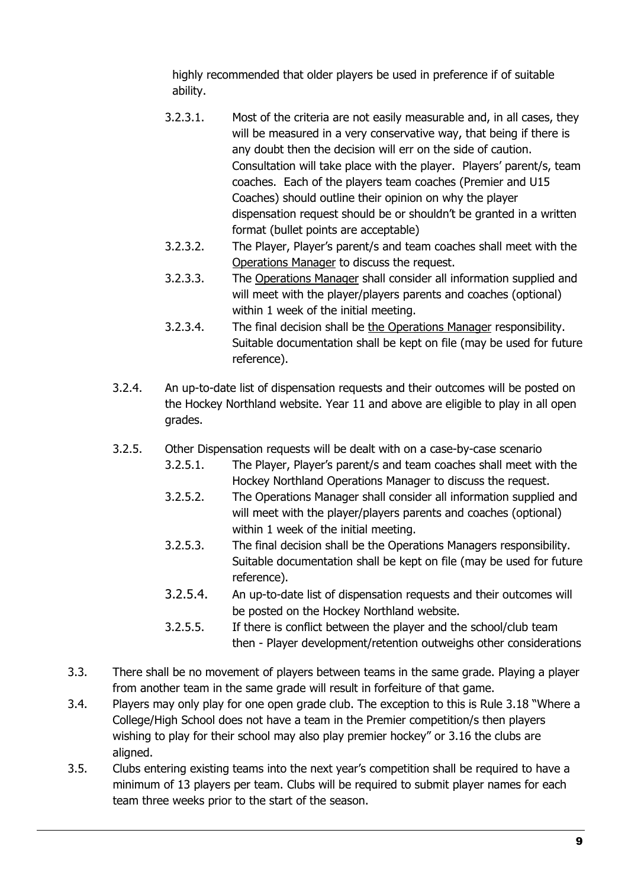highly recommended that older players be used in preference if of suitable ability.

3.2.3.1. Most of the criteria are not easily measurable and, in all cases, they will be measured in a very conservative way, that being if there is any doubt then the decision will err on the side of caution. Consultation will take place with the player. Players' parent/s, team coaches. Each of the players team coaches (Premier and U15 Coaches) should outline their opinion on why the player dispensation request should be or shouldn't be granted in a written format (bullet points are acceptable)

3.2.3.2. The Player, Player's parent/s and team coaches shall meet with the Operations Manager to discuss the request.

3.2.3.3. The Operations Manager shall consider all information supplied and will meet with the player/players parents and coaches (optional) within 1 week of the initial meeting.

3.2.3.4. The final decision shall be the Operations Manager responsibility. Suitable documentation shall be kept on file (may be used for future reference).

3.2.4. An up-to-date list of dispensation requests and their outcomes will be posted on the Hockey Northland website. Year 11 and above are eligible to play in all open grades.

3.2.5. Other Dispensation requests will be dealt with on a case-by-case scenario

3.2.5.1. The Player, Player's parent/s and team coaches shall meet with the Hockey Northland Operations Manager to discuss the request.

3.2.5.2. The Operations Manager shall consider all information supplied and will meet with the player/players parents and coaches (optional) within 1 week of the initial meeting.

3.2.5.3. The final decision shall be the Operations Managers responsibility. Suitable documentation shall be kept on file (may be used for future reference).

3.2.5.4. An up-to-date list of dispensation requests and their outcomes will be posted on the Hockey Northland website.

3.2.5.5. If there is conflict between the player and the school/club team then - Player development/retention outweighs other considerations

3.3. There shall be no movement of players between teams in the same grade. Playing a player from another team in the same grade will result in forfeiture of that game.

3.4. Players may only play for one open grade club. The exception to this is Rule 3.18 "Where a College/High School does not have a team in the Premier competition/s then players wishing to play for their school may also play premier hockey" or 3.16 the clubs are aligned.

3.5. Clubs entering existing teams into the next year's competition shall be required to have a minimum of 13 players per team. Clubs will be required to submit player names for each team three weeks prior to the start of the season.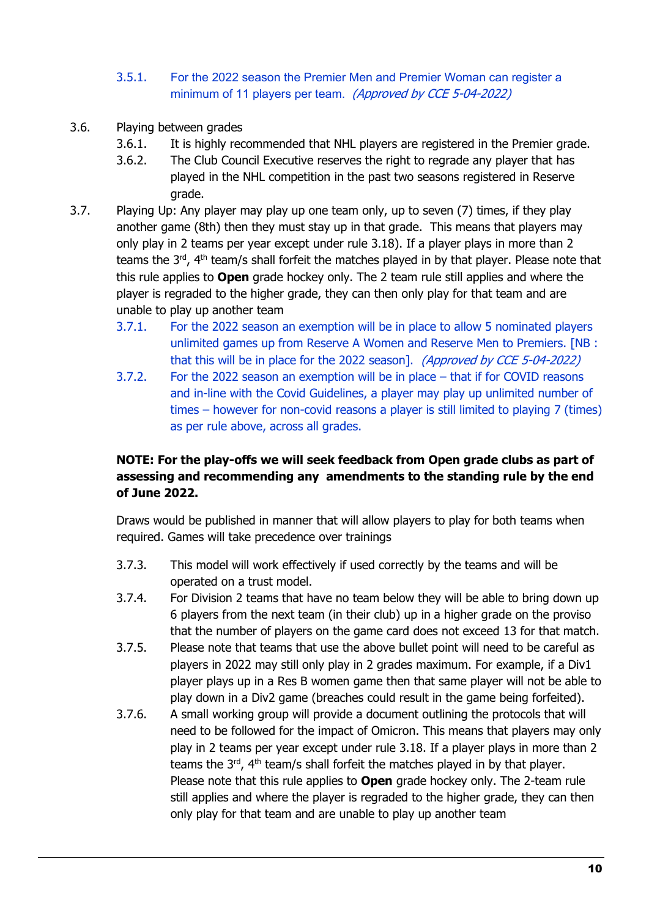3.5.1. For the 2022 season the Premier Men and Premier Woman can register a minimum of 11 players per team. *(Approved by CCE 5-04-2022)*

3.6. Playing between grades

3.6.1. It is highly recommended that NHL players are registered in the Premier grade.

3.6.2. The Club Council Executive reserves the right to regrade any player that has played in the NHL competition in the past two seasons registered in Reserve grade.

3.7. Playing Up: Any player may play up one team only, up to seven (7) times, if they play another game (8th) then they must stay up in that grade. This means that players may only play in 2 teams per year except under rule 3.18). If a player plays in more than 2 teams the 3rd, 4th team/s shall forfeit the matches played in by that player. Please note that this rule applies to **Open** grade hockey only. The 2 team rule still applies and where the player is regraded to the higher grade, they can then only play for that team and are unable to play up another team

3.7.1. For the 2022 season an exemption will be in place to allow 5 nominated players unlimited games up from Reserve A Women and Reserve Men to Premiers. [NB : that this will be in place for the 2022 season]. *(Approved by CCE 5-04-2022)*

3.7.2. For the 2022 season an exemption will be in place – that if for COVID reasons and in-line with the Covid Guidelines, a player may play up unlimited number of times – however for non-covid reasons a player is still limited to playing 7 (times) as per rule above, across all grades.

**NOTE: For the play-offs we will seek feedback from Open grade clubs as part of assessing and recommending any amendments to the standing rule by the end of June 2022.**

Draws would be published in manner that will allow players to play for both teams when required. Games will take precedence over trainings

3.7.3. This model will work effectively if used correctly by the teams and will be operated on a trust model.

3.7.4. For Division 2 teams that have no team below they will be able to bring down up 6 players from the next team (in their club) up in a higher grade on the proviso that the number of players on the game card does not exceed 13 for that match.

3.7.5. Please note that teams that use the above bullet point will need to be careful as players in 2022 may still only play in 2 grades maximum. For example, if a Div1 player plays up in a Res B women game then that same player will not be able to play down in a Div2 game (breaches could result in the game being forfeited).

3.7.6. A small working group will provide a document outlining the protocols that will need to be followed for the impact of Omicron. This means that players may only play in 2 teams per year except under rule 3.18. If a player plays in more than 2 teams the 3rd, 4th team/s shall forfeit the matches played in by that player. Please note that this rule applies to **Open** grade hockey only. The 2-team rule still applies and where the player is regraded to the higher grade, they can then only play for that team and are unable to play up another team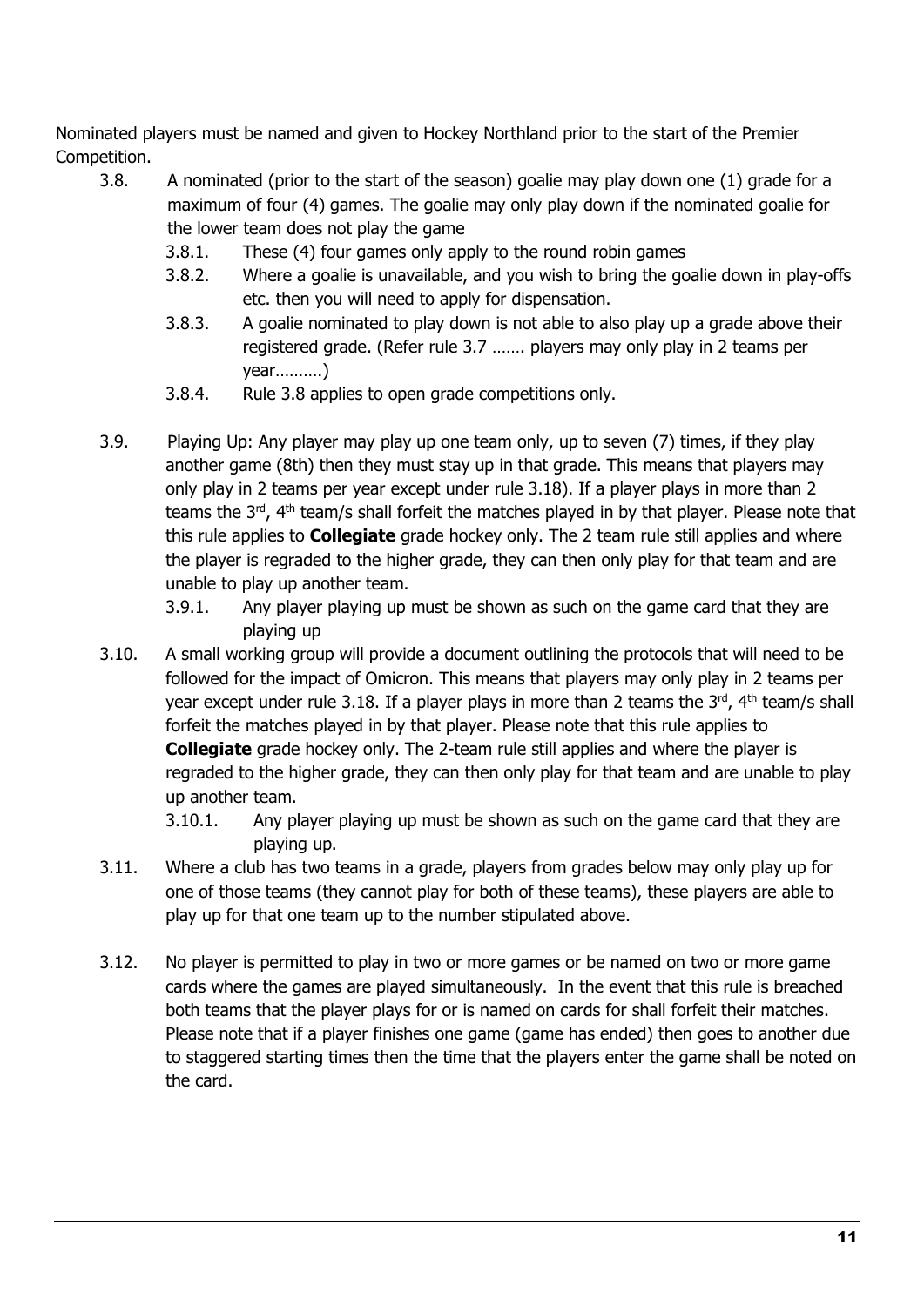Nominated players must be named and given to Hockey Northland prior to the start of the Premier Competition.

- 3.8. A nominated (prior to the start of the season) goalie may play down one (1) grade for a maximum of four (4) games. The goalie may only play down if the nominated goalie for the lower team does not play the game
  - 3.8.1. These (4) four games only apply to the round robin games
  - 3.8.2. Where a goalie is unavailable, and you wish to bring the goalie down in play-offs etc. then you will need to apply for dispensation.
  - 3.8.3. A goalie nominated to play down is not able to also play up a grade above their registered grade. (Refer rule 3.7 ……. players may only play in 2 teams per year……….)
  - 3.8.4. Rule 3.8 applies to open grade competitions only.

- 3.9. Playing Up: Any player may play up one team only, up to seven (7) times, if they play another game (8th) then they must stay up in that grade. This means that players may only play in 2 teams per year except under rule 3.18). If a player plays in more than 2 teams the 3rd, 4th team/s shall forfeit the matches played in by that player. Please note that this rule applies to **Collegiate** grade hockey only. The 2 team rule still applies and where the player is regraded to the higher grade, they can then only play for that team and are unable to play up another team.
  - 3.9.1. Any player playing up must be shown as such on the game card that they are playing up
- 3.10. A small working group will provide a document outlining the protocols that will need to be followed for the impact of Omicron. This means that players may only play in 2 teams per year except under rule 3.18. If a player plays in more than 2 teams the 3rd, 4th team/s shall forfeit the matches played in by that player. Please note that this rule applies to **Collegiate** grade hockey only. The 2-team rule still applies and where the player is regraded to the higher grade, they can then only play for that team and are unable to play up another team.
  - 3.10.1. Any player playing up must be shown as such on the game card that they are playing up.
- 3.11. Where a club has two teams in a grade, players from grades below may only play up for one of those teams (they cannot play for both of these teams), these players are able to play up for that one team up to the number stipulated above.

- 3.12. No player is permitted to play in two or more games or be named on two or more game cards where the games are played simultaneously. In the event that this rule is breached both teams that the player plays for or is named on cards for shall forfeit their matches. Please note that if a player finishes one game (game has ended) then goes to another due to staggered starting times then the time that the players enter the game shall be noted on the card.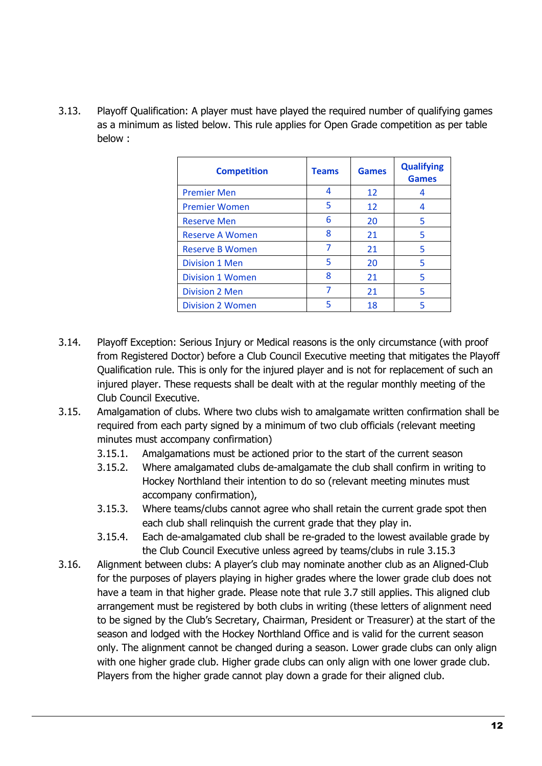3.13. Playoff Qualification: A player must have played the required number of qualifying games as a minimum as listed below. This rule applies for Open Grade competition as per table below :

| Competition | Teams | Games | Qualifying Games |
|---|---|---|---|
| Premier Men | 4 | 12 | 4 |
| Premier Women | 5 | 12 | 4 |
| Reserve Men | 6 | 20 | 5 |
| Reserve A Women | 8 | 21 | 5 |
| Reserve B Women | 7 | 21 | 5 |
| Division 1 Men | 5 | 20 | 5 |
| Division 1 Women | 8 | 21 | 5 |
| Division 2 Men | 7 | 21 | 5 |
| Division 2 Women | 5 | 18 | 5 |

3.14. Playoff Exception: Serious Injury or Medical reasons is the only circumstance (with proof from Registered Doctor) before a Club Council Executive meeting that mitigates the Playoff Qualification rule. This is only for the injured player and is not for replacement of such an injured player. These requests shall be dealt with at the regular monthly meeting of the Club Council Executive.

3.15. Amalgamation of clubs. Where two clubs wish to amalgamate written confirmation shall be required from each party signed by a minimum of two club officials (relevant meeting minutes must accompany confirmation)

- 3.15.1. Amalgamations must be actioned prior to the start of the current season
- 3.15.2. Where amalgamated clubs de-amalgamate the club shall confirm in writing to Hockey Northland their intention to do so (relevant meeting minutes must accompany confirmation),
- 3.15.3. Where teams/clubs cannot agree who shall retain the current grade spot then each club shall relinquish the current grade that they play in.
- 3.15.4. Each de-amalgamated club shall be re-graded to the lowest available grade by the Club Council Executive unless agreed by teams/clubs in rule 3.15.3

3.16. Alignment between clubs: A player's club may nominate another club as an Aligned-Club for the purposes of players playing in higher grades where the lower grade club does not have a team in that higher grade. Please note that rule 3.7 still applies. This aligned club arrangement must be registered by both clubs in writing (these letters of alignment need to be signed by the Club's Secretary, Chairman, President or Treasurer) at the start of the season and lodged with the Hockey Northland Office and is valid for the current season only. The alignment cannot be changed during a season. Lower grade clubs can only align with one higher grade club. Higher grade clubs can only align with one lower grade club. Players from the higher grade cannot play down a grade for their aligned club.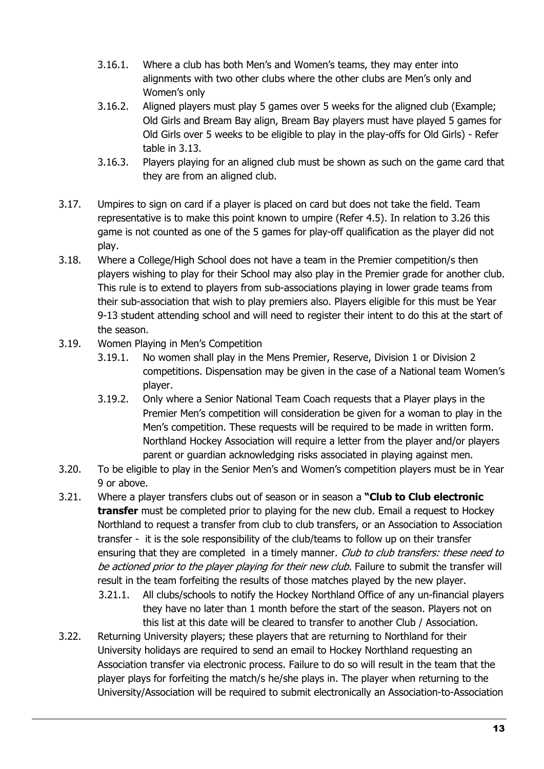- 3.16.1. Where a club has both Men's and Women's teams, they may enter into alignments with two other clubs where the other clubs are Men's only and Women's only
- 3.16.2. Aligned players must play 5 games over 5 weeks for the aligned club (Example; Old Girls and Bream Bay align, Bream Bay players must have played 5 games for Old Girls over 5 weeks to be eligible to play in the play-offs for Old Girls) - Refer table in 3.13.
- 3.16.3. Players playing for an aligned club must be shown as such on the game card that they are from an aligned club.

3.17. Umpires to sign on card if a player is placed on card but does not take the field. Team representative is to make this point known to umpire (Refer 4.5). In relation to 3.26 this game is not counted as one of the 5 games for play-off qualification as the player did not play.

3.18. Where a College/High School does not have a team in the Premier competition/s then players wishing to play for their School may also play in the Premier grade for another club. This rule is to extend to players from sub-associations playing in lower grade teams from their sub-association that wish to play premiers also. Players eligible for this must be Year 9-13 student attending school and will need to register their intent to do this at the start of the season.

3.19. Women Playing in Men's Competition

- 3.19.1. No women shall play in the Mens Premier, Reserve, Division 1 or Division 2 competitions. Dispensation may be given in the case of a National team Women's player.
- 3.19.2. Only where a Senior National Team Coach requests that a Player plays in the Premier Men's competition will consideration be given for a woman to play in the Men's competition. These requests will be required to be made in written form. Northland Hockey Association will require a letter from the player and/or players parent or guardian acknowledging risks associated in playing against men.

3.20. To be eligible to play in the Senior Men's and Women's competition players must be in Year 9 or above.

3.21. Where a player transfers clubs out of season or in season a **"Club to Club electronic transfer** must be completed prior to playing for the new club. Email a request to Hockey Northland to request a transfer from club to club transfers, or an Association to Association transfer - it is the sole responsibility of the club/teams to follow up on their transfer ensuring that they are completed in a timely manner. *Club to club transfers: these need to be actioned prior to the player playing for their new club.* Failure to submit the transfer will result in the team forfeiting the results of those matches played by the new player.

- 3.21.1. All clubs/schools to notify the Hockey Northland Office of any un-financial players they have no later than 1 month before the start of the season. Players not on this list at this date will be cleared to transfer to another Club / Association.

3.22. Returning University players; these players that are returning to Northland for their University holidays are required to send an email to Hockey Northland requesting an Association transfer via electronic process. Failure to do so will result in the team that the player plays for forfeiting the match/s he/she plays in. The player when returning to the University/Association will be required to submit electronically an Association-to-Association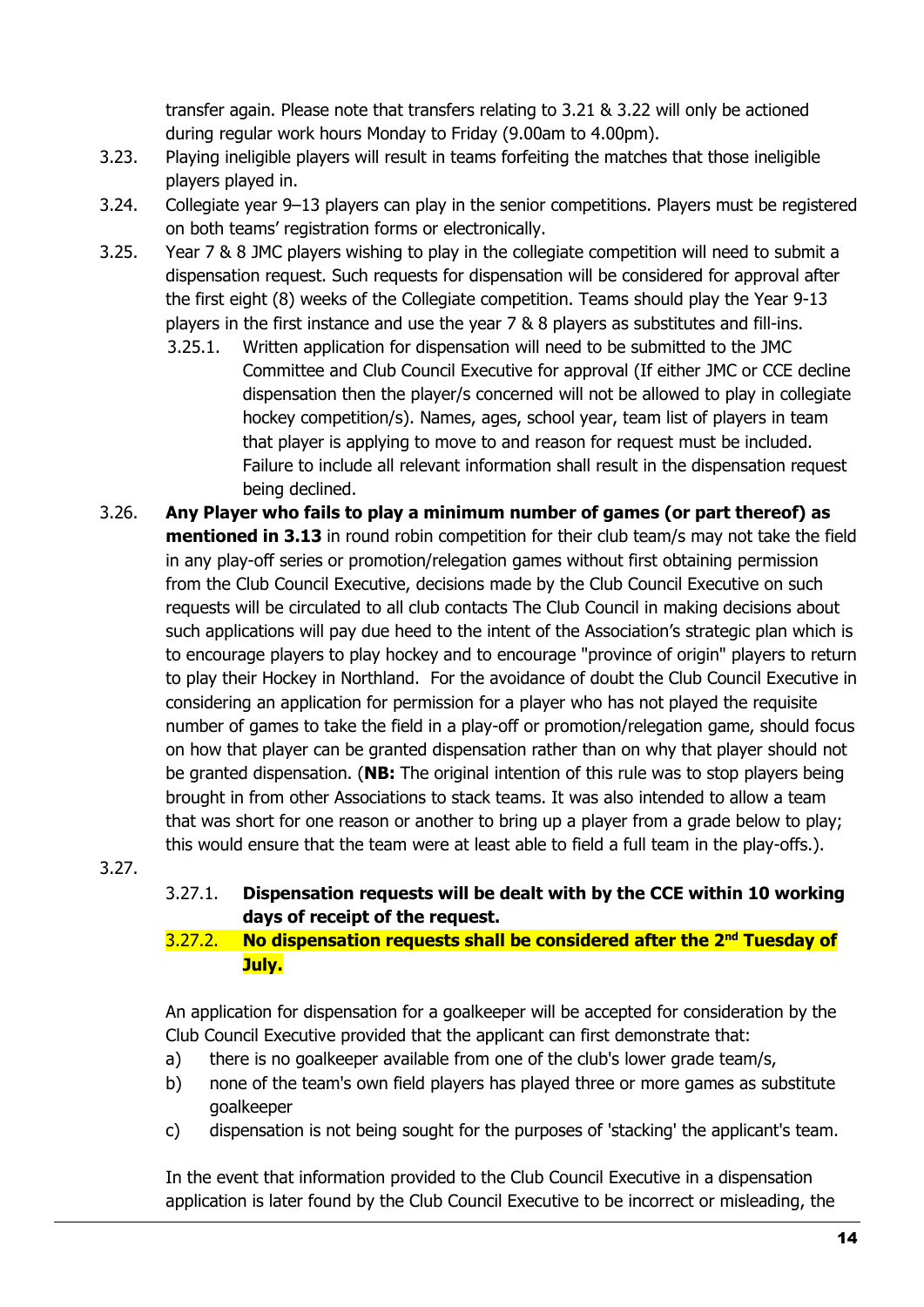transfer again. Please note that transfers relating to 3.21 & 3.22 will only be actioned during regular work hours Monday to Friday (9.00am to 4.00pm).

3.23. Playing ineligible players will result in teams forfeiting the matches that those ineligible players played in.

3.24. Collegiate year 9–13 players can play in the senior competitions. Players must be registered on both teams' registration forms or electronically.

3.25. Year 7 & 8 JMC players wishing to play in the collegiate competition will need to submit a dispensation request. Such requests for dispensation will be considered for approval after the first eight (8) weeks of the Collegiate competition. Teams should play the Year 9-13 players in the first instance and use the year 7 & 8 players as substitutes and fill-ins.

  3.25.1. Written application for dispensation will need to be submitted to the JMC Committee and Club Council Executive for approval (If either JMC or CCE decline dispensation then the player/s concerned will not be allowed to play in collegiate hockey competition/s). Names, ages, school year, team list of players in team that player is applying to move to and reason for request must be included. Failure to include all relevant information shall result in the dispensation request being declined.

3.26. **Any Player who fails to play a minimum number of games (or part thereof) as mentioned in 3.13** in round robin competition for their club team/s may not take the field in any play-off series or promotion/relegation games without first obtaining permission from the Club Council Executive, decisions made by the Club Council Executive on such requests will be circulated to all club contacts The Club Council in making decisions about such applications will pay due heed to the intent of the Association's strategic plan which is to encourage players to play hockey and to encourage "province of origin" players to return to play their Hockey in Northland. For the avoidance of doubt the Club Council Executive in considering an application for permission for a player who has not played the requisite number of games to take the field in a play-off or promotion/relegation game, should focus on how that player can be granted dispensation rather than on why that player should not be granted dispensation. (**NB:** The original intention of this rule was to stop players being brought in from other Associations to stack teams. It was also intended to allow a team that was short for one reason or another to bring up a player from a grade below to play; this would ensure that the team were at least able to field a full team in the play-offs.).

3.27.

  3.27.1. **Dispensation requests will be dealt with by the CCE within 10 working days of receipt of the request.**

  3.27.2. **No dispensation requests shall be considered after the 2nd Tuesday of July.**

An application for dispensation for a goalkeeper will be accepted for consideration by the Club Council Executive provided that the applicant can first demonstrate that:

a) there is no goalkeeper available from one of the club's lower grade team/s,

b) none of the team's own field players has played three or more games as substitute goalkeeper

c) dispensation is not being sought for the purposes of 'stacking' the applicant's team.

In the event that information provided to the Club Council Executive in a dispensation application is later found by the Club Council Executive to be incorrect or misleading, the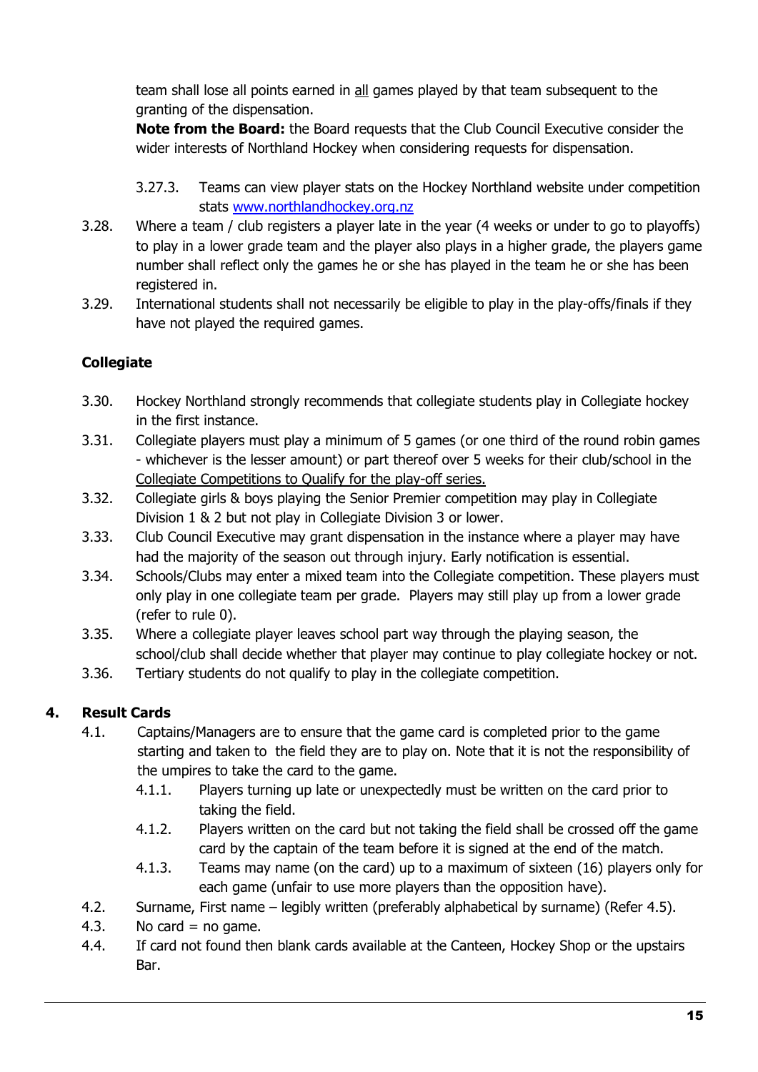team shall lose all points earned in all games played by that team subsequent to the granting of the dispensation.

**Note from the Board:** the Board requests that the Club Council Executive consider the wider interests of Northland Hockey when considering requests for dispensation.

3.27.3. Teams can view player stats on the Hockey Northland website under competition stats [www.northlandhockey.org.nz](http://www.northlandhockey.org.nz)

3.28. Where a team / club registers a player late in the year (4 weeks or under to go to playoffs) to play in a lower grade team and the player also plays in a higher grade, the players game number shall reflect only the games he or she has played in the team he or she has been registered in.

3.29. International students shall not necessarily be eligible to play in the play-offs/finals if they have not played the required games.

**Collegiate**

3.30. Hockey Northland strongly recommends that collegiate students play in Collegiate hockey in the first instance.

3.31. Collegiate players must play a minimum of 5 games (or one third of the round robin games - whichever is the lesser amount) or part thereof over 5 weeks for their club/school in the Collegiate Competitions to Qualify for the play-off series.

3.32. Collegiate girls & boys playing the Senior Premier competition may play in Collegiate Division 1 & 2 but not play in Collegiate Division 3 or lower.

3.33. Club Council Executive may grant dispensation in the instance where a player may have had the majority of the season out through injury. Early notification is essential.

3.34. Schools/Clubs may enter a mixed team into the Collegiate competition. These players must only play in one collegiate team per grade. Players may still play up from a lower grade (refer to rule 0).

3.35. Where a collegiate player leaves school part way through the playing season, the school/club shall decide whether that player may continue to play collegiate hockey or not.

3.36. Tertiary students do not qualify to play in the collegiate competition.

## 4. Result Cards

4.1. Captains/Managers are to ensure that the game card is completed prior to the game starting and taken to the field they are to play on. Note that it is not the responsibility of the umpires to take the card to the game.

4.1.1. Players turning up late or unexpectedly must be written on the card prior to taking the field.

4.1.2. Players written on the card but not taking the field shall be crossed off the game card by the captain of the team before it is signed at the end of the match.

4.1.3. Teams may name (on the card) up to a maximum of sixteen (16) players only for each game (unfair to use more players than the opposition have).

4.2. Surname, First name – legibly written (preferably alphabetical by surname) (Refer 4.5).

4.3. No card = no game.

4.4. If card not found then blank cards available at the Canteen, Hockey Shop or the upstairs Bar.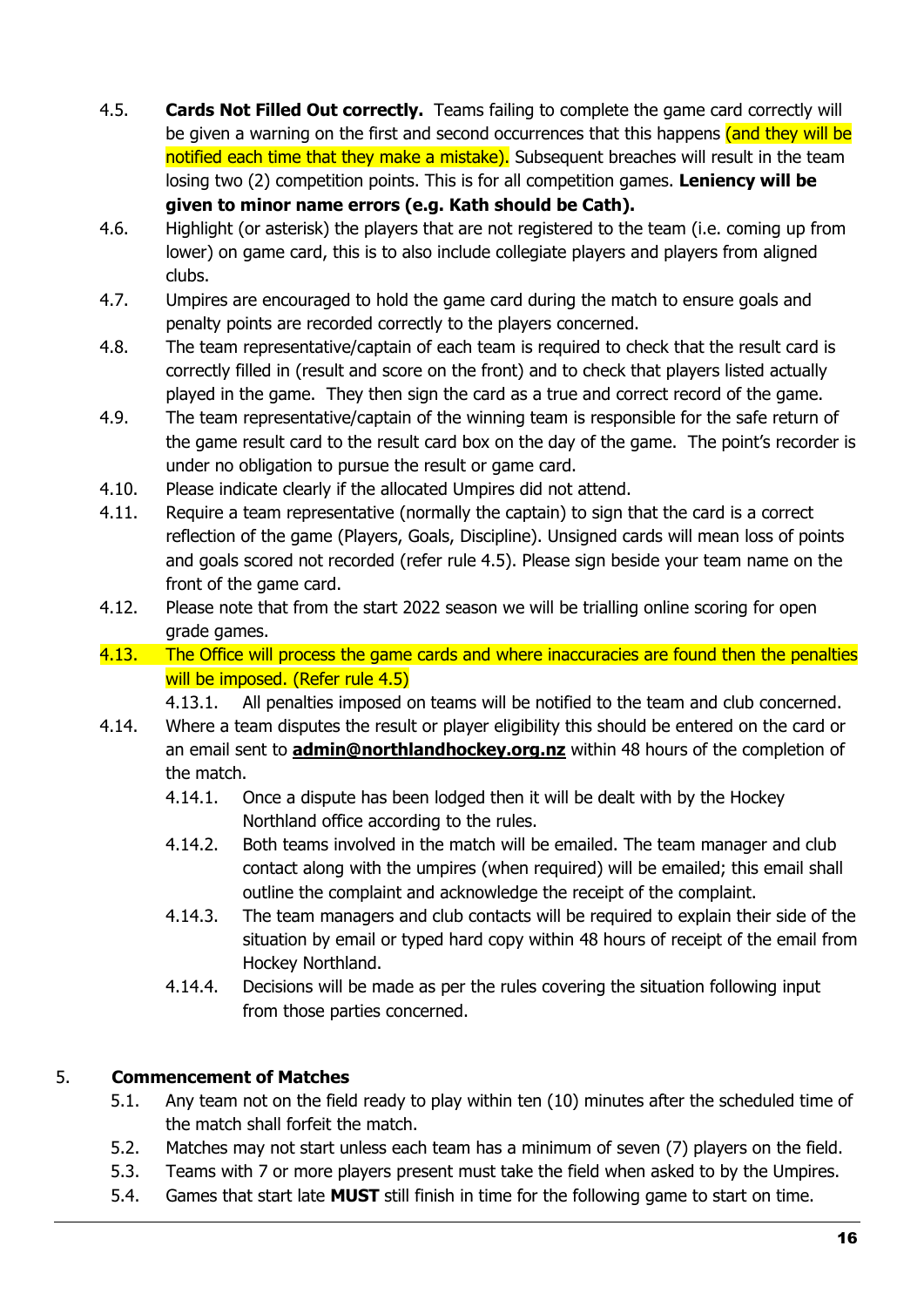4.5. **Cards Not Filled Out correctly.** Teams failing to complete the game card correctly will be given a warning on the first and second occurrences that this happens (and they will be notified each time that they make a mistake). Subsequent breaches will result in the team losing two (2) competition points. This is for all competition games. **Leniency will be given to minor name errors (e.g. Kath should be Cath).**

4.6. Highlight (or asterisk) the players that are not registered to the team (i.e. coming up from lower) on game card, this is to also include collegiate players and players from aligned clubs.

4.7. Umpires are encouraged to hold the game card during the match to ensure goals and penalty points are recorded correctly to the players concerned.

4.8. The team representative/captain of each team is required to check that the result card is correctly filled in (result and score on the front) and to check that players listed actually played in the game. They then sign the card as a true and correct record of the game.

4.9. The team representative/captain of the winning team is responsible for the safe return of the game result card to the result card box on the day of the game. The point's recorder is under no obligation to pursue the result or game card.

4.10. Please indicate clearly if the allocated Umpires did not attend.

4.11. Require a team representative (normally the captain) to sign that the card is a correct reflection of the game (Players, Goals, Discipline). Unsigned cards will mean loss of points and goals scored not recorded (refer rule 4.5). Please sign beside your team name on the front of the game card.

4.12. Please note that from the start 2022 season we will be trialling online scoring for open grade games.

4.13. The Office will process the game cards and where inaccuracies are found then the penalties will be imposed. (Refer rule 4.5)

- 4.13.1. All penalties imposed on teams will be notified to the team and club concerned.

4.14. Where a team disputes the result or player eligibility this should be entered on the card or an email sent to **admin@northlandhockey.org.nz** within 48 hours of the completion of the match.

- 4.14.1. Once a dispute has been lodged then it will be dealt with by the Hockey Northland office according to the rules.
- 4.14.2. Both teams involved in the match will be emailed. The team manager and club contact along with the umpires (when required) will be emailed; this email shall outline the complaint and acknowledge the receipt of the complaint.
- 4.14.3. The team managers and club contacts will be required to explain their side of the situation by email or typed hard copy within 48 hours of receipt of the email from Hockey Northland.
- 4.14.4. Decisions will be made as per the rules covering the situation following input from those parties concerned.

## 5. Commencement of Matches

5.1. Any team not on the field ready to play within ten (10) minutes after the scheduled time of the match shall forfeit the match.

5.2. Matches may not start unless each team has a minimum of seven (7) players on the field.

5.3. Teams with 7 or more players present must take the field when asked to by the Umpires.

5.4. Games that start late **MUST** still finish in time for the following game to start on time.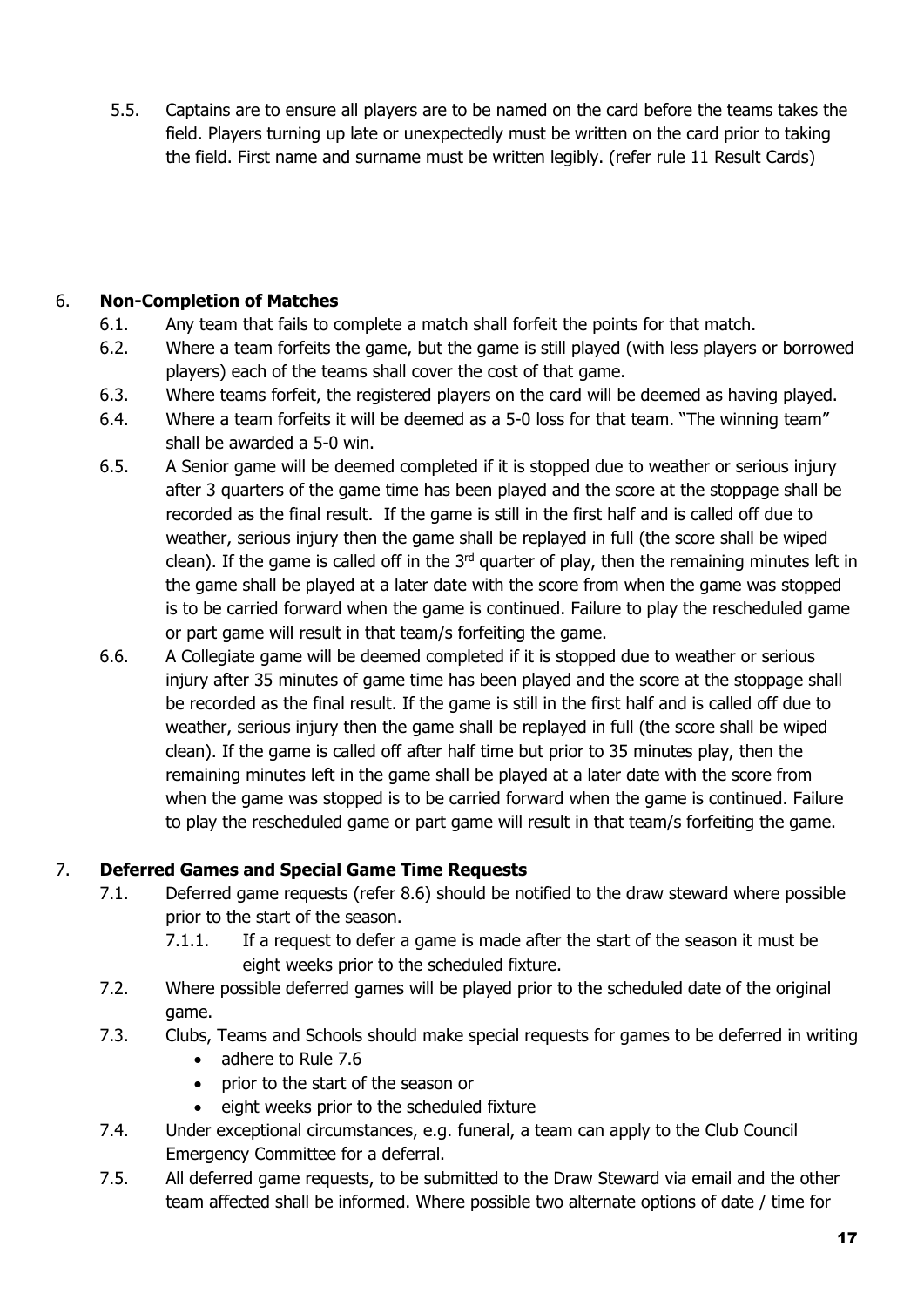5.5. Captains are to ensure all players are to be named on the card before the teams takes the field. Players turning up late or unexpectedly must be written on the card prior to taking the field. First name and surname must be written legibly. (refer rule 11 Result Cards)

## 6. **Non-Completion of Matches**

6.1. Any team that fails to complete a match shall forfeit the points for that match.

6.2. Where a team forfeits the game, but the game is still played (with less players or borrowed players) each of the teams shall cover the cost of that game.

6.3. Where teams forfeit, the registered players on the card will be deemed as having played.

6.4. Where a team forfeits it will be deemed as a 5-0 loss for that team. "The winning team" shall be awarded a 5-0 win.

6.5. A Senior game will be deemed completed if it is stopped due to weather or serious injury after 3 quarters of the game time has been played and the score at the stoppage shall be recorded as the final result. If the game is still in the first half and is called off due to weather, serious injury then the game shall be replayed in full (the score shall be wiped clean). If the game is called off in the 3rd quarter of play, then the remaining minutes left in the game shall be played at a later date with the score from when the game was stopped is to be carried forward when the game is continued. Failure to play the rescheduled game or part game will result in that team/s forfeiting the game.

6.6. A Collegiate game will be deemed completed if it is stopped due to weather or serious injury after 35 minutes of game time has been played and the score at the stoppage shall be recorded as the final result. If the game is still in the first half and is called off due to weather, serious injury then the game shall be replayed in full (the score shall be wiped clean). If the game is called off after half time but prior to 35 minutes play, then the remaining minutes left in the game shall be played at a later date with the score from when the game was stopped is to be carried forward when the game is continued. Failure to play the rescheduled game or part game will result in that team/s forfeiting the game.

## 7. **Deferred Games and Special Game Time Requests**

7.1. Deferred game requests (refer 8.6) should be notified to the draw steward where possible prior to the start of the season.

7.1.1. If a request to defer a game is made after the start of the season it must be eight weeks prior to the scheduled fixture.

7.2. Where possible deferred games will be played prior to the scheduled date of the original game.

7.3. Clubs, Teams and Schools should make special requests for games to be deferred in writing

- adhere to Rule 7.6
- prior to the start of the season or
- eight weeks prior to the scheduled fixture

7.4. Under exceptional circumstances, e.g. funeral, a team can apply to the Club Council Emergency Committee for a deferral.

7.5. All deferred game requests, to be submitted to the Draw Steward via email and the other team affected shall be informed. Where possible two alternate options of date / time for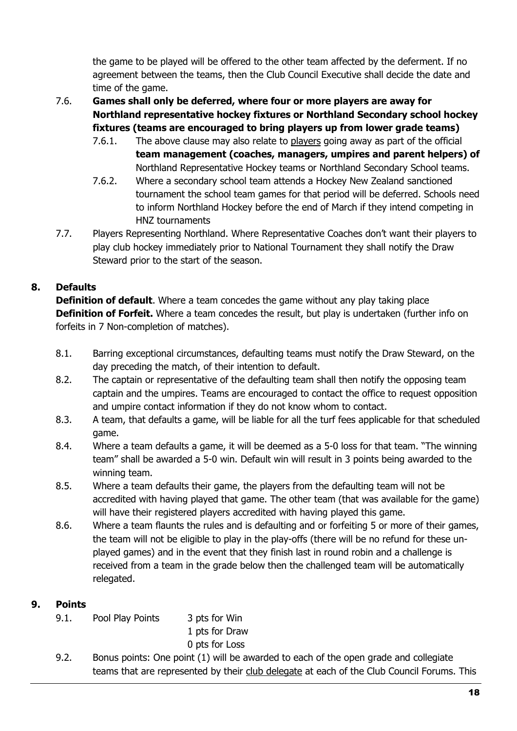the game to be played will be offered to the other team affected by the deferment. If no agreement between the teams, then the Club Council Executive shall decide the date and time of the game.

7.6. **Games shall only be deferred, where four or more players are away for Northland representative hockey fixtures or Northland Secondary school hockey fixtures (teams are encouraged to bring players up from lower grade teams)**

   7.6.1. The above clause may also relate to players going away as part of the official **team management (coaches, managers, umpires and parent helpers) of** Northland Representative Hockey teams or Northland Secondary School teams.

   7.6.2. Where a secondary school team attends a Hockey New Zealand sanctioned tournament the school team games for that period will be deferred. Schools need to inform Northland Hockey before the end of March if they intend competing in HNZ tournaments

7.7. Players Representing Northland. Where Representative Coaches don't want their players to play club hockey immediately prior to National Tournament they shall notify the Draw Steward prior to the start of the season.

## 8. Defaults

**Definition of default**. Where a team concedes the game without any play taking place
**Definition of Forfeit.** Where a team concedes the result, but play is undertaken (further info on forfeits in 7 Non-completion of matches).

8.1. Barring exceptional circumstances, defaulting teams must notify the Draw Steward, on the day preceding the match, of their intention to default.

8.2. The captain or representative of the defaulting team shall then notify the opposing team captain and the umpires. Teams are encouraged to contact the office to request opposition and umpire contact information if they do not know whom to contact.

8.3. A team, that defaults a game, will be liable for all the turf fees applicable for that scheduled game.

8.4. Where a team defaults a game, it will be deemed as a 5-0 loss for that team. "The winning team" shall be awarded a 5-0 win. Default win will result in 3 points being awarded to the winning team.

8.5. Where a team defaults their game, the players from the defaulting team will not be accredited with having played that game. The other team (that was available for the game) will have their registered players accredited with having played this game.

8.6. Where a team flaunts the rules and is defaulting and or forfeiting 5 or more of their games, the team will not be eligible to play in the play-offs (there will be no refund for these un-played games) and in the event that they finish last in round robin and a challenge is received from a team in the grade below then the challenged team will be automatically relegated.

## 9. Points

9.1. Pool Play Points
   - 3 pts for Win
   - 1 pts for Draw
   - 0 pts for Loss

9.2. Bonus points: One point (1) will be awarded to each of the open grade and collegiate teams that are represented by their club delegate at each of the Club Council Forums. This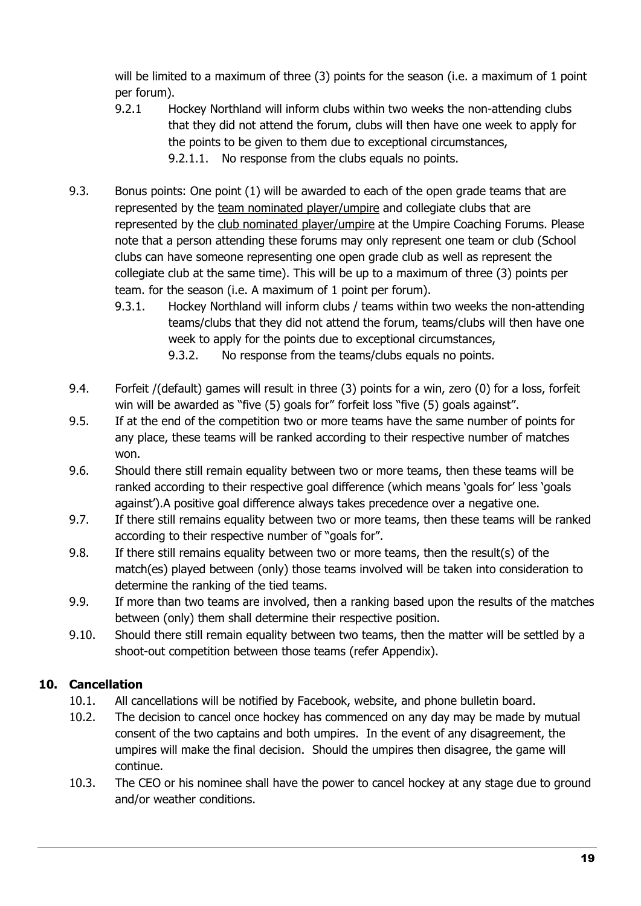will be limited to a maximum of three (3) points for the season (i.e. a maximum of 1 point per forum).

- 9.2.1 Hockey Northland will inform clubs within two weeks the non-attending clubs that they did not attend the forum, clubs will then have one week to apply for the points to be given to them due to exceptional circumstances,
  - 9.2.1.1. No response from the clubs equals no points.

9.3. Bonus points: One point (1) will be awarded to each of the open grade teams that are represented by the <u>team nominated player/umpire</u> and collegiate clubs that are represented by the <u>club nominated player/umpire</u> at the Umpire Coaching Forums. Please note that a person attending these forums may only represent one team or club (School clubs can have someone representing one open grade club as well as represent the collegiate club at the same time). This will be up to a maximum of three (3) points per team. for the season (i.e. A maximum of 1 point per forum).

- 9.3.1. Hockey Northland will inform clubs / teams within two weeks the non-attending teams/clubs that they did not attend the forum, teams/clubs will then have one week to apply for the points due to exceptional circumstances,
  - 9.3.2. No response from the teams/clubs equals no points.

9.4. Forfeit /(default) games will result in three (3) points for a win, zero (0) for a loss, forfeit win will be awarded as "five (5) goals for" forfeit loss "five (5) goals against".

9.5. If at the end of the competition two or more teams have the same number of points for any place, these teams will be ranked according to their respective number of matches won.

9.6. Should there still remain equality between two or more teams, then these teams will be ranked according to their respective goal difference (which means 'goals for' less 'goals against').A positive goal difference always takes precedence over a negative one.

9.7. If there still remains equality between two or more teams, then these teams will be ranked according to their respective number of "goals for".

9.8. If there still remains equality between two or more teams, then the result(s) of the match(es) played between (only) those teams involved will be taken into consideration to determine the ranking of the tied teams.

9.9. If more than two teams are involved, then a ranking based upon the results of the matches between (only) them shall determine their respective position.

9.10. Should there still remain equality between two teams, then the matter will be settled by a shoot-out competition between those teams (refer Appendix).

## 10. Cancellation

10.1. All cancellations will be notified by Facebook, website, and phone bulletin board.

10.2. The decision to cancel once hockey has commenced on any day may be made by mutual consent of the two captains and both umpires. In the event of any disagreement, the umpires will make the final decision. Should the umpires then disagree, the game will continue.

10.3. The CEO or his nominee shall have the power to cancel hockey at any stage due to ground and/or weather conditions.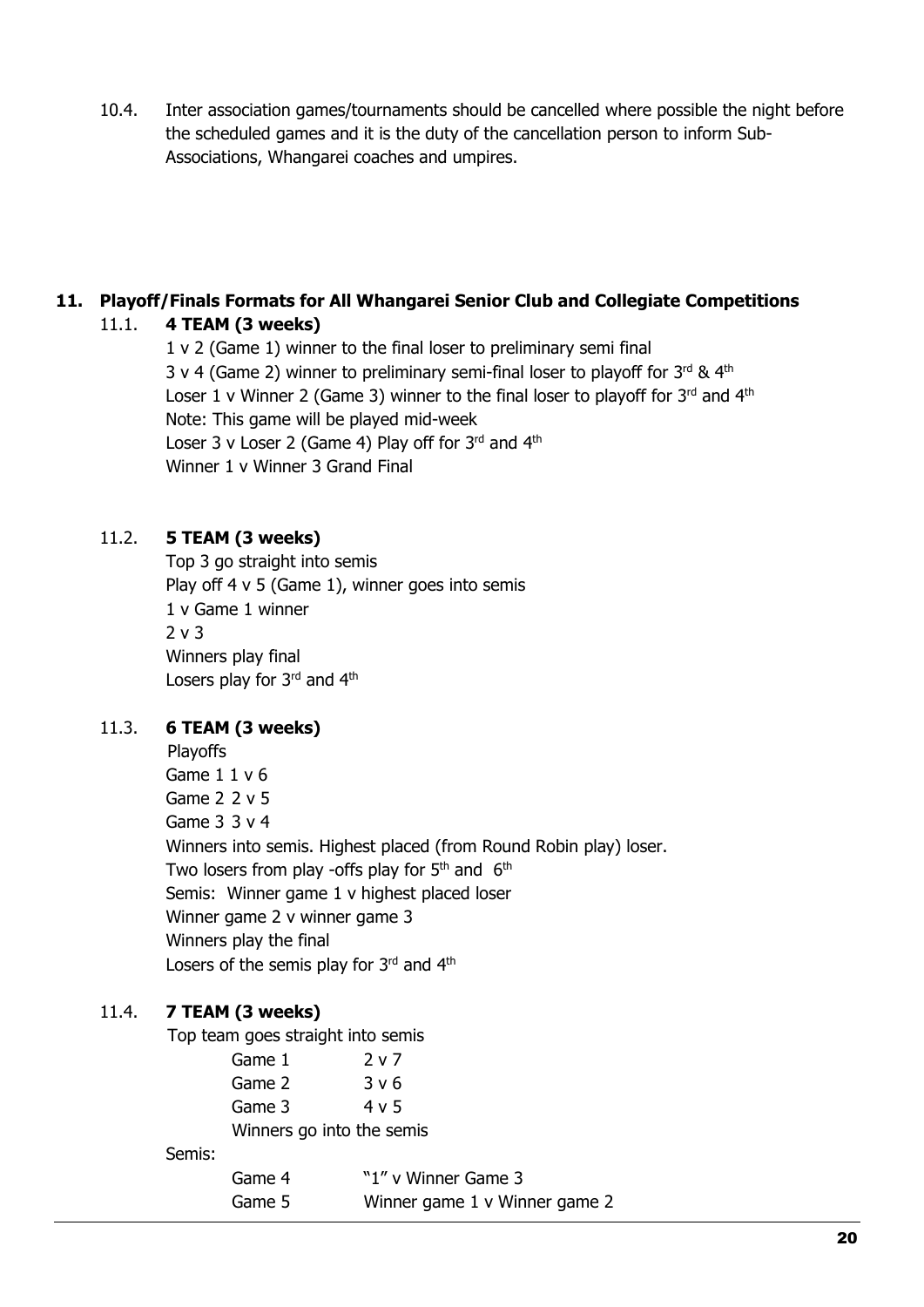10.4. Inter association games/tournaments should be cancelled where possible the night before the scheduled games and it is the duty of the cancellation person to inform Sub-Associations, Whangarei coaches and umpires.

## 11. Playoff/Finals Formats for All Whangarei Senior Club and Collegiate Competitions

### 11.1. 4 TEAM (3 weeks)

1 v 2 (Game 1) winner to the final loser to preliminary semi final
3 v 4 (Game 2) winner to preliminary semi-final loser to playoff for 3rd & 4th
Loser 1 v Winner 2 (Game 3) winner to the final loser to playoff for 3rd and 4th
Note: This game will be played mid-week
Loser 3 v Loser 2 (Game 4) Play off for 3rd and 4th
Winner 1 v Winner 3 Grand Final

### 11.2. 5 TEAM (3 weeks)

Top 3 go straight into semis
Play off 4 v 5 (Game 1), winner goes into semis
1 v Game 1 winner
2 v 3
Winners play final
Losers play for 3rd and 4th

### 11.3. 6 TEAM (3 weeks)

Playoffs
Game 1 1 v 6
Game 2 2 v 5
Game 3 3 v 4
Winners into semis. Highest placed (from Round Robin play) loser.
Two losers from play -offs play for 5th and 6th
Semis: Winner game 1 v highest placed loser
Winner game 2 v winner game 3
Winners play the final
Losers of the semis play for 3rd and 4th

### 11.4. 7 TEAM (3 weeks)

Top team goes straight into semis

Game 1 2 v 7
Game 2 3 v 6
Game 3 4 v 5
Winners go into the semis

Semis:

Game 4 "1" v Winner Game 3
Game 5 Winner game 1 v Winner game 2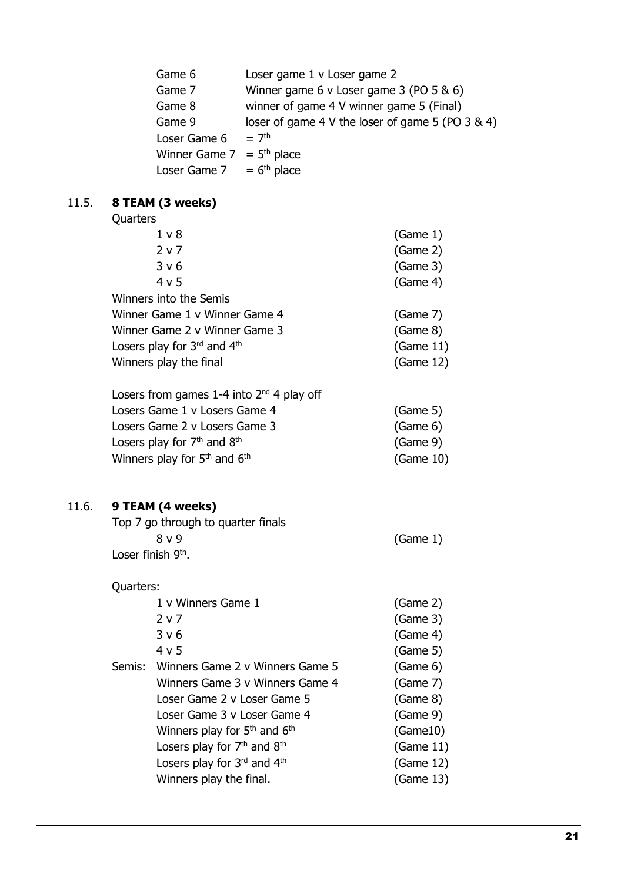| | |
|---|---|
| Game 6 | Loser game 1 v Loser game 2 |
| Game 7 | Winner game 6 v Loser game 3 (PO 5 & 6) |
| Game 8 | winner of game 4 V winner game 5 (Final) |
| Game 9 | loser of game 4 V the loser of game 5 (PO 3 & 4) |
| Loser Game 6 | = 7th |
| Winner Game 7 | = 5th place |
| Loser Game 7 | = 6th place |

## 11.5. 8 TEAM (3 weeks)

Quarters

| | |
|---|---|
| 1 v 8 | (Game 1) |
| 2 v 7 | (Game 2) |
| 3 v 6 | (Game 3) |
| 4 v 5 | (Game 4) |

Winners into the Semis

| | |
|---|---|
| Winner Game 1 v Winner Game 4 | (Game 7) |
| Winner Game 2 v Winner Game 3 | (Game 8) |
| Losers play for 3rd and 4th | (Game 11) |
| Winners play the final | (Game 12) |

Losers from games 1-4 into 2nd 4 play off

| | |
|---|---|
| Losers Game 1 v Losers Game 4 | (Game 5) |
| Losers Game 2 v Losers Game 3 | (Game 6) |
| Losers play for 7th and 8th | (Game 9) |
| Winners play for 5th and 6th | (Game 10) |

## 11.6. 9 TEAM (4 weeks)

Top 7 go through to quarter finals

| | |
|---|---|
| 8 v 9 | (Game 1) |

Loser finish 9th.

Quarters:

| | |
|---|---|
| 1 v Winners Game 1 | (Game 2) |
| 2 v 7 | (Game 3) |
| 3 v 6 | (Game 4) |
| 4 v 5 | (Game 5) |

Semis:

| | |
|---|---|
| Winners Game 2 v Winners Game 5 | (Game 6) |
| Winners Game 3 v Winners Game 4 | (Game 7) |
| Loser Game 2 v Loser Game 5 | (Game 8) |
| Loser Game 3 v Loser Game 4 | (Game 9) |
| Winners play for 5th and 6th | (Game10) |
| Losers play for 7th and 8th | (Game 11) |
| Losers play for 3rd and 4th | (Game 12) |
| Winners play the final. | (Game 13) |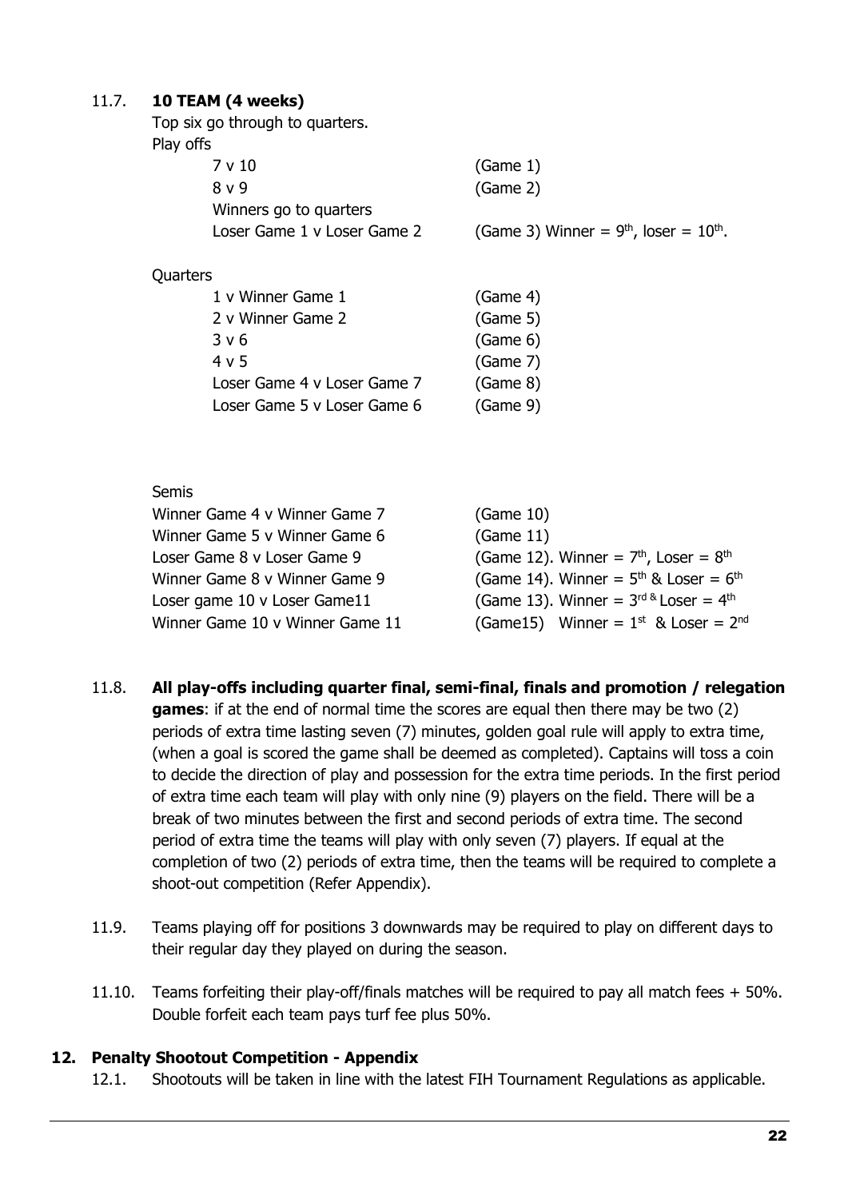11.7. **10 TEAM (4 weeks)**

Top six go through to quarters.

Play offs

| | |
|---|---|
| 7 v 10 | (Game 1) |
| 8 v 9 | (Game 2) |
| Winners go to quarters | |
| Loser Game 1 v Loser Game 2 | (Game 3) Winner = 9th, loser = 10th. |

Quarters

| | |
|---|---|
| 1 v Winner Game 1 | (Game 4) |
| 2 v Winner Game 2 | (Game 5) |
| 3 v 6 | (Game 6) |
| 4 v 5 | (Game 7) |
| Loser Game 4 v Loser Game 7 | (Game 8) |
| Loser Game 5 v Loser Game 6 | (Game 9) |

Semis

| | |
|---|---|
| Winner Game 4 v Winner Game 7 | (Game 10) |
| Winner Game 5 v Winner Game 6 | (Game 11) |
| Loser Game 8 v Loser Game 9 | (Game 12). Winner = 7th, Loser = 8th |
| Winner Game 8 v Winner Game 9 | (Game 14). Winner = 5th & Loser = 6th |
| Loser game 10 v Loser Game11 | (Game 13). Winner = 3rd & Loser = 4th |
| Winner Game 10 v Winner Game 11 | (Game15) Winner = 1st & Loser = 2nd |

11.8. **All play-offs including quarter final, semi-final, finals and promotion / relegation games**: if at the end of normal time the scores are equal then there may be two (2) periods of extra time lasting seven (7) minutes, golden goal rule will apply to extra time, (when a goal is scored the game shall be deemed as completed). Captains will toss a coin to decide the direction of play and possession for the extra time periods. In the first period of extra time each team will play with only nine (9) players on the field. There will be a break of two minutes between the first and second periods of extra time. The second period of extra time the teams will play with only seven (7) players. If equal at the completion of two (2) periods of extra time, then the teams will be required to complete a shoot-out competition (Refer Appendix).

11.9. Teams playing off for positions 3 downwards may be required to play on different days to their regular day they played on during the season.

11.10. Teams forfeiting their play-off/finals matches will be required to pay all match fees + 50%. Double forfeit each team pays turf fee plus 50%.

## 12. Penalty Shootout Competition - Appendix

12.1. Shootouts will be taken in line with the latest FIH Tournament Regulations as applicable.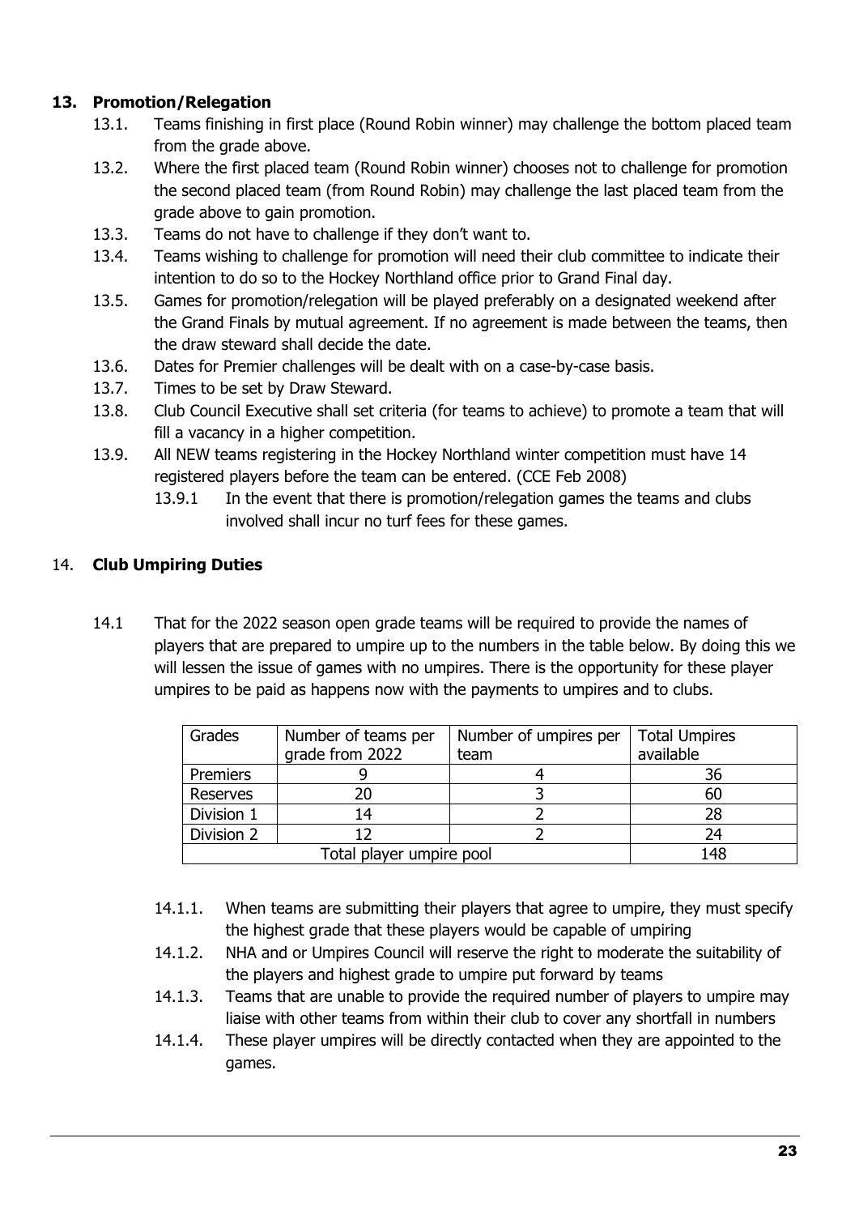## 13. Promotion/Relegation

- 13.1. Teams finishing in first place (Round Robin winner) may challenge the bottom placed team from the grade above.
- 13.2. Where the first placed team (Round Robin winner) chooses not to challenge for promotion the second placed team (from Round Robin) may challenge the last placed team from the grade above to gain promotion.
- 13.3. Teams do not have to challenge if they don't want to.
- 13.4. Teams wishing to challenge for promotion will need their club committee to indicate their intention to do so to the Hockey Northland office prior to Grand Final day.
- 13.5. Games for promotion/relegation will be played preferably on a designated weekend after the Grand Finals by mutual agreement. If no agreement is made between the teams, then the draw steward shall decide the date.
- 13.6. Dates for Premier challenges will be dealt with on a case-by-case basis.
- 13.7. Times to be set by Draw Steward.
- 13.8. Club Council Executive shall set criteria (for teams to achieve) to promote a team that will fill a vacancy in a higher competition.
- 13.9. All NEW teams registering in the Hockey Northland winter competition must have 14 registered players before the team can be entered. (CCE Feb 2008)
  - 13.9.1 In the event that there is promotion/relegation games the teams and clubs involved shall incur no turf fees for these games.

## 14. Club Umpiring Duties

14.1 That for the 2022 season open grade teams will be required to provide the names of players that are prepared to umpire up to the numbers in the table below. By doing this we will lessen the issue of games with no umpires. There is the opportunity for these player umpires to be paid as happens now with the payments to umpires and to clubs.

| Grades | Number of teams per grade from 2022 | Number of umpires per team | Total Umpires available |
|---|---|---|---|
| Premiers | 9 | 4 | 36 |
| Reserves | 20 | 3 | 60 |
| Division 1 | 14 | 2 | 28 |
| Division 2 | 12 | 2 | 24 |
| Total player umpire pool | | | 148 |

- 14.1.1. When teams are submitting their players that agree to umpire, they must specify the highest grade that these players would be capable of umpiring
- 14.1.2. NHA and or Umpires Council will reserve the right to moderate the suitability of the players and highest grade to umpire put forward by teams
- 14.1.3. Teams that are unable to provide the required number of players to umpire may liaise with other teams from within their club to cover any shortfall in numbers
- 14.1.4. These player umpires will be directly contacted when they are appointed to the games.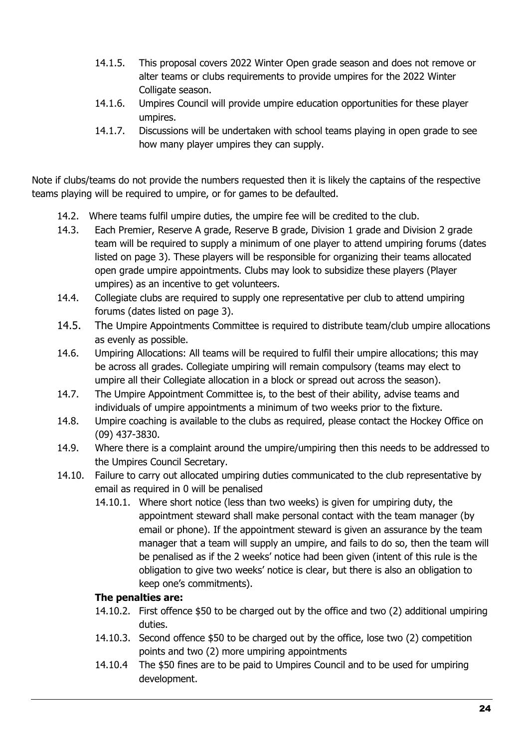- 14.1.5. This proposal covers 2022 Winter Open grade season and does not remove or alter teams or clubs requirements to provide umpires for the 2022 Winter Colligate season.
- 14.1.6. Umpires Council will provide umpire education opportunities for these player umpires.
- 14.1.7. Discussions will be undertaken with school teams playing in open grade to see how many player umpires they can supply.

Note if clubs/teams do not provide the numbers requested then it is likely the captains of the respective teams playing will be required to umpire, or for games to be defaulted.

- 14.2. Where teams fulfil umpire duties, the umpire fee will be credited to the club.
- 14.3. Each Premier, Reserve A grade, Reserve B grade, Division 1 grade and Division 2 grade team will be required to supply a minimum of one player to attend umpiring forums (dates listed on page 3). These players will be responsible for organizing their teams allocated open grade umpire appointments. Clubs may look to subsidize these players (Player umpires) as an incentive to get volunteers.
- 14.4. Collegiate clubs are required to supply one representative per club to attend umpiring forums (dates listed on page 3).
- 14.5. The Umpire Appointments Committee is required to distribute team/club umpire allocations as evenly as possible.
- 14.6. Umpiring Allocations: All teams will be required to fulfil their umpire allocations; this may be across all grades. Collegiate umpiring will remain compulsory (teams may elect to umpire all their Collegiate allocation in a block or spread out across the season).
- 14.7. The Umpire Appointment Committee is, to the best of their ability, advise teams and individuals of umpire appointments a minimum of two weeks prior to the fixture.
- 14.8. Umpire coaching is available to the clubs as required, please contact the Hockey Office on (09) 437-3830.
- 14.9. Where there is a complaint around the umpire/umpiring then this needs to be addressed to the Umpires Council Secretary.
- 14.10. Failure to carry out allocated umpiring duties communicated to the club representative by email as required in 0 will be penalised
  - 14.10.1. Where short notice (less than two weeks) is given for umpiring duty, the appointment steward shall make personal contact with the team manager (by email or phone). If the appointment steward is given an assurance by the team manager that a team will supply an umpire, and fails to do so, then the team will be penalised as if the 2 weeks' notice had been given (intent of this rule is the obligation to give two weeks' notice is clear, but there is also an obligation to keep one's commitments).

  **The penalties are:**

  - 14.10.2. First offence $50 to be charged out by the office and two (2) additional umpiring duties.
  - 14.10.3. Second offence $50 to be charged out by the office, lose two (2) competition points and two (2) more umpiring appointments
  - 14.10.4 The $50 fines are to be paid to Umpires Council and to be used for umpiring development.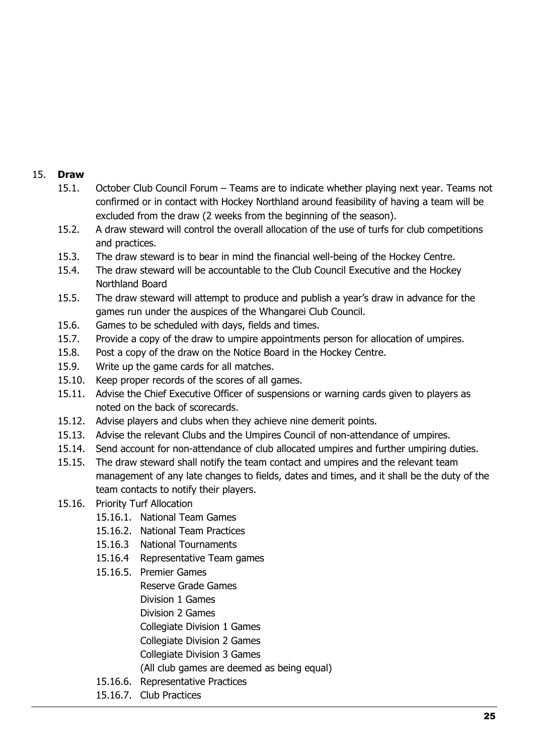## 15. **Draw**

- 15.1. October Club Council Forum – Teams are to indicate whether playing next year. Teams not confirmed or in contact with Hockey Northland around feasibility of having a team will be excluded from the draw (2 weeks from the beginning of the season).
- 15.2. A draw steward will control the overall allocation of the use of turfs for club competitions and practices.
- 15.3. The draw steward is to bear in mind the financial well-being of the Hockey Centre.
- 15.4. The draw steward will be accountable to the Club Council Executive and the Hockey Northland Board
- 15.5. The draw steward will attempt to produce and publish a year's draw in advance for the games run under the auspices of the Whangarei Club Council.
- 15.6. Games to be scheduled with days, fields and times.
- 15.7. Provide a copy of the draw to umpire appointments person for allocation of umpires.
- 15.8. Post a copy of the draw on the Notice Board in the Hockey Centre.
- 15.9. Write up the game cards for all matches.
- 15.10. Keep proper records of the scores of all games.
- 15.11. Advise the Chief Executive Officer of suspensions or warning cards given to players as noted on the back of scorecards.
- 15.12. Advise players and clubs when they achieve nine demerit points.
- 15.13. Advise the relevant Clubs and the Umpires Council of non-attendance of umpires.
- 15.14. Send account for non-attendance of club allocated umpires and further umpiring duties.
- 15.15. The draw steward shall notify the team contact and umpires and the relevant team management of any late changes to fields, dates and times, and it shall be the duty of the team contacts to notify their players.
- 15.16. Priority Turf Allocation
  - 15.16.1. National Team Games
  - 15.16.2. National Team Practices
  - 15.16.3 National Tournaments
  - 15.16.4 Representative Team games
  - 15.16.5. Premier Games
    Reserve Grade Games
    Division 1 Games
    Division 2 Games
    Collegiate Division 1 Games
    Collegiate Division 2 Games
    Collegiate Division 3 Games
    (All club games are deemed as being equal)
  - 15.16.6. Representative Practices
  - 15.16.7. Club Practices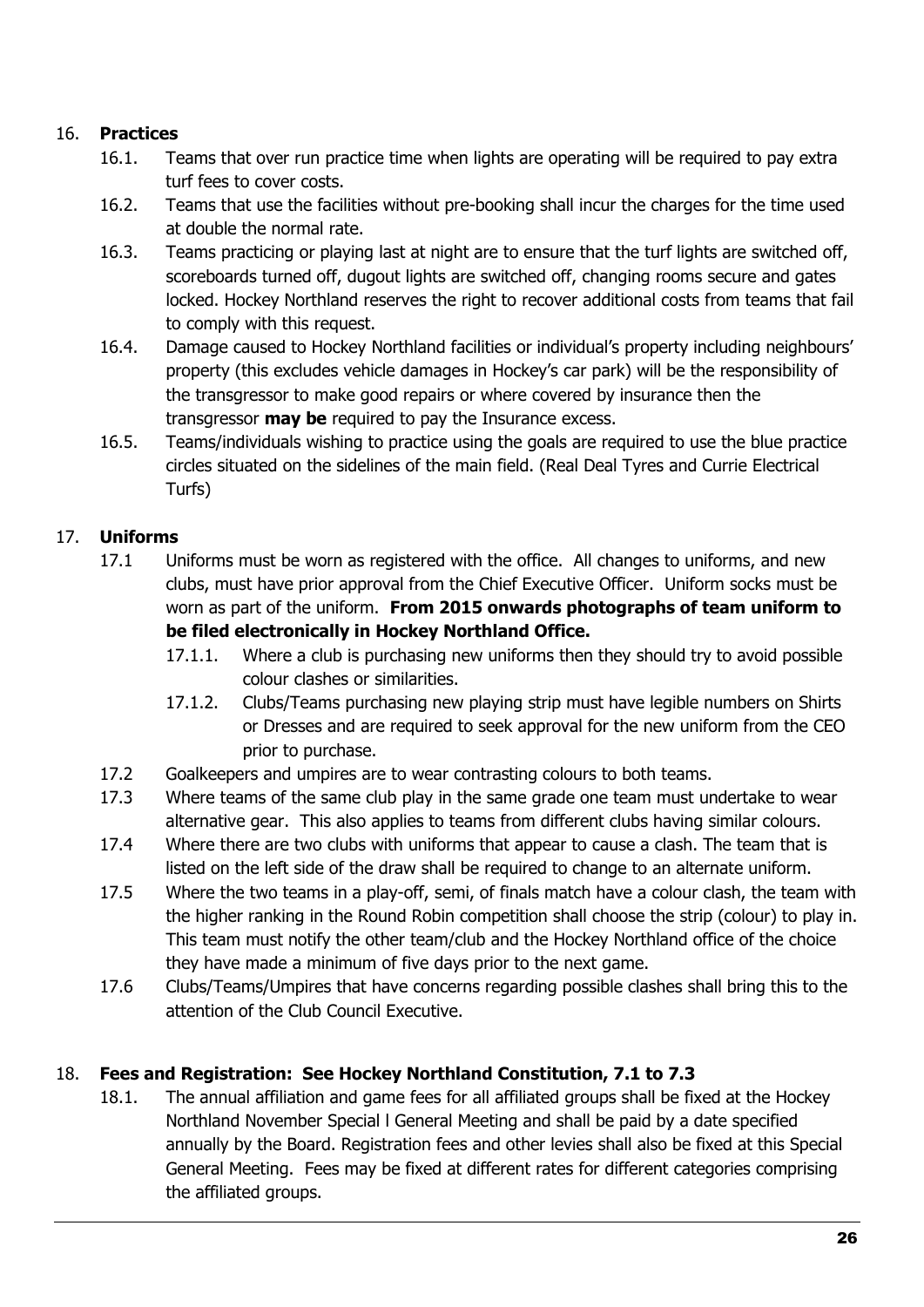## 16. **Practices**

16.1. Teams that over run practice time when lights are operating will be required to pay extra turf fees to cover costs.

16.2. Teams that use the facilities without pre-booking shall incur the charges for the time used at double the normal rate.

16.3. Teams practicing or playing last at night are to ensure that the turf lights are switched off, scoreboards turned off, dugout lights are switched off, changing rooms secure and gates locked. Hockey Northland reserves the right to recover additional costs from teams that fail to comply with this request.

16.4. Damage caused to Hockey Northland facilities or individual's property including neighbours' property (this excludes vehicle damages in Hockey's car park) will be the responsibility of the transgressor to make good repairs or where covered by insurance then the transgressor **may be** required to pay the Insurance excess.

16.5. Teams/individuals wishing to practice using the goals are required to use the blue practice circles situated on the sidelines of the main field. (Real Deal Tyres and Currie Electrical Turfs)

## 17. **Uniforms**

17.1 Uniforms must be worn as registered with the office. All changes to uniforms, and new clubs, must have prior approval from the Chief Executive Officer. Uniform socks must be worn as part of the uniform. **From 2015 onwards photographs of team uniform to be filed electronically in Hockey Northland Office.**

17.1.1. Where a club is purchasing new uniforms then they should try to avoid possible colour clashes or similarities.

17.1.2. Clubs/Teams purchasing new playing strip must have legible numbers on Shirts or Dresses and are required to seek approval for the new uniform from the CEO prior to purchase.

17.2 Goalkeepers and umpires are to wear contrasting colours to both teams.

17.3 Where teams of the same club play in the same grade one team must undertake to wear alternative gear. This also applies to teams from different clubs having similar colours.

17.4 Where there are two clubs with uniforms that appear to cause a clash. The team that is listed on the left side of the draw shall be required to change to an alternate uniform.

17.5 Where the two teams in a play-off, semi, of finals match have a colour clash, the team with the higher ranking in the Round Robin competition shall choose the strip (colour) to play in. This team must notify the other team/club and the Hockey Northland office of the choice they have made a minimum of five days prior to the next game.

17.6 Clubs/Teams/Umpires that have concerns regarding possible clashes shall bring this to the attention of the Club Council Executive.

## 18. **Fees and Registration: See Hockey Northland Constitution, 7.1 to 7.3**

18.1. The annual affiliation and game fees for all affiliated groups shall be fixed at the Hockey Northland November Special l General Meeting and shall be paid by a date specified annually by the Board. Registration fees and other levies shall also be fixed at this Special General Meeting. Fees may be fixed at different rates for different categories comprising the affiliated groups.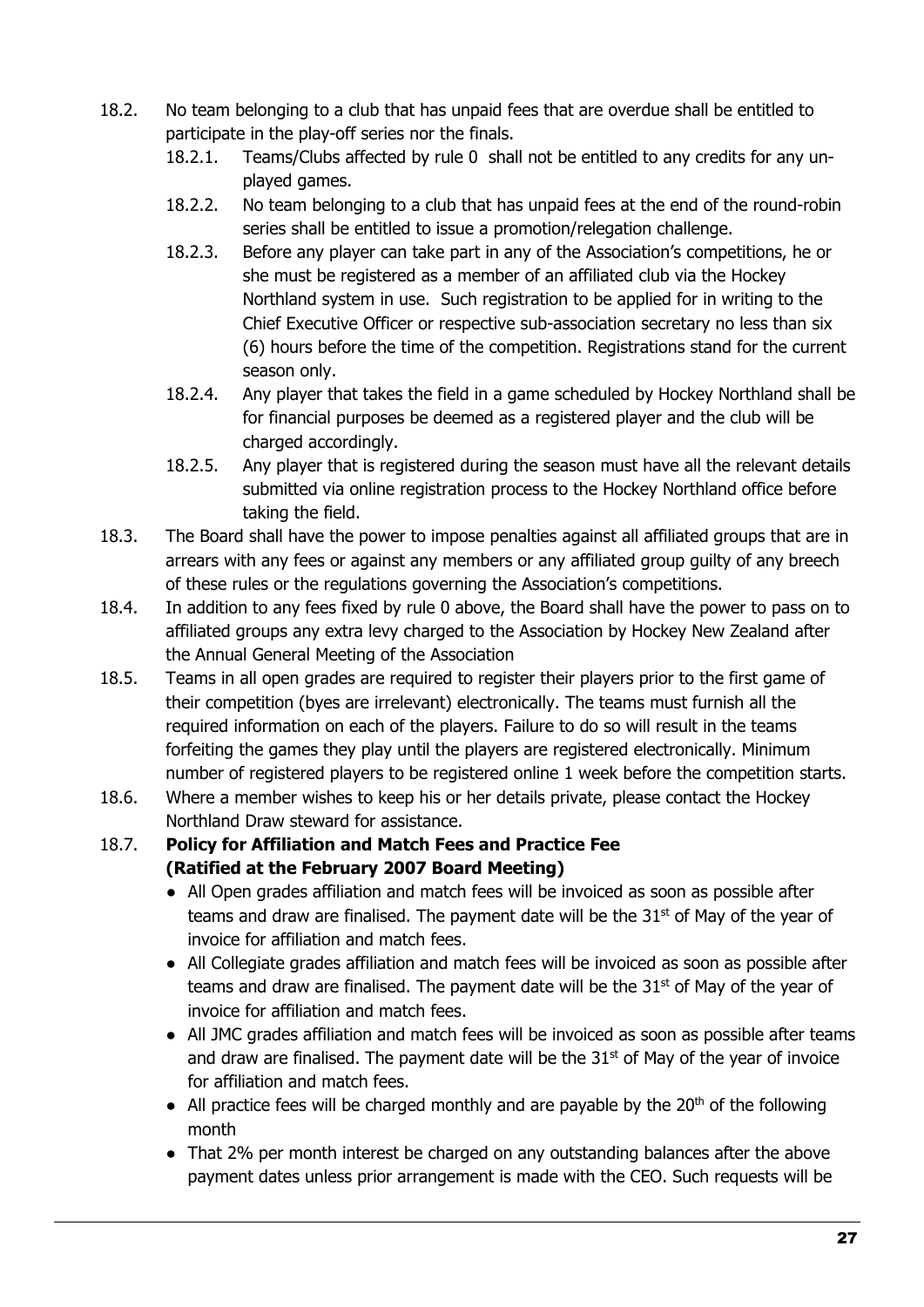18.2. No team belonging to a club that has unpaid fees that are overdue shall be entitled to participate in the play-off series nor the finals.

  18.2.1. Teams/Clubs affected by rule 0 shall not be entitled to any credits for any un-played games.

  18.2.2. No team belonging to a club that has unpaid fees at the end of the round-robin series shall be entitled to issue a promotion/relegation challenge.

  18.2.3. Before any player can take part in any of the Association's competitions, he or she must be registered as a member of an affiliated club via the Hockey Northland system in use. Such registration to be applied for in writing to the Chief Executive Officer or respective sub-association secretary no less than six (6) hours before the time of the competition. Registrations stand for the current season only.

  18.2.4. Any player that takes the field in a game scheduled by Hockey Northland shall be for financial purposes be deemed as a registered player and the club will be charged accordingly.

  18.2.5. Any player that is registered during the season must have all the relevant details submitted via online registration process to the Hockey Northland office before taking the field.

18.3. The Board shall have the power to impose penalties against all affiliated groups that are in arrears with any fees or against any members or any affiliated group guilty of any breech of these rules or the regulations governing the Association's competitions.

18.4. In addition to any fees fixed by rule 0 above, the Board shall have the power to pass on to affiliated groups any extra levy charged to the Association by Hockey New Zealand after the Annual General Meeting of the Association

18.5. Teams in all open grades are required to register their players prior to the first game of their competition (byes are irrelevant) electronically. The teams must furnish all the required information on each of the players. Failure to do so will result in the teams forfeiting the games they play until the players are registered electronically. Minimum number of registered players to be registered online 1 week before the competition starts.

18.6. Where a member wishes to keep his or her details private, please contact the Hockey Northland Draw steward for assistance.

18.7. **Policy for Affiliation and Match Fees and Practice Fee (Ratified at the February 2007 Board Meeting)**

- All Open grades affiliation and match fees will be invoiced as soon as possible after teams and draw are finalised. The payment date will be the 31st of May of the year of invoice for affiliation and match fees.
- All Collegiate grades affiliation and match fees will be invoiced as soon as possible after teams and draw are finalised. The payment date will be the 31st of May of the year of invoice for affiliation and match fees.
- All JMC grades affiliation and match fees will be invoiced as soon as possible after teams and draw are finalised. The payment date will be the 31st of May of the year of invoice for affiliation and match fees.
- All practice fees will be charged monthly and are payable by the 20th of the following month
- That 2% per month interest be charged on any outstanding balances after the above payment dates unless prior arrangement is made with the CEO. Such requests will be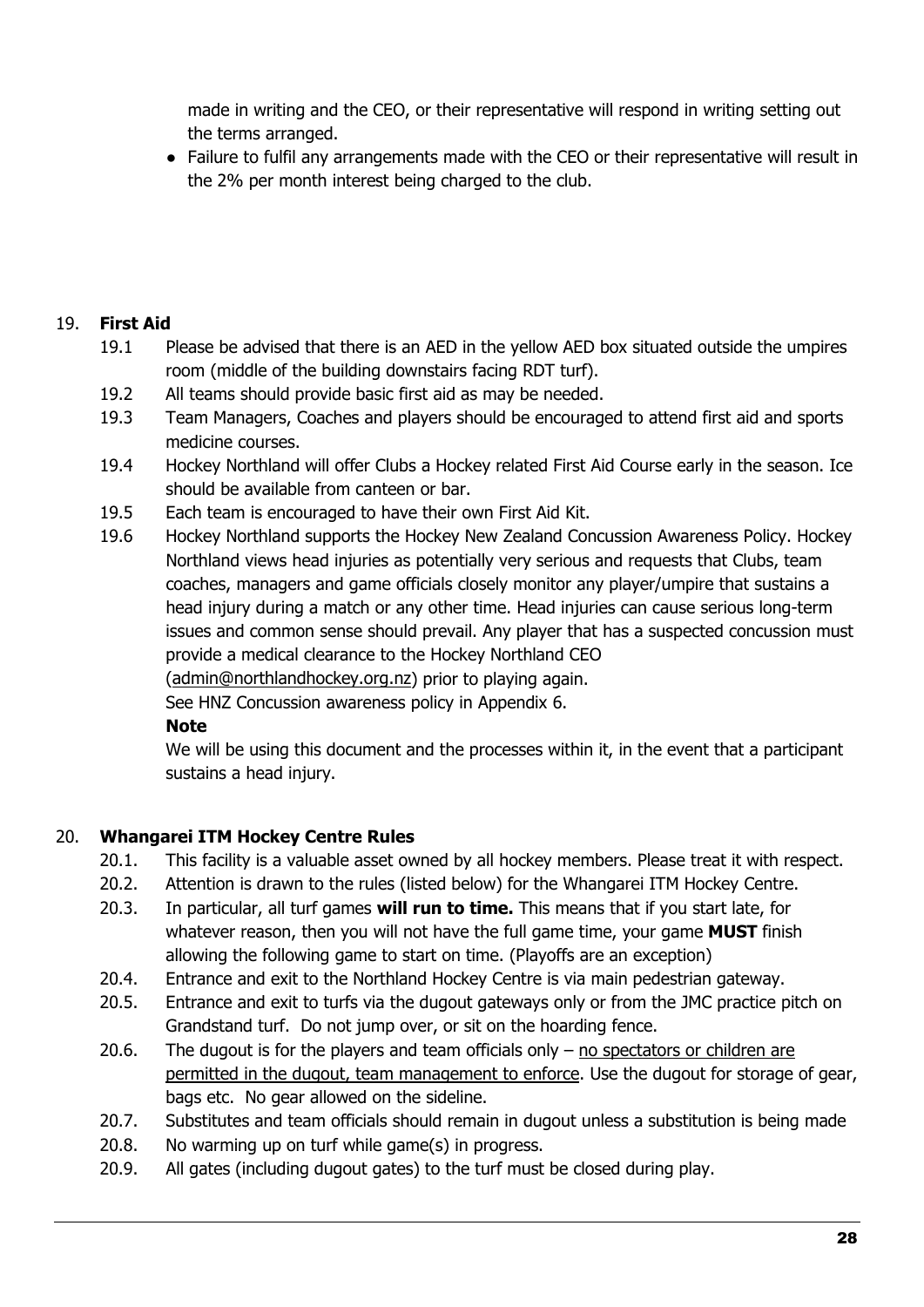made in writing and the CEO, or their representative will respond in writing setting out the terms arranged.

- Failure to fulfil any arrangements made with the CEO or their representative will result in the 2% per month interest being charged to the club.

## 19. First Aid

19.1 Please be advised that there is an AED in the yellow AED box situated outside the umpires room (middle of the building downstairs facing RDT turf).

19.2 All teams should provide basic first aid as may be needed.

19.3 Team Managers, Coaches and players should be encouraged to attend first aid and sports medicine courses.

19.4 Hockey Northland will offer Clubs a Hockey related First Aid Course early in the season. Ice should be available from canteen or bar.

19.5 Each team is encouraged to have their own First Aid Kit.

19.6 Hockey Northland supports the Hockey New Zealand Concussion Awareness Policy. Hockey Northland views head injuries as potentially very serious and requests that Clubs, team coaches, managers and game officials closely monitor any player/umpire that sustains a head injury during a match or any other time. Head injuries can cause serious long-term issues and common sense should prevail. Any player that has a suspected concussion must provide a medical clearance to the Hockey Northland CEO (admin@northlandhockey.org.nz) prior to playing again.
See HNZ Concussion awareness policy in Appendix 6.

**Note**

We will be using this document and the processes within it, in the event that a participant sustains a head injury.

## 20. Whangarei ITM Hockey Centre Rules

20.1. This facility is a valuable asset owned by all hockey members. Please treat it with respect.

20.2. Attention is drawn to the rules (listed below) for the Whangarei ITM Hockey Centre.

20.3. In particular, all turf games **will run to time.** This means that if you start late, for whatever reason, then you will not have the full game time, your game **MUST** finish allowing the following game to start on time. (Playoffs are an exception)

20.4. Entrance and exit to the Northland Hockey Centre is via main pedestrian gateway.

20.5. Entrance and exit to turfs via the dugout gateways only or from the JMC practice pitch on Grandstand turf. Do not jump over, or sit on the hoarding fence.

20.6. The dugout is for the players and team officials only – <u>no spectators or children are permitted in the dugout, team management to enforce</u>. Use the dugout for storage of gear, bags etc. No gear allowed on the sideline.

20.7. Substitutes and team officials should remain in dugout unless a substitution is being made

20.8. No warming up on turf while game(s) in progress.

20.9. All gates (including dugout gates) to the turf must be closed during play.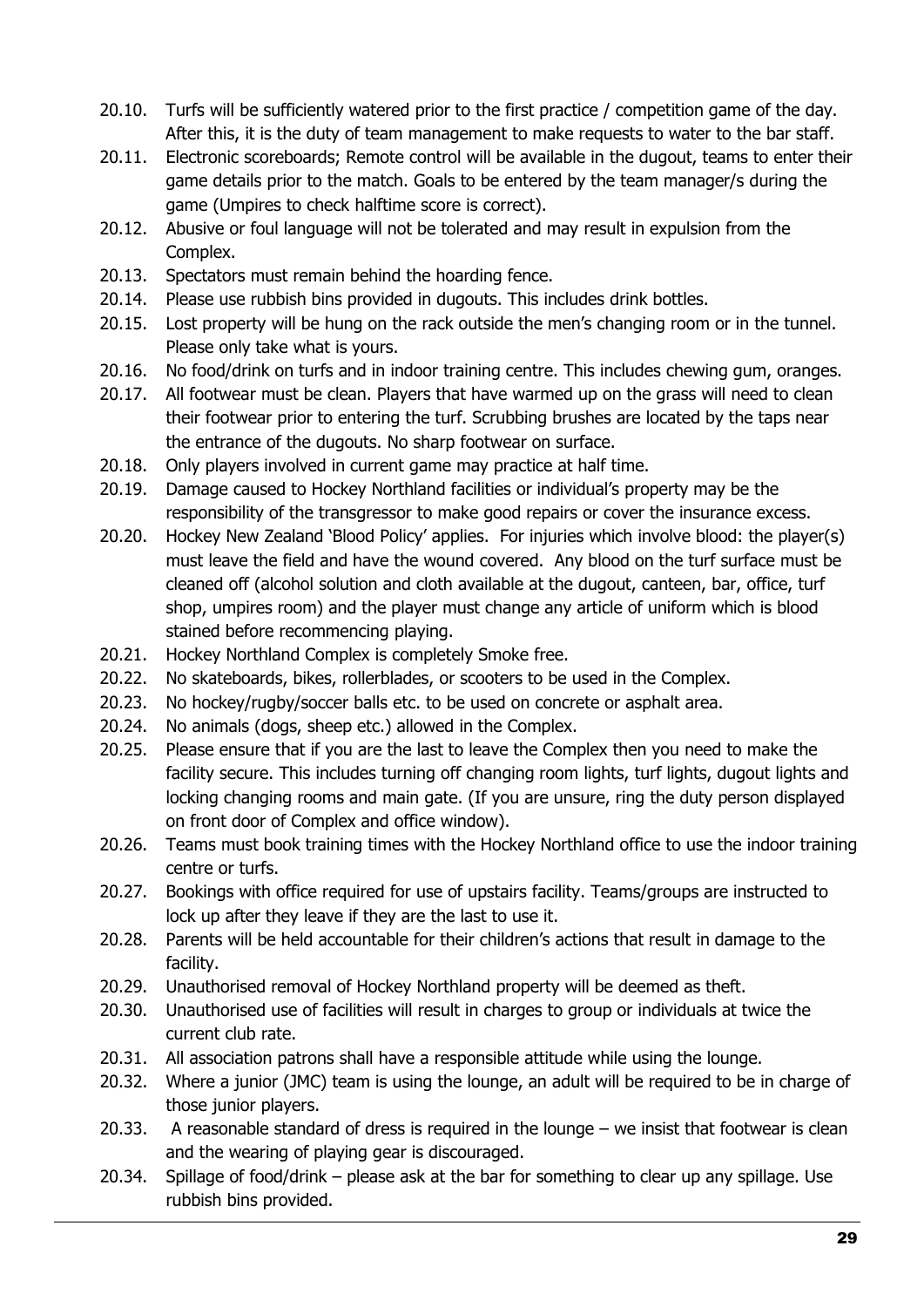20.10. Turfs will be sufficiently watered prior to the first practice / competition game of the day. After this, it is the duty of team management to make requests to water to the bar staff.

20.11. Electronic scoreboards; Remote control will be available in the dugout, teams to enter their game details prior to the match. Goals to be entered by the team manager/s during the game (Umpires to check halftime score is correct).

20.12. Abusive or foul language will not be tolerated and may result in expulsion from the Complex.

20.13. Spectators must remain behind the hoarding fence.

20.14. Please use rubbish bins provided in dugouts. This includes drink bottles.

20.15. Lost property will be hung on the rack outside the men's changing room or in the tunnel. Please only take what is yours.

20.16. No food/drink on turfs and in indoor training centre. This includes chewing gum, oranges.

20.17. All footwear must be clean. Players that have warmed up on the grass will need to clean their footwear prior to entering the turf. Scrubbing brushes are located by the taps near the entrance of the dugouts. No sharp footwear on surface.

20.18. Only players involved in current game may practice at half time.

20.19. Damage caused to Hockey Northland facilities or individual's property may be the responsibility of the transgressor to make good repairs or cover the insurance excess.

20.20. Hockey New Zealand 'Blood Policy' applies. For injuries which involve blood: the player(s) must leave the field and have the wound covered. Any blood on the turf surface must be cleaned off (alcohol solution and cloth available at the dugout, canteen, bar, office, turf shop, umpires room) and the player must change any article of uniform which is blood stained before recommencing playing.

20.21. Hockey Northland Complex is completely Smoke free.

20.22. No skateboards, bikes, rollerblades, or scooters to be used in the Complex.

20.23. No hockey/rugby/soccer balls etc. to be used on concrete or asphalt area.

20.24. No animals (dogs, sheep etc.) allowed in the Complex.

20.25. Please ensure that if you are the last to leave the Complex then you need to make the facility secure. This includes turning off changing room lights, turf lights, dugout lights and locking changing rooms and main gate. (If you are unsure, ring the duty person displayed on front door of Complex and office window).

20.26. Teams must book training times with the Hockey Northland office to use the indoor training centre or turfs.

20.27. Bookings with office required for use of upstairs facility. Teams/groups are instructed to lock up after they leave if they are the last to use it.

20.28. Parents will be held accountable for their children's actions that result in damage to the facility.

20.29. Unauthorised removal of Hockey Northland property will be deemed as theft.

20.30. Unauthorised use of facilities will result in charges to group or individuals at twice the current club rate.

20.31. All association patrons shall have a responsible attitude while using the lounge.

20.32. Where a junior (JMC) team is using the lounge, an adult will be required to be in charge of those junior players.

20.33. A reasonable standard of dress is required in the lounge – we insist that footwear is clean and the wearing of playing gear is discouraged.

20.34. Spillage of food/drink – please ask at the bar for something to clear up any spillage. Use rubbish bins provided.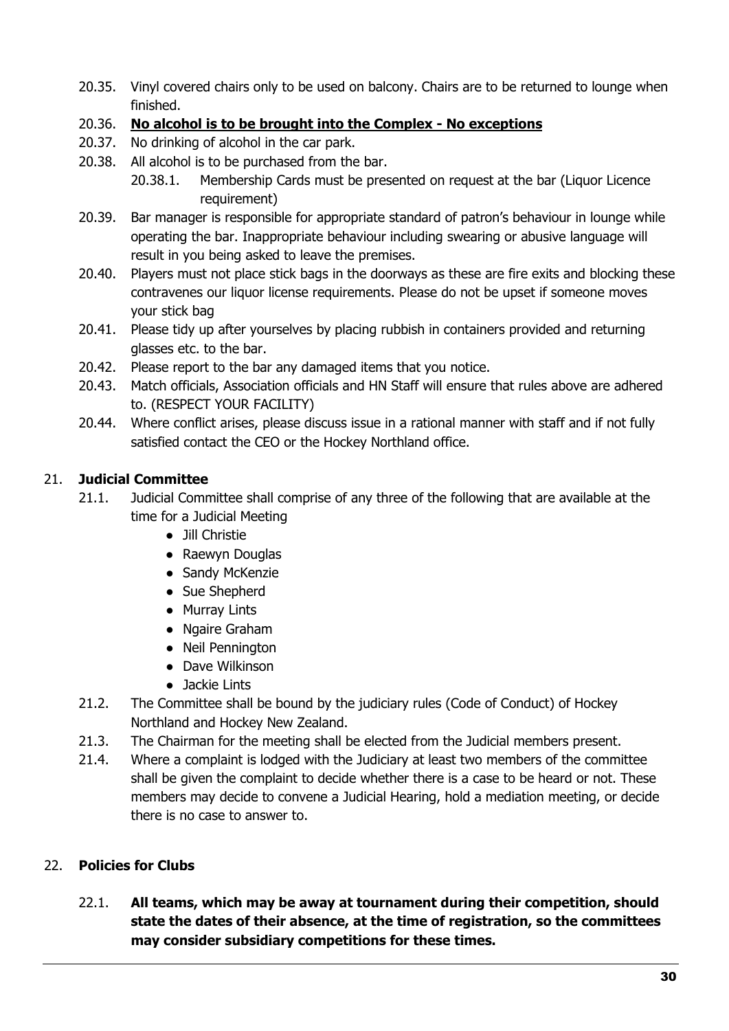20.35. Vinyl covered chairs only to be used on balcony. Chairs are to be returned to lounge when finished.

20.36. **<u>No alcohol is to be brought into the Complex - No exceptions</u>**

20.37. No drinking of alcohol in the car park.

20.38. All alcohol is to be purchased from the bar.

  20.38.1. Membership Cards must be presented on request at the bar (Liquor Licence requirement)

20.39. Bar manager is responsible for appropriate standard of patron's behaviour in lounge while operating the bar. Inappropriate behaviour including swearing or abusive language will result in you being asked to leave the premises.

20.40. Players must not place stick bags in the doorways as these are fire exits and blocking these contravenes our liquor license requirements. Please do not be upset if someone moves your stick bag

20.41. Please tidy up after yourselves by placing rubbish in containers provided and returning glasses etc. to the bar.

20.42. Please report to the bar any damaged items that you notice.

20.43. Match officials, Association officials and HN Staff will ensure that rules above are adhered to. (RESPECT YOUR FACILITY)

20.44. Where conflict arises, please discuss issue in a rational manner with staff and if not fully satisfied contact the CEO or the Hockey Northland office.

## 21. Judicial Committee

21.1. Judicial Committee shall comprise of any three of the following that are available at the time for a Judicial Meeting

- Jill Christie
- Raewyn Douglas
- Sandy McKenzie
- Sue Shepherd
- Murray Lints
- Ngaire Graham
- Neil Pennington
- Dave Wilkinson
- Jackie Lints

21.2. The Committee shall be bound by the judiciary rules (Code of Conduct) of Hockey Northland and Hockey New Zealand.

21.3. The Chairman for the meeting shall be elected from the Judicial members present.

21.4. Where a complaint is lodged with the Judiciary at least two members of the committee shall be given the complaint to decide whether there is a case to be heard or not. These members may decide to convene a Judicial Hearing, hold a mediation meeting, or decide there is no case to answer to.

## 22. Policies for Clubs

22.1. **All teams, which may be away at tournament during their competition, should state the dates of their absence, at the time of registration, so the committees may consider subsidiary competitions for these times.**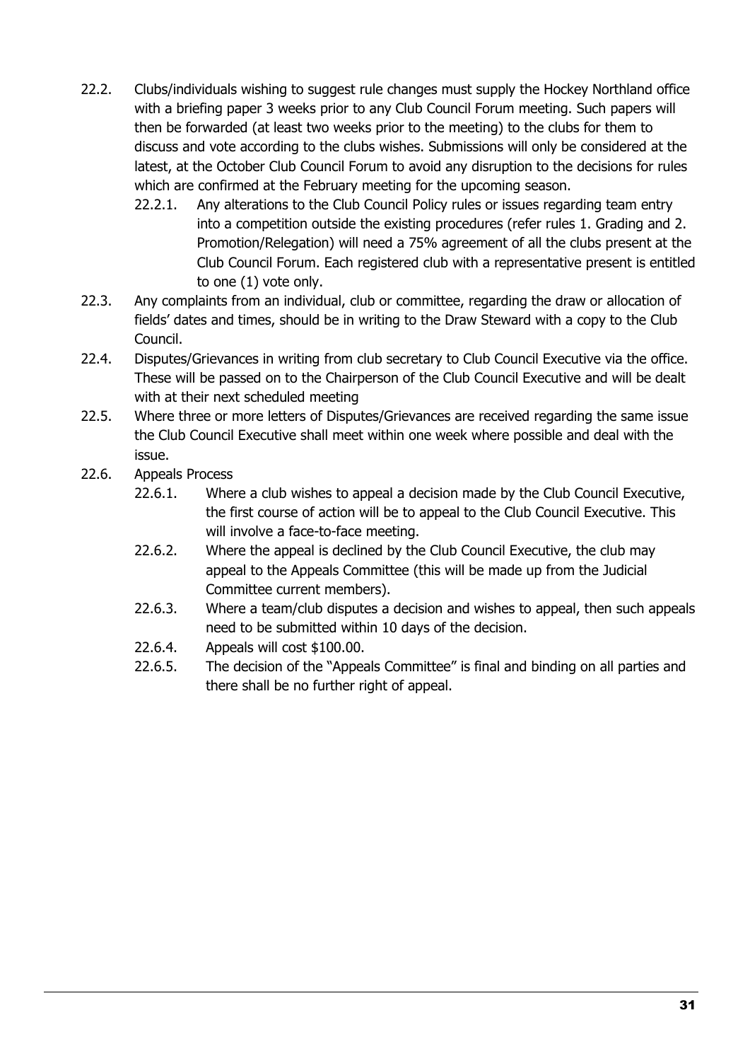22.2. Clubs/individuals wishing to suggest rule changes must supply the Hockey Northland office with a briefing paper 3 weeks prior to any Club Council Forum meeting. Such papers will then be forwarded (at least two weeks prior to the meeting) to the clubs for them to discuss and vote according to the clubs wishes. Submissions will only be considered at the latest, at the October Club Council Forum to avoid any disruption to the decisions for rules which are confirmed at the February meeting for the upcoming season.

   22.2.1. Any alterations to the Club Council Policy rules or issues regarding team entry into a competition outside the existing procedures (refer rules 1. Grading and 2. Promotion/Relegation) will need a 75% agreement of all the clubs present at the Club Council Forum. Each registered club with a representative present is entitled to one (1) vote only.

22.3. Any complaints from an individual, club or committee, regarding the draw or allocation of fields' dates and times, should be in writing to the Draw Steward with a copy to the Club Council.

22.4. Disputes/Grievances in writing from club secretary to Club Council Executive via the office. These will be passed on to the Chairperson of the Club Council Executive and will be dealt with at their next scheduled meeting

22.5. Where three or more letters of Disputes/Grievances are received regarding the same issue the Club Council Executive shall meet within one week where possible and deal with the issue.

22.6. Appeals Process

   22.6.1. Where a club wishes to appeal a decision made by the Club Council Executive, the first course of action will be to appeal to the Club Council Executive. This will involve a face-to-face meeting.

   22.6.2. Where the appeal is declined by the Club Council Executive, the club may appeal to the Appeals Committee (this will be made up from the Judicial Committee current members).

   22.6.3. Where a team/club disputes a decision and wishes to appeal, then such appeals need to be submitted within 10 days of the decision.

   22.6.4. Appeals will cost $100.00.

   22.6.5. The decision of the "Appeals Committee" is final and binding on all parties and there shall be no further right of appeal.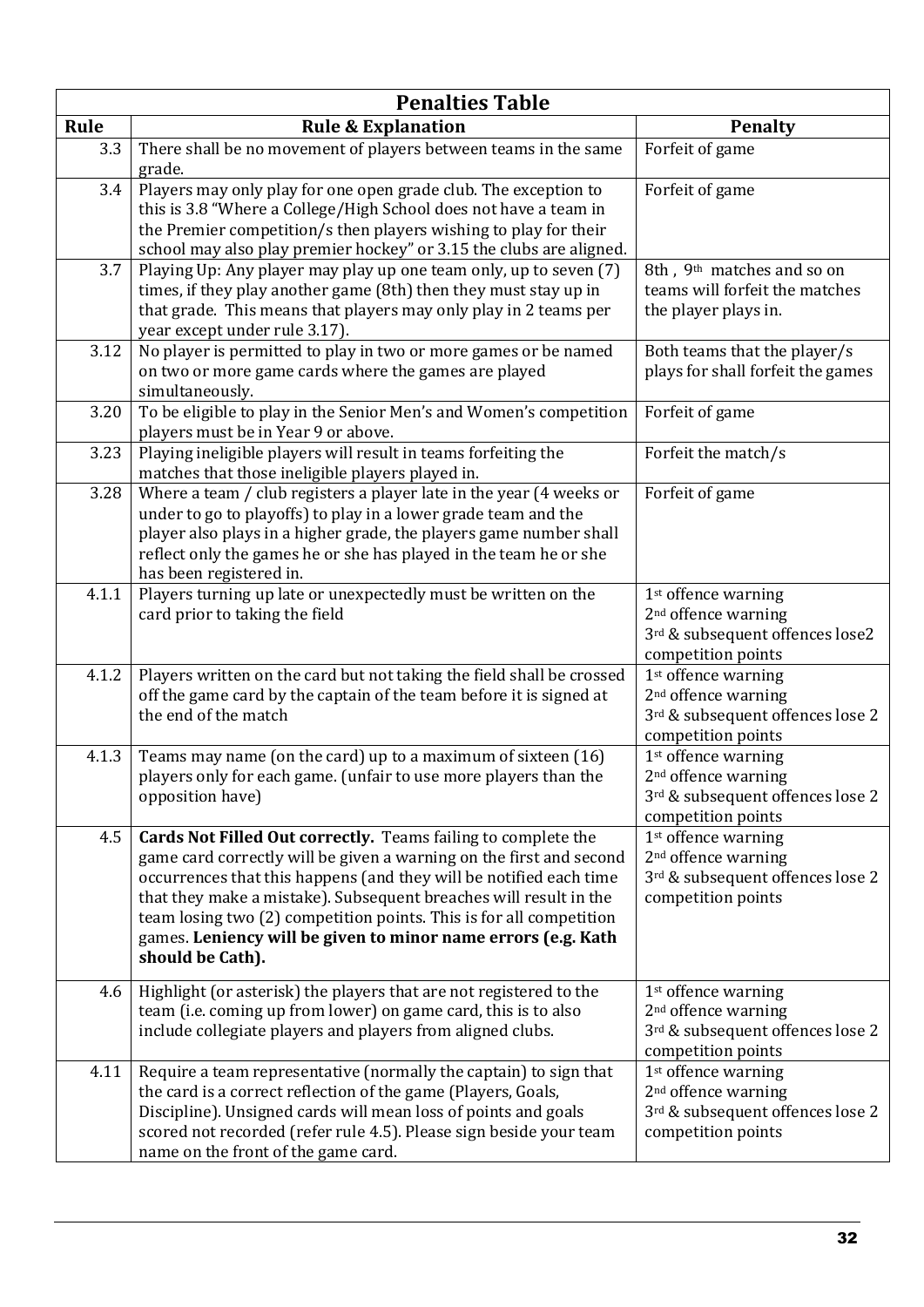## Penalties Table

| Rule | Rule & Explanation | Penalty |
|---|---|---|
| 3.3 | There shall be no movement of players between teams in the same grade. | Forfeit of game |
| 3.4 | Players may only play for one open grade club. The exception to this is 3.8 "Where a College/High School does not have a team in the Premier competition/s then players wishing to play for their school may also play premier hockey" or 3.15 the clubs are aligned. | Forfeit of game |
| 3.7 | Playing Up: Any player may play up one team only, up to seven (7) times, if they play another game (8th) then they must stay up in that grade. This means that players may only play in 2 teams per year except under rule 3.17). | 8th , 9th matches and so on teams will forfeit the matches the player plays in. |
| 3.12 | No player is permitted to play in two or more games or be named on two or more game cards where the games are played simultaneously. | Both teams that the player/s plays for shall forfeit the games |
| 3.20 | To be eligible to play in the Senior Men's and Women's competition players must be in Year 9 or above. | Forfeit of game |
| 3.23 | Playing ineligible players will result in teams forfeiting the matches that those ineligible players played in. | Forfeit the match/s |
| 3.28 | Where a team / club registers a player late in the year (4 weeks or under to go to playoffs) to play in a lower grade team and the player also plays in a higher grade, the players game number shall reflect only the games he or she has played in the team he or she has been registered in. | Forfeit of game |
| 4.1.1 | Players turning up late or unexpectedly must be written on the card prior to taking the field | 1st offence warning<br>2nd offence warning<br>3rd & subsequent offences lose2 competition points |
| 4.1.2 | Players written on the card but not taking the field shall be crossed off the game card by the captain of the team before it is signed at the end of the match | 1st offence warning<br>2nd offence warning<br>3rd & subsequent offences lose 2 competition points |
| 4.1.3 | Teams may name (on the card) up to a maximum of sixteen (16) players only for each game. (unfair to use more players than the opposition have) | 1st offence warning<br>2nd offence warning<br>3rd & subsequent offences lose 2 competition points |
| 4.5 | **Cards Not Filled Out correctly.** Teams failing to complete the game card correctly will be given a warning on the first and second occurrences that this happens (and they will be notified each time that they make a mistake). Subsequent breaches will result in the team losing two (2) competition points. This is for all competition games. **Leniency will be given to minor name errors (e.g. Kath should be Cath).** | 1st offence warning<br>2nd offence warning<br>3rd & subsequent offences lose 2 competition points |
| 4.6 | Highlight (or asterisk) the players that are not registered to the team (i.e. coming up from lower) on game card, this is to also include collegiate players and players from aligned clubs. | 1st offence warning<br>2nd offence warning<br>3rd & subsequent offences lose 2 competition points |
| 4.11 | Require a team representative (normally the captain) to sign that the card is a correct reflection of the game (Players, Goals, Discipline). Unsigned cards will mean loss of points and goals scored not recorded (refer rule 4.5). Please sign beside your team name on the front of the game card. | 1st offence warning<br>2nd offence warning<br>3rd & subsequent offences lose 2 competition points |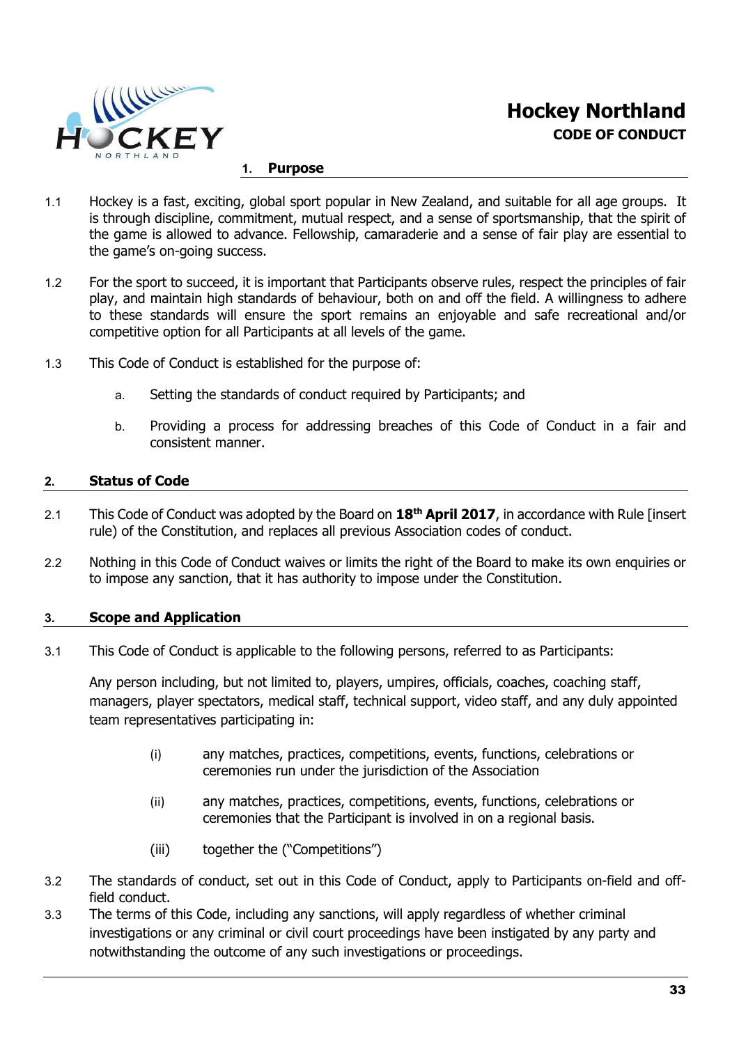# Hockey Northland

## CODE OF CONDUCT

### 1. Purpose

1.1 Hockey is a fast, exciting, global sport popular in New Zealand, and suitable for all age groups. It is through discipline, commitment, mutual respect, and a sense of sportsmanship, that the spirit of the game is allowed to advance. Fellowship, camaraderie and a sense of fair play are essential to the game's on-going success.

1.2 For the sport to succeed, it is important that Participants observe rules, respect the principles of fair play, and maintain high standards of behaviour, both on and off the field. A willingness to adhere to these standards will ensure the sport remains an enjoyable and safe recreational and/or competitive option for all Participants at all levels of the game.

1.3 This Code of Conduct is established for the purpose of:

a. Setting the standards of conduct required by Participants; and

b. Providing a process for addressing breaches of this Code of Conduct in a fair and consistent manner.

### 2. Status of Code

2.1 This Code of Conduct was adopted by the Board on **18th April 2017**, in accordance with Rule [insert rule) of the Constitution, and replaces all previous Association codes of conduct.

2.2 Nothing in this Code of Conduct waives or limits the right of the Board to make its own enquiries or to impose any sanction, that it has authority to impose under the Constitution.

### 3. Scope and Application

3.1 This Code of Conduct is applicable to the following persons, referred to as Participants:

Any person including, but not limited to, players, umpires, officials, coaches, coaching staff, managers, player spectators, medical staff, technical support, video staff, and any duly appointed team representatives participating in:

(i) any matches, practices, competitions, events, functions, celebrations or ceremonies run under the jurisdiction of the Association

(ii) any matches, practices, competitions, events, functions, celebrations or ceremonies that the Participant is involved in on a regional basis.

(iii) together the ("Competitions")

3.2 The standards of conduct, set out in this Code of Conduct, apply to Participants on-field and off-field conduct.

3.3 The terms of this Code, including any sanctions, will apply regardless of whether criminal investigations or any criminal or civil court proceedings have been instigated by any party and notwithstanding the outcome of any such investigations or proceedings.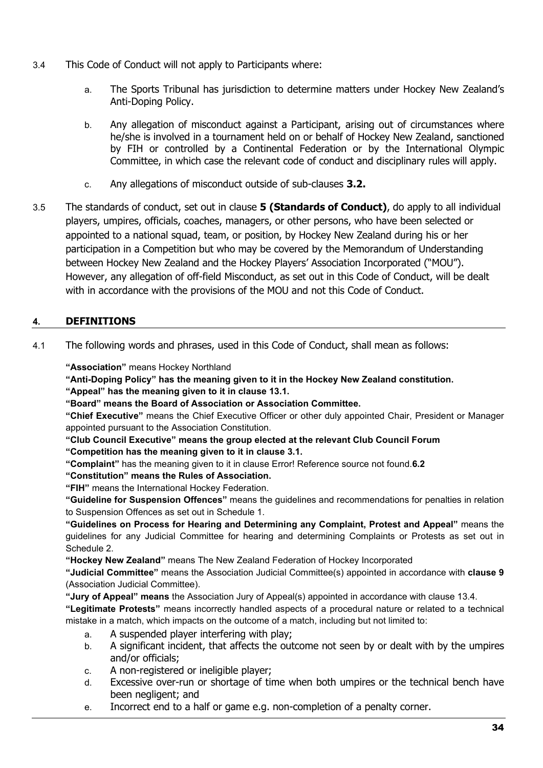3.4 This Code of Conduct will not apply to Participants where:

   a. The Sports Tribunal has jurisdiction to determine matters under Hockey New Zealand's Anti-Doping Policy.

   b. Any allegation of misconduct against a Participant, arising out of circumstances where he/she is involved in a tournament held on or behalf of Hockey New Zealand, sanctioned by FIH or controlled by a Continental Federation or by the International Olympic Committee, in which case the relevant code of conduct and disciplinary rules will apply.

   c. Any allegations of misconduct outside of sub-clauses **3.2.**

3.5 The standards of conduct, set out in clause **5 (Standards of Conduct)**, do apply to all individual players, umpires, officials, coaches, managers, or other persons, who have been selected or appointed to a national squad, team, or position, by Hockey New Zealand during his or her participation in a Competition but who may be covered by the Memorandum of Understanding between Hockey New Zealand and the Hockey Players' Association Incorporated ("MOU"). However, any allegation of off-field Misconduct, as set out in this Code of Conduct, will be dealt with in accordance with the provisions of the MOU and not this Code of Conduct.

## 4. DEFINITIONS

4.1 The following words and phrases, used in this Code of Conduct, shall mean as follows:

**"Association"** means Hockey Northland
**"Anti-Doping Policy" has the meaning given to it in the Hockey New Zealand constitution.**
**"Appeal" has the meaning given to it in clause 13.1.**
**"Board" means the Board of Association or Association Committee.**
**"Chief Executive"** means the Chief Executive Officer or other duly appointed Chair, President or Manager appointed pursuant to the Association Constitution.
**"Club Council Executive" means the group elected at the relevant Club Council Forum**
**"Competition has the meaning given to it in clause 3.1.**
**"Complaint"** has the meaning given to it in clause Error! Reference source not found.**6.2**
**"Constitution" means the Rules of Association.**
**"FIH"** means the International Hockey Federation.
**"Guideline for Suspension Offences"** means the guidelines and recommendations for penalties in relation to Suspension Offences as set out in Schedule 1.
**"Guidelines on Process for Hearing and Determining any Complaint, Protest and Appeal"** means the guidelines for any Judicial Committee for hearing and determining Complaints or Protests as set out in Schedule 2.
**"Hockey New Zealand"** means The New Zealand Federation of Hockey Incorporated
**"Judicial Committee"** means the Association Judicial Committee(s) appointed in accordance with **clause 9** (Association Judicial Committee).
**"Jury of Appeal" means** the Association Jury of Appeal(s) appointed in accordance with clause 13.4.
**"Legitimate Protests"** means incorrectly handled aspects of a procedural nature or related to a technical mistake in a match, which impacts on the outcome of a match, including but not limited to:

   a. A suspended player interfering with play;
   b. A significant incident, that affects the outcome not seen by or dealt with by the umpires and/or officials;
   c. A non-registered or ineligible player;
   d. Excessive over-run or shortage of time when both umpires or the technical bench have been negligent; and
   e. Incorrect end to a half or game e.g. non-completion of a penalty corner.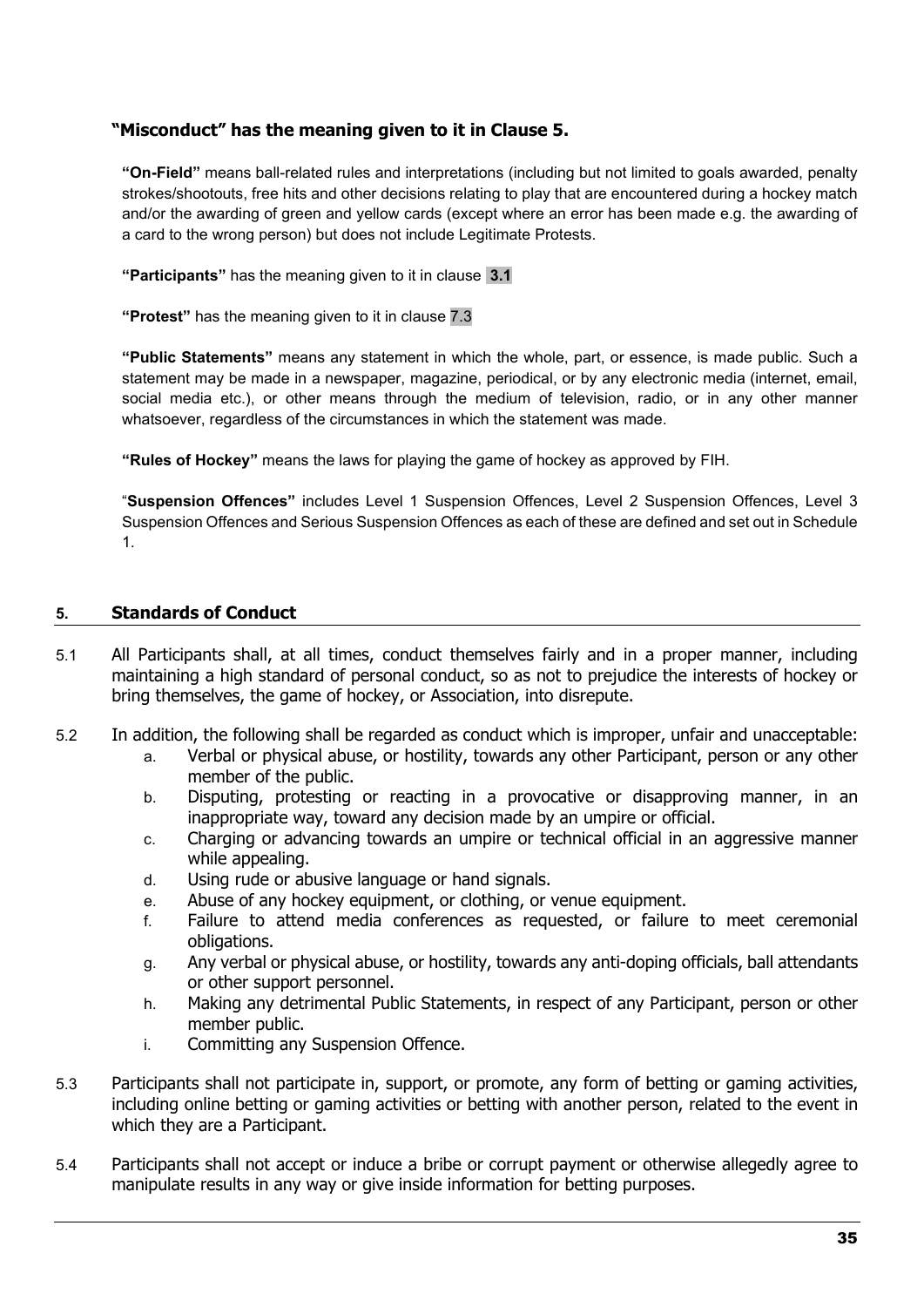**"Misconduct" has the meaning given to it in Clause 5.**

**"On-Field"** means ball-related rules and interpretations (including but not limited to goals awarded, penalty strokes/shootouts, free hits and other decisions relating to play that are encountered during a hockey match and/or the awarding of green and yellow cards (except where an error has been made e.g. the awarding of a card to the wrong person) but does not include Legitimate Protests.

**"Participants"** has the meaning given to it in clause **3.1**

**"Protest"** has the meaning given to it in clause 7.3

**"Public Statements"** means any statement in which the whole, part, or essence, is made public. Such a statement may be made in a newspaper, magazine, periodical, or by any electronic media (internet, email, social media etc.), or other means through the medium of television, radio, or in any other manner whatsoever, regardless of the circumstances in which the statement was made.

**"Rules of Hockey"** means the laws for playing the game of hockey as approved by FIH.

"**Suspension Offences"** includes Level 1 Suspension Offences, Level 2 Suspension Offences, Level 3 Suspension Offences and Serious Suspension Offences as each of these are defined and set out in Schedule 1.

## 5. Standards of Conduct

5.1 All Participants shall, at all times, conduct themselves fairly and in a proper manner, including maintaining a high standard of personal conduct, so as not to prejudice the interests of hockey or bring themselves, the game of hockey, or Association, into disrepute.

5.2 In addition, the following shall be regarded as conduct which is improper, unfair and unacceptable:

a. Verbal or physical abuse, or hostility, towards any other Participant, person or any other member of the public.
b. Disputing, protesting or reacting in a provocative or disapproving manner, in an inappropriate way, toward any decision made by an umpire or official.
c. Charging or advancing towards an umpire or technical official in an aggressive manner while appealing.
d. Using rude or abusive language or hand signals.
e. Abuse of any hockey equipment, or clothing, or venue equipment.
f. Failure to attend media conferences as requested, or failure to meet ceremonial obligations.
g. Any verbal or physical abuse, or hostility, towards any anti-doping officials, ball attendants or other support personnel.
h. Making any detrimental Public Statements, in respect of any Participant, person or other member public.
i. Committing any Suspension Offence.

5.3 Participants shall not participate in, support, or promote, any form of betting or gaming activities, including online betting or gaming activities or betting with another person, related to the event in which they are a Participant.

5.4 Participants shall not accept or induce a bribe or corrupt payment or otherwise allegedly agree to manipulate results in any way or give inside information for betting purposes.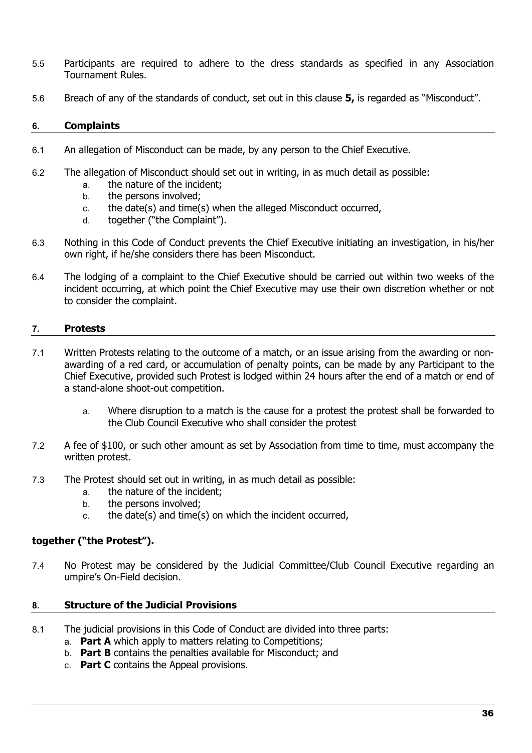5.5 Participants are required to adhere to the dress standards as specified in any Association Tournament Rules.

5.6 Breach of any of the standards of conduct, set out in this clause **5,** is regarded as "Misconduct".

## 6. Complaints

6.1 An allegation of Misconduct can be made, by any person to the Chief Executive.

6.2 The allegation of Misconduct should set out in writing, in as much detail as possible:

a. the nature of the incident;
b. the persons involved;
c. the date(s) and time(s) when the alleged Misconduct occurred,
d. together ("the Complaint").

6.3 Nothing in this Code of Conduct prevents the Chief Executive initiating an investigation, in his/her own right, if he/she considers there has been Misconduct.

6.4 The lodging of a complaint to the Chief Executive should be carried out within two weeks of the incident occurring, at which point the Chief Executive may use their own discretion whether or not to consider the complaint.

## 7. Protests

7.1 Written Protests relating to the outcome of a match, or an issue arising from the awarding or non-awarding of a red card, or accumulation of penalty points, can be made by any Participant to the Chief Executive, provided such Protest is lodged within 24 hours after the end of a match or end of a stand-alone shoot-out competition.

a. Where disruption to a match is the cause for a protest the protest shall be forwarded to the Club Council Executive who shall consider the protest

7.2 A fee of $100, or such other amount as set by Association from time to time, must accompany the written protest.

7.3 The Protest should set out in writing, in as much detail as possible:

a. the nature of the incident;
b. the persons involved;
c. the date(s) and time(s) on which the incident occurred,

**together ("the Protest").**

7.4 No Protest may be considered by the Judicial Committee/Club Council Executive regarding an umpire's On-Field decision.

## 8. Structure of the Judicial Provisions

8.1 The judicial provisions in this Code of Conduct are divided into three parts:

a. **Part A** which apply to matters relating to Competitions;
b. **Part B** contains the penalties available for Misconduct; and
c. **Part C** contains the Appeal provisions.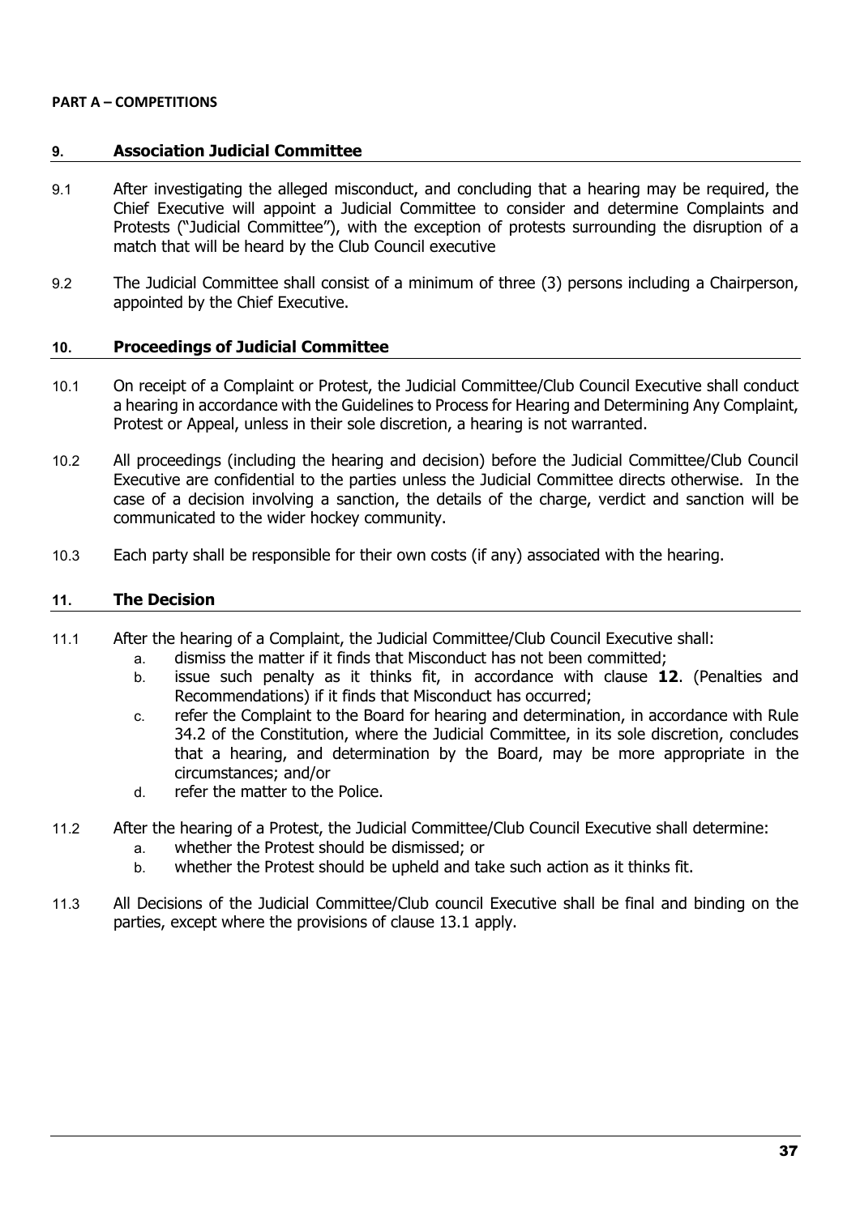**PART A – COMPETITIONS**

## 9. Association Judicial Committee

9.1 After investigating the alleged misconduct, and concluding that a hearing may be required, the Chief Executive will appoint a Judicial Committee to consider and determine Complaints and Protests ("Judicial Committee"), with the exception of protests surrounding the disruption of a match that will be heard by the Club Council executive

9.2 The Judicial Committee shall consist of a minimum of three (3) persons including a Chairperson, appointed by the Chief Executive.

## 10. Proceedings of Judicial Committee

10.1 On receipt of a Complaint or Protest, the Judicial Committee/Club Council Executive shall conduct a hearing in accordance with the Guidelines to Process for Hearing and Determining Any Complaint, Protest or Appeal, unless in their sole discretion, a hearing is not warranted.

10.2 All proceedings (including the hearing and decision) before the Judicial Committee/Club Council Executive are confidential to the parties unless the Judicial Committee directs otherwise. In the case of a decision involving a sanction, the details of the charge, verdict and sanction will be communicated to the wider hockey community.

10.3 Each party shall be responsible for their own costs (if any) associated with the hearing.

## 11. The Decision

11.1 After the hearing of a Complaint, the Judicial Committee/Club Council Executive shall:

a. dismiss the matter if it finds that Misconduct has not been committed;
b. issue such penalty as it thinks fit, in accordance with clause **12**. (Penalties and Recommendations) if it finds that Misconduct has occurred;
c. refer the Complaint to the Board for hearing and determination, in accordance with Rule 34.2 of the Constitution, where the Judicial Committee, in its sole discretion, concludes that a hearing, and determination by the Board, may be more appropriate in the circumstances; and/or
d. refer the matter to the Police.

11.2 After the hearing of a Protest, the Judicial Committee/Club Council Executive shall determine:

a. whether the Protest should be dismissed; or
b. whether the Protest should be upheld and take such action as it thinks fit.

11.3 All Decisions of the Judicial Committee/Club council Executive shall be final and binding on the parties, except where the provisions of clause 13.1 apply.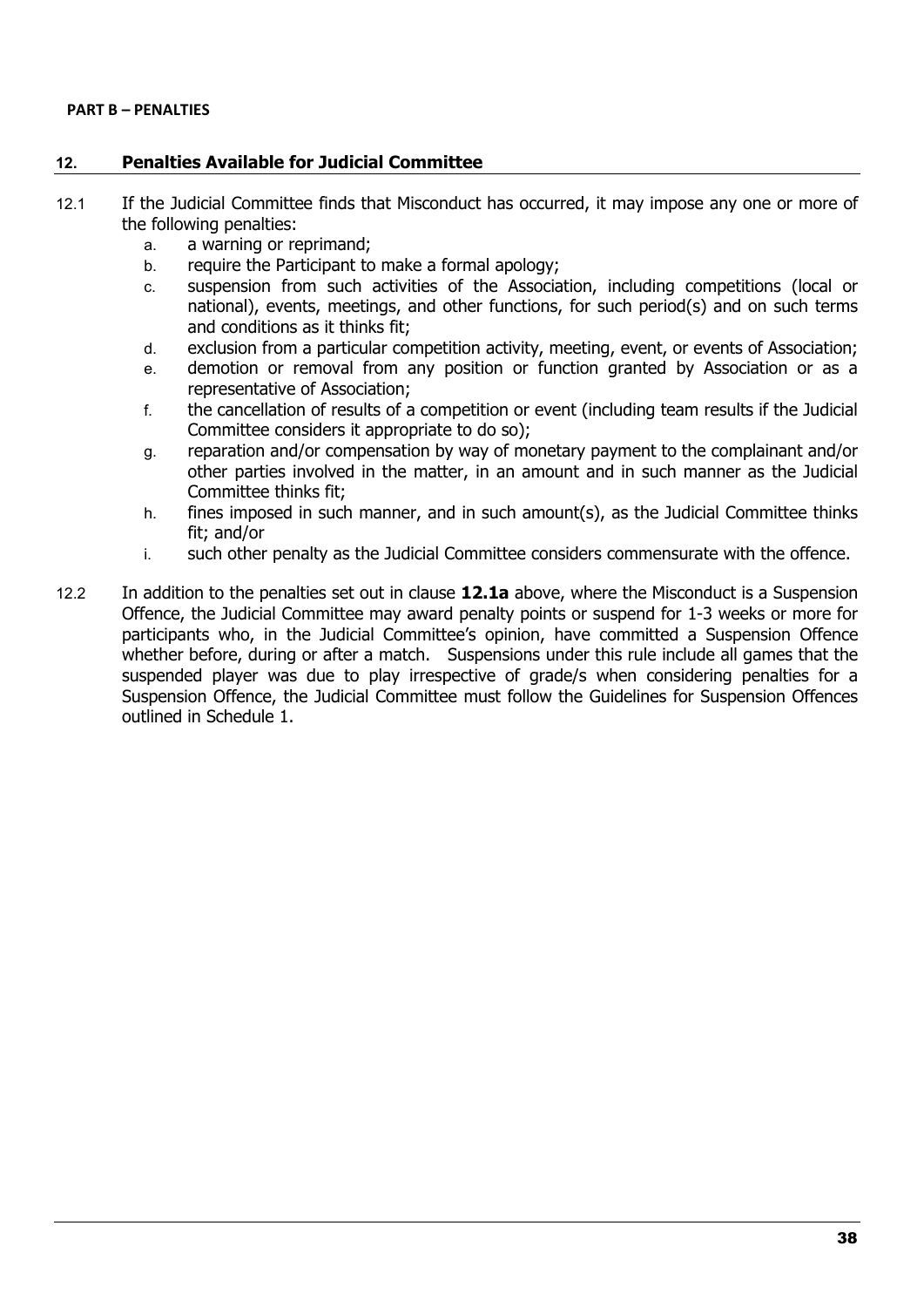**PART B – PENALTIES**

## 12. Penalties Available for Judicial Committee

12.1 If the Judicial Committee finds that Misconduct has occurred, it may impose any one or more of the following penalties:

a. a warning or reprimand;
b. require the Participant to make a formal apology;
c. suspension from such activities of the Association, including competitions (local or national), events, meetings, and other functions, for such period(s) and on such terms and conditions as it thinks fit;
d. exclusion from a particular competition activity, meeting, event, or events of Association;
e. demotion or removal from any position or function granted by Association or as a representative of Association;
f. the cancellation of results of a competition or event (including team results if the Judicial Committee considers it appropriate to do so);
g. reparation and/or compensation by way of monetary payment to the complainant and/or other parties involved in the matter, in an amount and in such manner as the Judicial Committee thinks fit;
h. fines imposed in such manner, and in such amount(s), as the Judicial Committee thinks fit; and/or
i. such other penalty as the Judicial Committee considers commensurate with the offence.

12.2 In addition to the penalties set out in clause **12.1a** above, where the Misconduct is a Suspension Offence, the Judicial Committee may award penalty points or suspend for 1-3 weeks or more for participants who, in the Judicial Committee's opinion, have committed a Suspension Offence whether before, during or after a match. Suspensions under this rule include all games that the suspended player was due to play irrespective of grade/s when considering penalties for a Suspension Offence, the Judicial Committee must follow the Guidelines for Suspension Offences outlined in Schedule 1.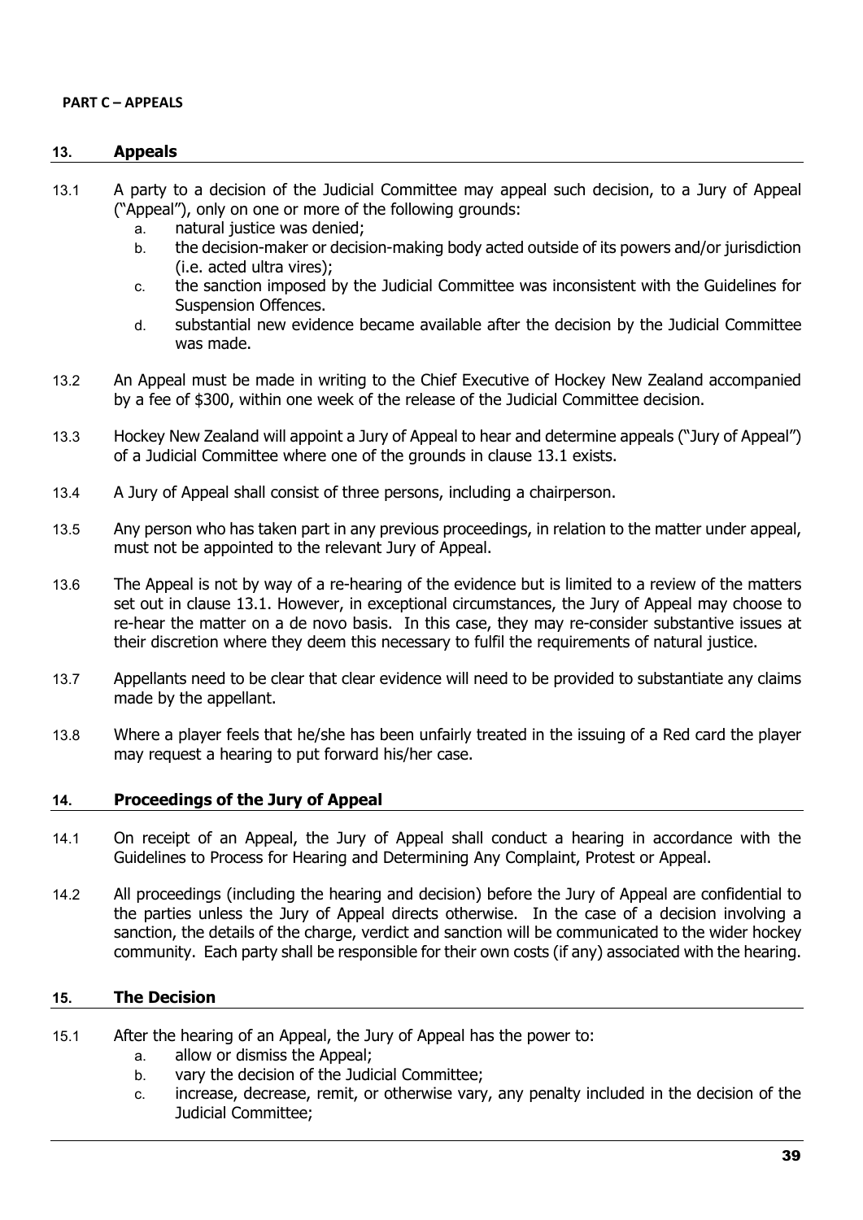**PART C – APPEALS**

## 13. Appeals

13.1 A party to a decision of the Judicial Committee may appeal such decision, to a Jury of Appeal ("Appeal"), only on one or more of the following grounds:

a. natural justice was denied;

b. the decision-maker or decision-making body acted outside of its powers and/or jurisdiction (i.e. acted ultra vires);

c. the sanction imposed by the Judicial Committee was inconsistent with the Guidelines for Suspension Offences.

d. substantial new evidence became available after the decision by the Judicial Committee was made.

13.2 An Appeal must be made in writing to the Chief Executive of Hockey New Zealand accompanied by a fee of $300, within one week of the release of the Judicial Committee decision.

13.3 Hockey New Zealand will appoint a Jury of Appeal to hear and determine appeals ("Jury of Appeal") of a Judicial Committee where one of the grounds in clause 13.1 exists.

13.4 A Jury of Appeal shall consist of three persons, including a chairperson.

13.5 Any person who has taken part in any previous proceedings, in relation to the matter under appeal, must not be appointed to the relevant Jury of Appeal.

13.6 The Appeal is not by way of a re-hearing of the evidence but is limited to a review of the matters set out in clause 13.1. However, in exceptional circumstances, the Jury of Appeal may choose to re-hear the matter on a de novo basis. In this case, they may re-consider substantive issues at their discretion where they deem this necessary to fulfil the requirements of natural justice.

13.7 Appellants need to be clear that clear evidence will need to be provided to substantiate any claims made by the appellant.

13.8 Where a player feels that he/she has been unfairly treated in the issuing of a Red card the player may request a hearing to put forward his/her case.

## 14. Proceedings of the Jury of Appeal

14.1 On receipt of an Appeal, the Jury of Appeal shall conduct a hearing in accordance with the Guidelines to Process for Hearing and Determining Any Complaint, Protest or Appeal.

14.2 All proceedings (including the hearing and decision) before the Jury of Appeal are confidential to the parties unless the Jury of Appeal directs otherwise. In the case of a decision involving a sanction, the details of the charge, verdict and sanction will be communicated to the wider hockey community. Each party shall be responsible for their own costs (if any) associated with the hearing.

## 15. The Decision

15.1 After the hearing of an Appeal, the Jury of Appeal has the power to:

a. allow or dismiss the Appeal;

b. vary the decision of the Judicial Committee;

c. increase, decrease, remit, or otherwise vary, any penalty included in the decision of the Judicial Committee;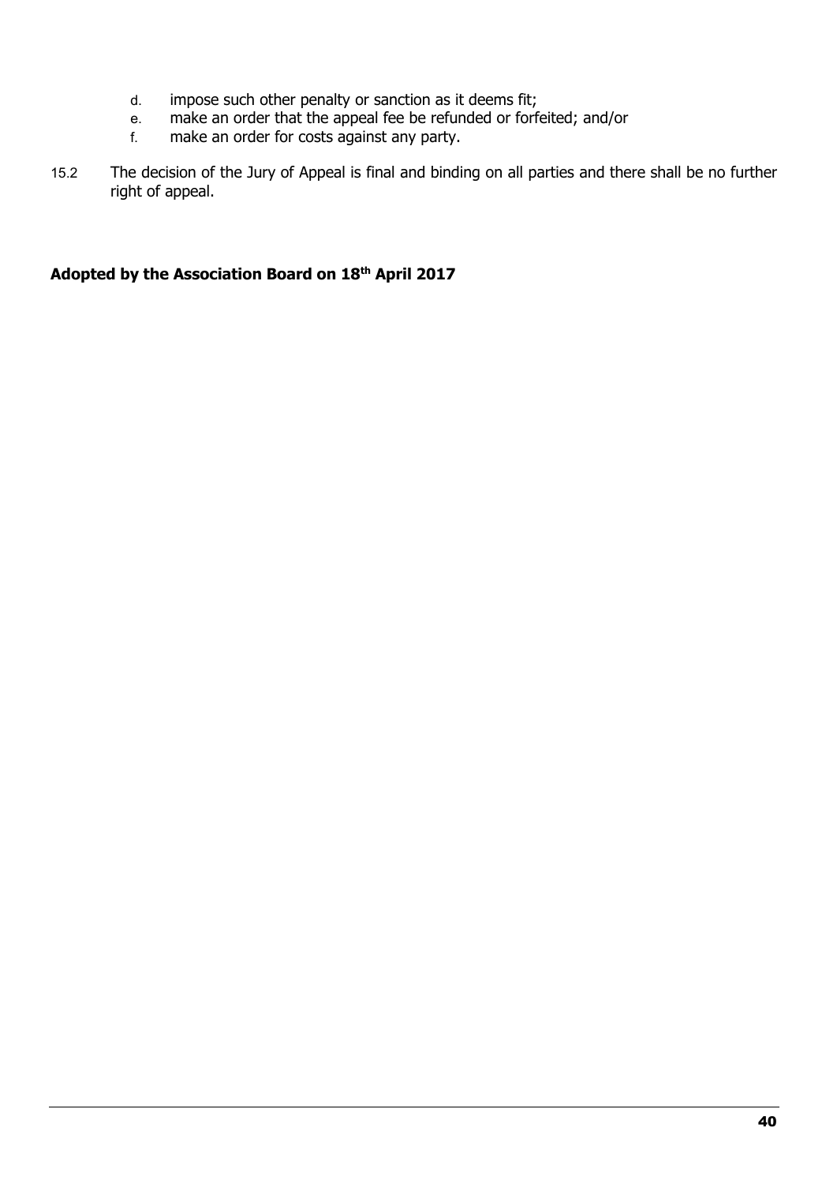d. impose such other penalty or sanction as it deems fit;
e. make an order that the appeal fee be refunded or forfeited; and/or
f. make an order for costs against any party.

15.2 The decision of the Jury of Appeal is final and binding on all parties and there shall be no further right of appeal.

**Adopted by the Association Board on 18th April 2017**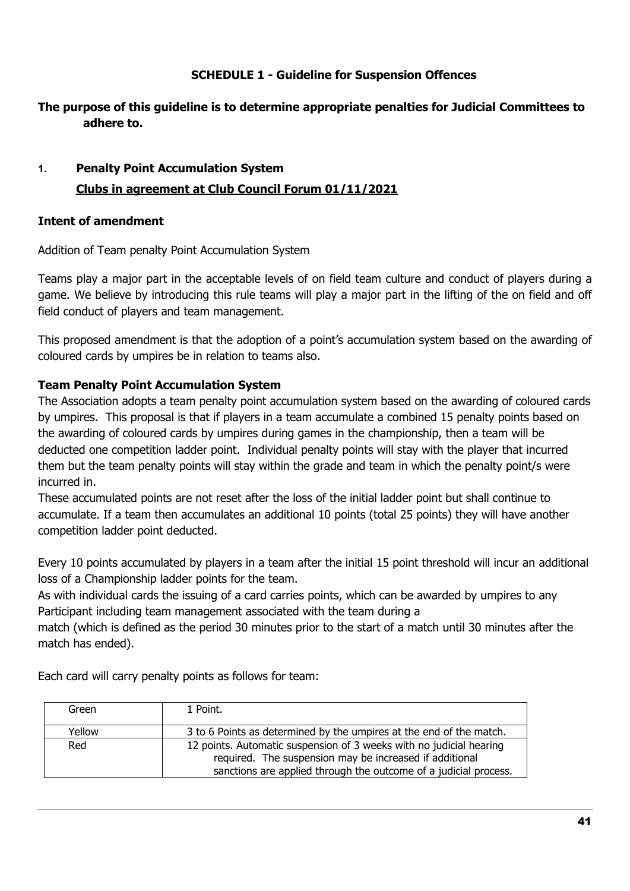## SCHEDULE 1 - Guideline for Suspension Offences

**The purpose of this guideline is to determine appropriate penalties for Judicial Committees to adhere to.**

### 1. Penalty Point Accumulation System

**Clubs in agreement at Club Council Forum 01/11/2021**

**Intent of amendment**

Addition of Team penalty Point Accumulation System

Teams play a major part in the acceptable levels of on field team culture and conduct of players during a game. We believe by introducing this rule teams will play a major part in the lifting of the on field and off field conduct of players and team management.

This proposed amendment is that the adoption of a point's accumulation system based on the awarding of coloured cards by umpires be in relation to teams also.

**Team Penalty Point Accumulation System**

The Association adopts a team penalty point accumulation system based on the awarding of coloured cards by umpires. This proposal is that if players in a team accumulate a combined 15 penalty points based on the awarding of coloured cards by umpires during games in the championship, then a team will be deducted one competition ladder point. Individual penalty points will stay with the player that incurred them but the team penalty points will stay within the grade and team in which the penalty point/s were incurred in.

These accumulated points are not reset after the loss of the initial ladder point but shall continue to accumulate. If a team then accumulates an additional 10 points (total 25 points) they will have another competition ladder point deducted.

Every 10 points accumulated by players in a team after the initial 15 point threshold will incur an additional loss of a Championship ladder points for the team.

As with individual cards the issuing of a card carries points, which can be awarded by umpires to any Participant including team management associated with the team during a match (which is defined as the period 30 minutes prior to the start of a match until 30 minutes after the match has ended).

Each card will carry penalty points as follows for team:

| Card | Points |
|---|---|
| Green | 1 Point. |
| Yellow | 3 to 6 Points as determined by the umpires at the end of the match. |
| Red | 12 points. Automatic suspension of 3 weeks with no judicial hearing required. The suspension may be increased if additional sanctions are applied through the outcome of a judicial process. |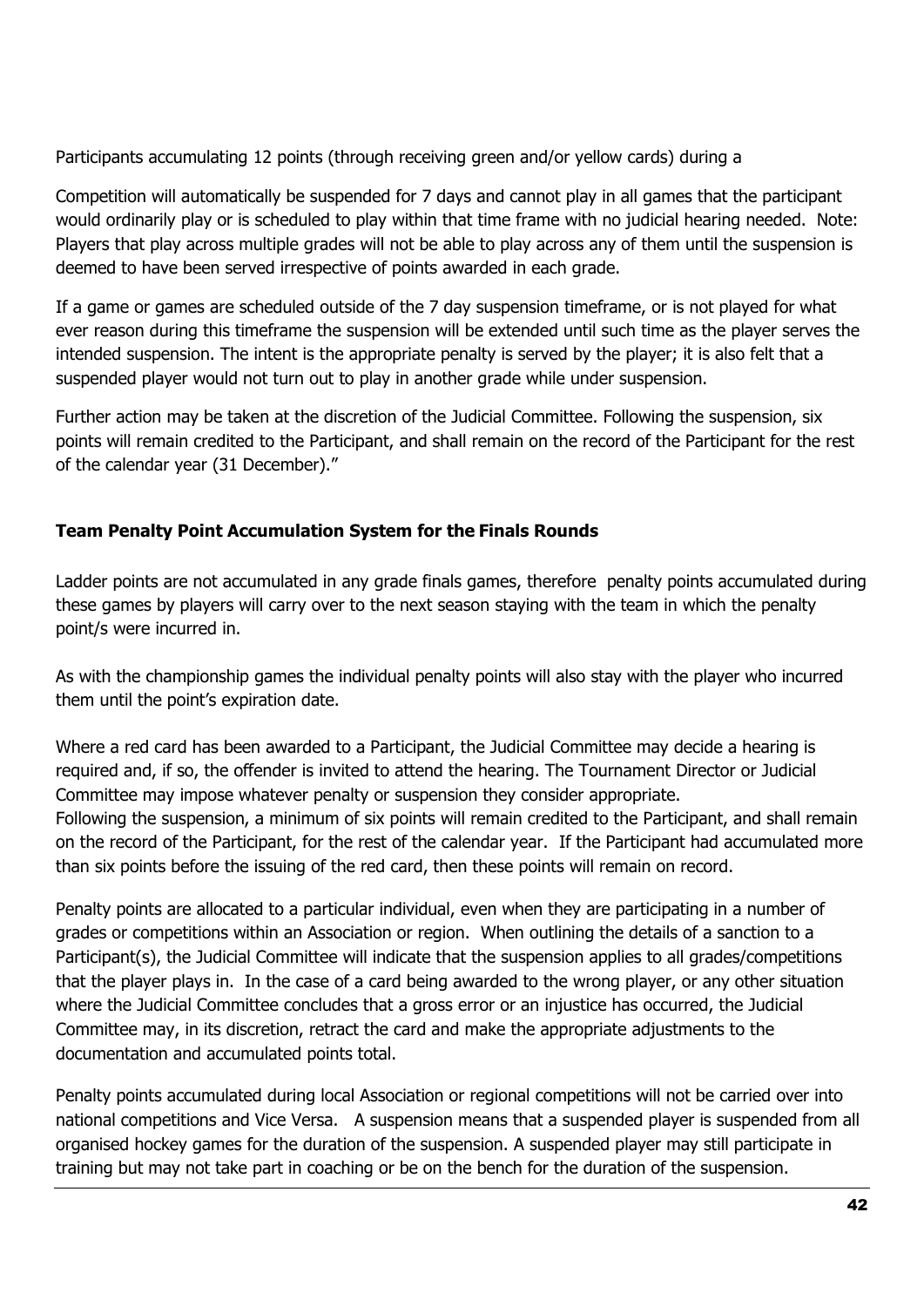Participants accumulating 12 points (through receiving green and/or yellow cards) during a

Competition will automatically be suspended for 7 days and cannot play in all games that the participant would ordinarily play or is scheduled to play within that time frame with no judicial hearing needed. Note: Players that play across multiple grades will not be able to play across any of them until the suspension is deemed to have been served irrespective of points awarded in each grade.

If a game or games are scheduled outside of the 7 day suspension timeframe, or is not played for what ever reason during this timeframe the suspension will be extended until such time as the player serves the intended suspension. The intent is the appropriate penalty is served by the player; it is also felt that a suspended player would not turn out to play in another grade while under suspension.

Further action may be taken at the discretion of the Judicial Committee. Following the suspension, six points will remain credited to the Participant, and shall remain on the record of the Participant for the rest of the calendar year (31 December)."

**Team Penalty Point Accumulation System for the Finals Rounds**

Ladder points are not accumulated in any grade finals games, therefore penalty points accumulated during these games by players will carry over to the next season staying with the team in which the penalty point/s were incurred in.

As with the championship games the individual penalty points will also stay with the player who incurred them until the point's expiration date.

Where a red card has been awarded to a Participant, the Judicial Committee may decide a hearing is required and, if so, the offender is invited to attend the hearing. The Tournament Director or Judicial Committee may impose whatever penalty or suspension they consider appropriate.
Following the suspension, a minimum of six points will remain credited to the Participant, and shall remain on the record of the Participant, for the rest of the calendar year. If the Participant had accumulated more than six points before the issuing of the red card, then these points will remain on record.

Penalty points are allocated to a particular individual, even when they are participating in a number of grades or competitions within an Association or region. When outlining the details of a sanction to a Participant(s), the Judicial Committee will indicate that the suspension applies to all grades/competitions that the player plays in. In the case of a card being awarded to the wrong player, or any other situation where the Judicial Committee concludes that a gross error or an injustice has occurred, the Judicial Committee may, in its discretion, retract the card and make the appropriate adjustments to the documentation and accumulated points total.

Penalty points accumulated during local Association or regional competitions will not be carried over into national competitions and Vice Versa. A suspension means that a suspended player is suspended from all organised hockey games for the duration of the suspension. A suspended player may still participate in training but may not take part in coaching or be on the bench for the duration of the suspension.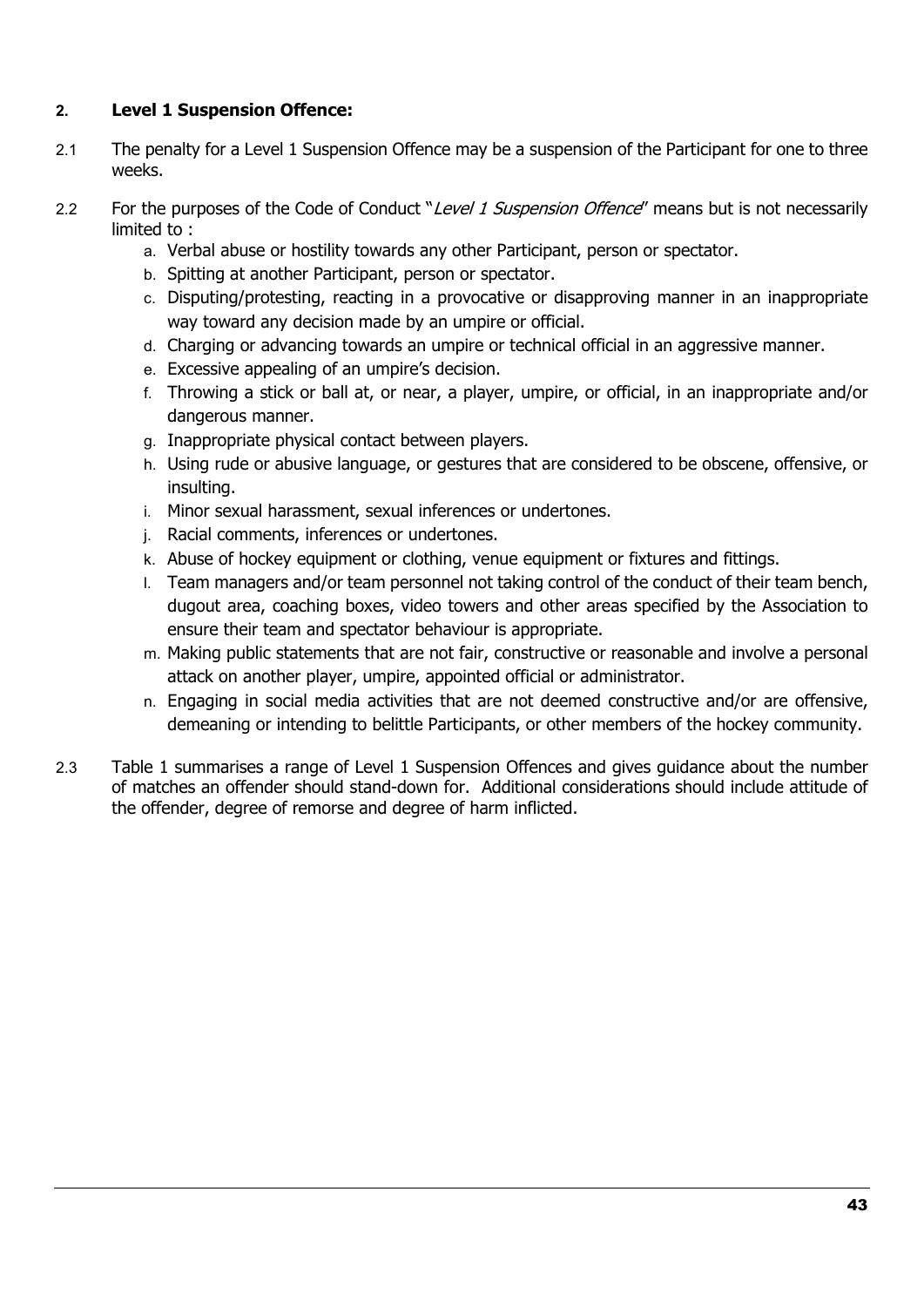## 2. Level 1 Suspension Offence:

2.1 The penalty for a Level 1 Suspension Offence may be a suspension of the Participant for one to three weeks.

2.2 For the purposes of the Code of Conduct "*Level 1 Suspension Offence*" means but is not necessarily limited to :

a. Verbal abuse or hostility towards any other Participant, person or spectator.
b. Spitting at another Participant, person or spectator.
c. Disputing/protesting, reacting in a provocative or disapproving manner in an inappropriate way toward any decision made by an umpire or official.
d. Charging or advancing towards an umpire or technical official in an aggressive manner.
e. Excessive appealing of an umpire's decision.
f. Throwing a stick or ball at, or near, a player, umpire, or official, in an inappropriate and/or dangerous manner.
g. Inappropriate physical contact between players.
h. Using rude or abusive language, or gestures that are considered to be obscene, offensive, or insulting.
i. Minor sexual harassment, sexual inferences or undertones.
j. Racial comments, inferences or undertones.
k. Abuse of hockey equipment or clothing, venue equipment or fixtures and fittings.
l. Team managers and/or team personnel not taking control of the conduct of their team bench, dugout area, coaching boxes, video towers and other areas specified by the Association to ensure their team and spectator behaviour is appropriate.
m. Making public statements that are not fair, constructive or reasonable and involve a personal attack on another player, umpire, appointed official or administrator.
n. Engaging in social media activities that are not deemed constructive and/or are offensive, demeaning or intending to belittle Participants, or other members of the hockey community.

2.3 Table 1 summarises a range of Level 1 Suspension Offences and gives guidance about the number of matches an offender should stand-down for. Additional considerations should include attitude of the offender, degree of remorse and degree of harm inflicted.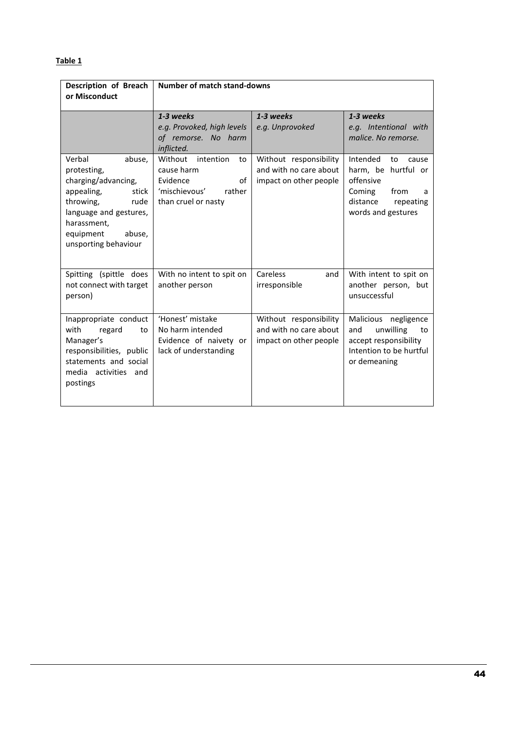**Table 1**

| Description of Breach or Misconduct | Number of match stand-downs | | |
|---|---|---|---|
| | ***1-3 weeks***<br>*e.g. Provoked, high levels of remorse. No harm inflicted.* | ***1-3 weeks***<br>*e.g. Unprovoked* | ***1-3 weeks***<br>*e.g. Intentional with malice. No remorse.* |
| Verbal abuse, protesting, charging/advancing, appealing, stick throwing, rude language and gestures, harassment, equipment abuse, unsporting behaviour | Without intention to cause harm<br>Evidence of 'mischievous' rather than cruel or nasty | Without responsibility and with no care about impact on other people | Intended to cause harm, be hurtful or offensive<br>Coming from a distance repeating words and gestures |
| Spitting (spittle does not connect with target person) | With no intent to spit on another person | Careless and irresponsible | With intent to spit on another person, but unsuccessful |
| Inappropriate conduct with regard to Manager's responsibilities, public statements and social media activities and postings | 'Honest' mistake<br>No harm intended<br>Evidence of naivety or lack of understanding | Without responsibility and with no care about impact on other people | Malicious negligence and unwilling to accept responsibility<br>Intention to be hurtful or demeaning |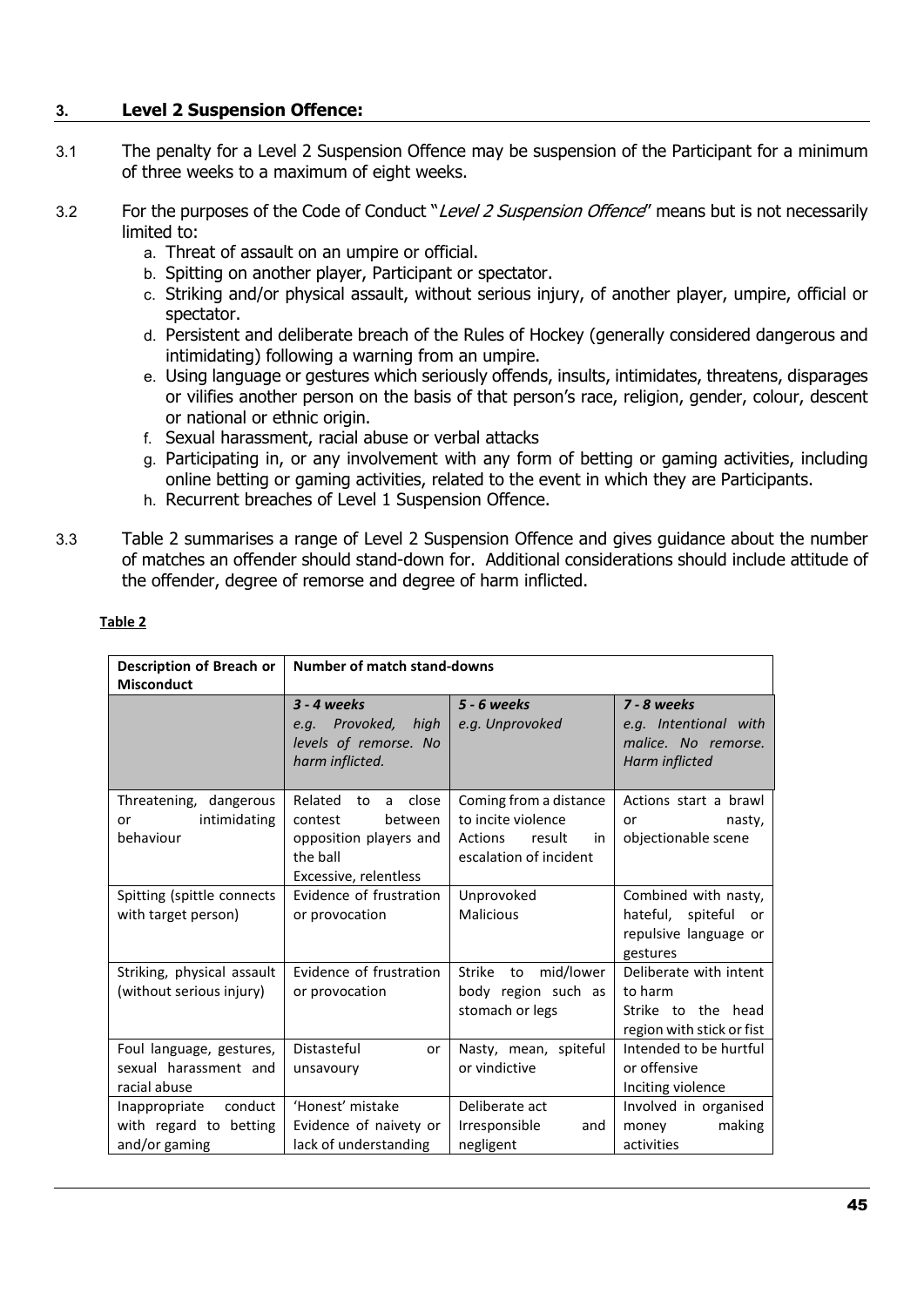## 3. Level 2 Suspension Offence:

3.1 The penalty for a Level 2 Suspension Offence may be suspension of the Participant for a minimum of three weeks to a maximum of eight weeks.

3.2 For the purposes of the Code of Conduct "*Level 2 Suspension Offence*" means but is not necessarily limited to:

a. Threat of assault on an umpire or official.
b. Spitting on another player, Participant or spectator.
c. Striking and/or physical assault, without serious injury, of another player, umpire, official or spectator.
d. Persistent and deliberate breach of the Rules of Hockey (generally considered dangerous and intimidating) following a warning from an umpire.
e. Using language or gestures which seriously offends, insults, intimidates, threatens, disparages or vilifies another person on the basis of that person's race, religion, gender, colour, descent or national or ethnic origin.
f. Sexual harassment, racial abuse or verbal attacks
g. Participating in, or any involvement with any form of betting or gaming activities, including online betting or gaming activities, related to the event in which they are Participants.
h. Recurrent breaches of Level 1 Suspension Offence.

3.3 Table 2 summarises a range of Level 2 Suspension Offence and gives guidance about the number of matches an offender should stand-down for. Additional considerations should include attitude of the offender, degree of remorse and degree of harm inflicted.

**Table 2**

| **Description of Breach or Misconduct** | **Number of match stand-downs** | | |
|---|---|---|---|
| | ***3 - 4 weeks*** *e.g. Provoked, high levels of remorse. No harm inflicted.* | ***5 - 6 weeks*** *e.g. Unprovoked* | ***7 - 8 weeks*** *e.g. Intentional with malice. No remorse. Harm inflicted* |
| Threatening, dangerous or intimidating behaviour | Related to a close contest between opposition players and the ball<br>Excessive, relentless | Coming from a distance to incite violence<br>Actions result in escalation of incident | Actions start a brawl or nasty, objectionable scene |
| Spitting (spittle connects with target person) | Evidence of frustration or provocation | Unprovoked<br>Malicious | Combined with nasty, hateful, spiteful or repulsive language or gestures |
| Striking, physical assault (without serious injury) | Evidence of frustration or provocation | Strike to mid/lower body region such as stomach or legs | Deliberate with intent to harm<br>Strike to the head region with stick or fist |
| Foul language, gestures, sexual harassment and racial abuse | Distasteful or unsavoury | Nasty, mean, spiteful or vindictive | Intended to be hurtful or offensive<br>Inciting violence |
| Inappropriate conduct with regard to betting and/or gaming | 'Honest' mistake<br>Evidence of naivety or lack of understanding | Deliberate act<br>Irresponsible and negligent | Involved in organised money making activities |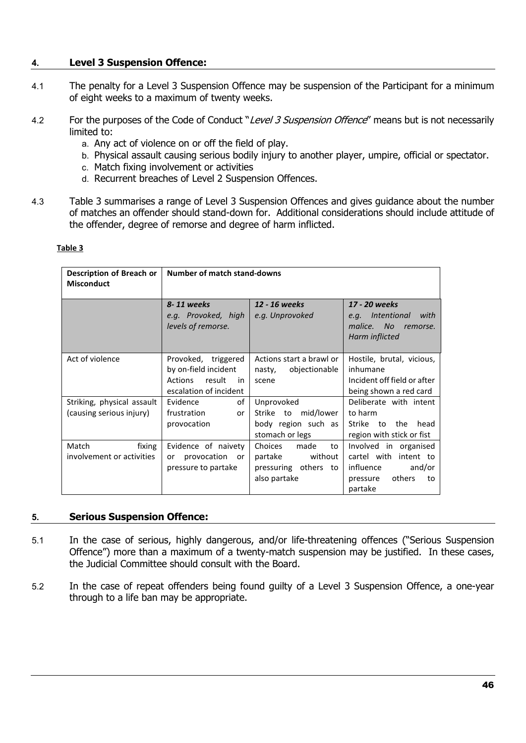## 4. Level 3 Suspension Offence:

4.1 The penalty for a Level 3 Suspension Offence may be suspension of the Participant for a minimum of eight weeks to a maximum of twenty weeks.

4.2 For the purposes of the Code of Conduct "*Level 3 Suspension Offence*" means but is not necessarily limited to:

a. Any act of violence on or off the field of play.
b. Physical assault causing serious bodily injury to another player, umpire, official or spectator.
c. Match fixing involvement or activities
d. Recurrent breaches of Level 2 Suspension Offences.

4.3 Table 3 summarises a range of Level 3 Suspension Offences and gives guidance about the number of matches an offender should stand-down for. Additional considerations should include attitude of the offender, degree of remorse and degree of harm inflicted.

**Table 3**

| Description of Breach or Misconduct | Number of match stand-downs | | |
|---|---|---|---|
| | ***8- 11 weeks*** *e.g. Provoked, high levels of remorse.* | ***12 - 16 weeks*** *e.g. Unprovoked* | ***17 - 20 weeks*** *e.g. Intentional with malice. No remorse. Harm inflicted* |
| Act of violence | Provoked, triggered by on-field incident Actions result in escalation of incident | Actions start a brawl or nasty, objectionable scene | Hostile, brutal, vicious, inhumane Incident off field or after being shown a red card |
| Striking, physical assault (causing serious injury) | Evidence of frustration or provocation | Unprovoked Strike to mid/lower body region such as stomach or legs | Deliberate with intent to harm Strike to the head region with stick or fist |
| Match fixing involvement or activities | Evidence of naivety or provocation or pressure to partake | Choices made to partake without pressuring others to also partake | Involved in organised cartel with intent to influence and/or pressure others to partake |

## 5. Serious Suspension Offence:

5.1 In the case of serious, highly dangerous, and/or life-threatening offences ("Serious Suspension Offence") more than a maximum of a twenty-match suspension may be justified. In these cases, the Judicial Committee should consult with the Board.

5.2 In the case of repeat offenders being found guilty of a Level 3 Suspension Offence, a one-year through to a life ban may be appropriate.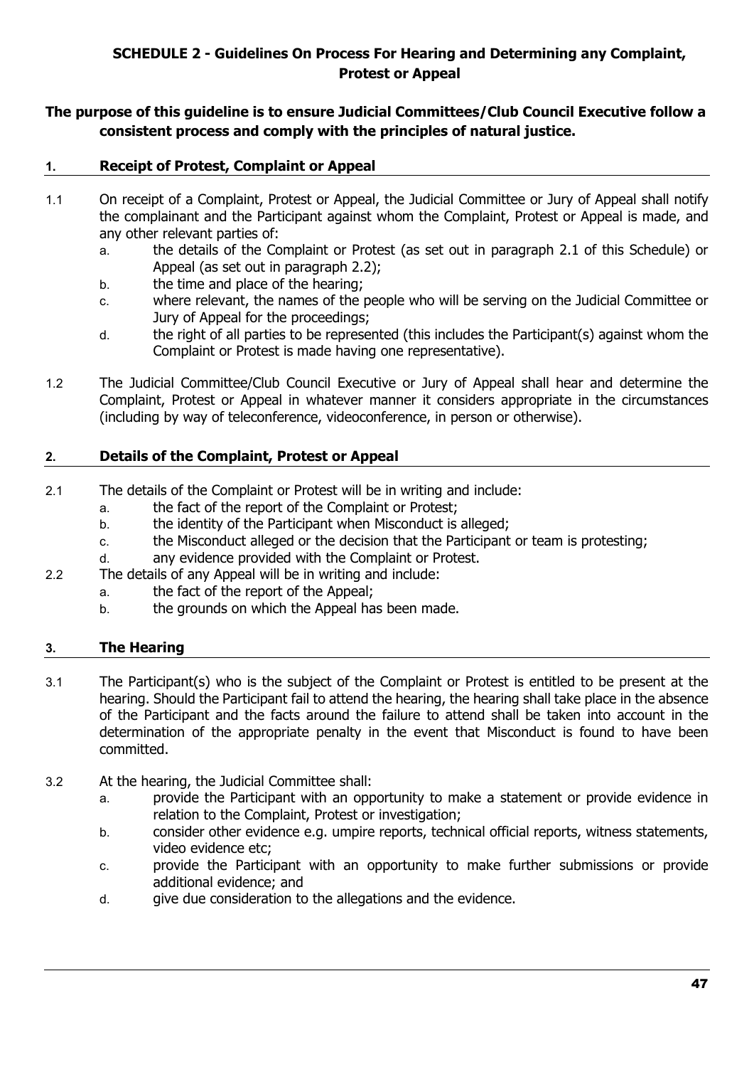## SCHEDULE 2 - Guidelines On Process For Hearing and Determining any Complaint, Protest or Appeal

**The purpose of this guideline is to ensure Judicial Committees/Club Council Executive follow a consistent process and comply with the principles of natural justice.**

### 1. Receipt of Protest, Complaint or Appeal

1.1 On receipt of a Complaint, Protest or Appeal, the Judicial Committee or Jury of Appeal shall notify the complainant and the Participant against whom the Complaint, Protest or Appeal is made, and any other relevant parties of:

- a. the details of the Complaint or Protest (as set out in paragraph 2.1 of this Schedule) or Appeal (as set out in paragraph 2.2);
- b. the time and place of the hearing;
- c. where relevant, the names of the people who will be serving on the Judicial Committee or Jury of Appeal for the proceedings;
- d. the right of all parties to be represented (this includes the Participant(s) against whom the Complaint or Protest is made having one representative).

1.2 The Judicial Committee/Club Council Executive or Jury of Appeal shall hear and determine the Complaint, Protest or Appeal in whatever manner it considers appropriate in the circumstances (including by way of teleconference, videoconference, in person or otherwise).

### 2. Details of the Complaint, Protest or Appeal

2.1 The details of the Complaint or Protest will be in writing and include:

- a. the fact of the report of the Complaint or Protest;
- b. the identity of the Participant when Misconduct is alleged;
- c. the Misconduct alleged or the decision that the Participant or team is protesting;
- d. any evidence provided with the Complaint or Protest.

2.2 The details of any Appeal will be in writing and include:

- a. the fact of the report of the Appeal;
- b. the grounds on which the Appeal has been made.

### 3. The Hearing

3.1 The Participant(s) who is the subject of the Complaint or Protest is entitled to be present at the hearing. Should the Participant fail to attend the hearing, the hearing shall take place in the absence of the Participant and the facts around the failure to attend shall be taken into account in the determination of the appropriate penalty in the event that Misconduct is found to have been committed.

3.2 At the hearing, the Judicial Committee shall:

- a. provide the Participant with an opportunity to make a statement or provide evidence in relation to the Complaint, Protest or investigation;
- b. consider other evidence e.g. umpire reports, technical official reports, witness statements, video evidence etc;
- c. provide the Participant with an opportunity to make further submissions or provide additional evidence; and
- d. give due consideration to the allegations and the evidence.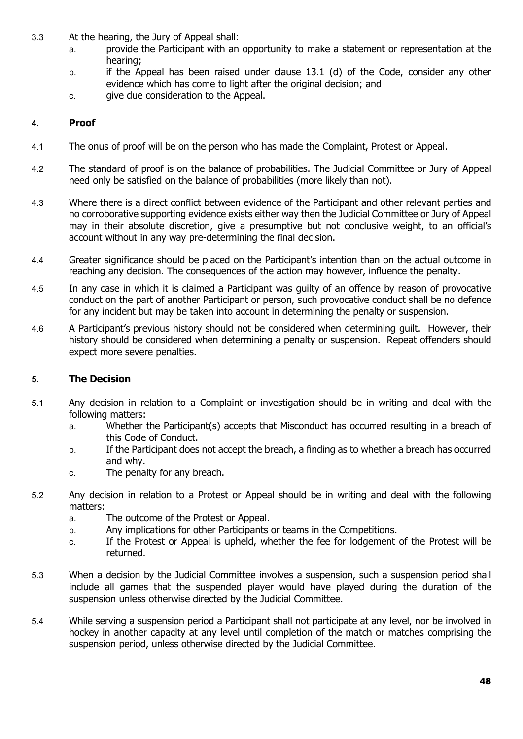3.3 At the hearing, the Jury of Appeal shall:

a. provide the Participant with an opportunity to make a statement or representation at the hearing;
b. if the Appeal has been raised under clause 13.1 (d) of the Code, consider any other evidence which has come to light after the original decision; and
c. give due consideration to the Appeal.

## 4. Proof

4.1 The onus of proof will be on the person who has made the Complaint, Protest or Appeal.

4.2 The standard of proof is on the balance of probabilities. The Judicial Committee or Jury of Appeal need only be satisfied on the balance of probabilities (more likely than not).

4.3 Where there is a direct conflict between evidence of the Participant and other relevant parties and no corroborative supporting evidence exists either way then the Judicial Committee or Jury of Appeal may in their absolute discretion, give a presumptive but not conclusive weight, to an official's account without in any way pre-determining the final decision.

4.4 Greater significance should be placed on the Participant's intention than on the actual outcome in reaching any decision. The consequences of the action may however, influence the penalty.

4.5 In any case in which it is claimed a Participant was guilty of an offence by reason of provocative conduct on the part of another Participant or person, such provocative conduct shall be no defence for any incident but may be taken into account in determining the penalty or suspension.

4.6 A Participant's previous history should not be considered when determining guilt. However, their history should be considered when determining a penalty or suspension. Repeat offenders should expect more severe penalties.

## 5. The Decision

5.1 Any decision in relation to a Complaint or investigation should be in writing and deal with the following matters:

a. Whether the Participant(s) accepts that Misconduct has occurred resulting in a breach of this Code of Conduct.
b. If the Participant does not accept the breach, a finding as to whether a breach has occurred and why.
c. The penalty for any breach.

5.2 Any decision in relation to a Protest or Appeal should be in writing and deal with the following matters:

a. The outcome of the Protest or Appeal.
b. Any implications for other Participants or teams in the Competitions.
c. If the Protest or Appeal is upheld, whether the fee for lodgement of the Protest will be returned.

5.3 When a decision by the Judicial Committee involves a suspension, such a suspension period shall include all games that the suspended player would have played during the duration of the suspension unless otherwise directed by the Judicial Committee.

5.4 While serving a suspension period a Participant shall not participate at any level, nor be involved in hockey in another capacity at any level until completion of the match or matches comprising the suspension period, unless otherwise directed by the Judicial Committee.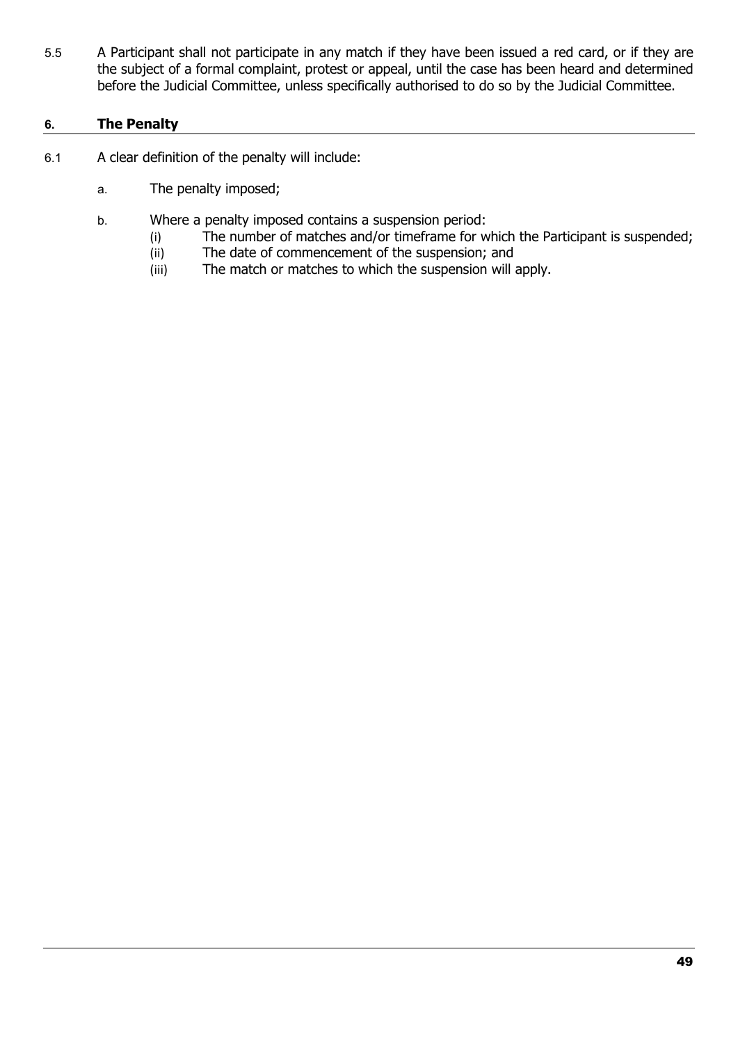5.5 A Participant shall not participate in any match if they have been issued a red card, or if they are the subject of a formal complaint, protest or appeal, until the case has been heard and determined before the Judicial Committee, unless specifically authorised to do so by the Judicial Committee.

## 6. The Penalty

6.1 A clear definition of the penalty will include:

- a. The penalty imposed;
- b. Where a penalty imposed contains a suspension period:
  - (i) The number of matches and/or timeframe for which the Participant is suspended;
  - (ii) The date of commencement of the suspension; and
  - (iii) The match or matches to which the suspension will apply.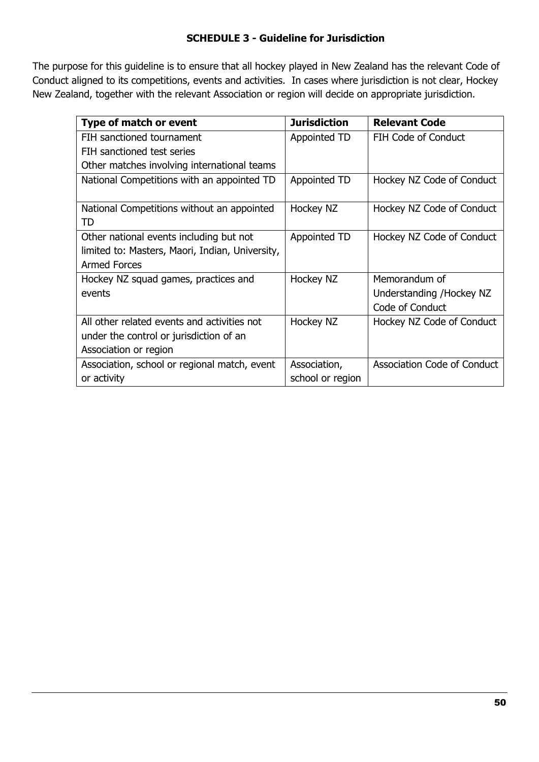## SCHEDULE 3 - Guideline for Jurisdiction

The purpose for this guideline is to ensure that all hockey played in New Zealand has the relevant Code of Conduct aligned to its competitions, events and activities. In cases where jurisdiction is not clear, Hockey New Zealand, together with the relevant Association or region will decide on appropriate jurisdiction.

| Type of match or event | Jurisdiction | Relevant Code |
|---|---|---|
| FIH sanctioned tournament<br>FIH sanctioned test series<br>Other matches involving international teams | Appointed TD | FIH Code of Conduct |
| National Competitions with an appointed TD | Appointed TD | Hockey NZ Code of Conduct |
| National Competitions without an appointed TD | Hockey NZ | Hockey NZ Code of Conduct |
| Other national events including but not limited to: Masters, Maori, Indian, University, Armed Forces | Appointed TD | Hockey NZ Code of Conduct |
| Hockey NZ squad games, practices and events | Hockey NZ | Memorandum of Understanding /Hockey NZ Code of Conduct |
| All other related events and activities not under the control or jurisdiction of an Association or region | Hockey NZ | Hockey NZ Code of Conduct |
| Association, school or regional match, event or activity | Association, school or region | Association Code of Conduct |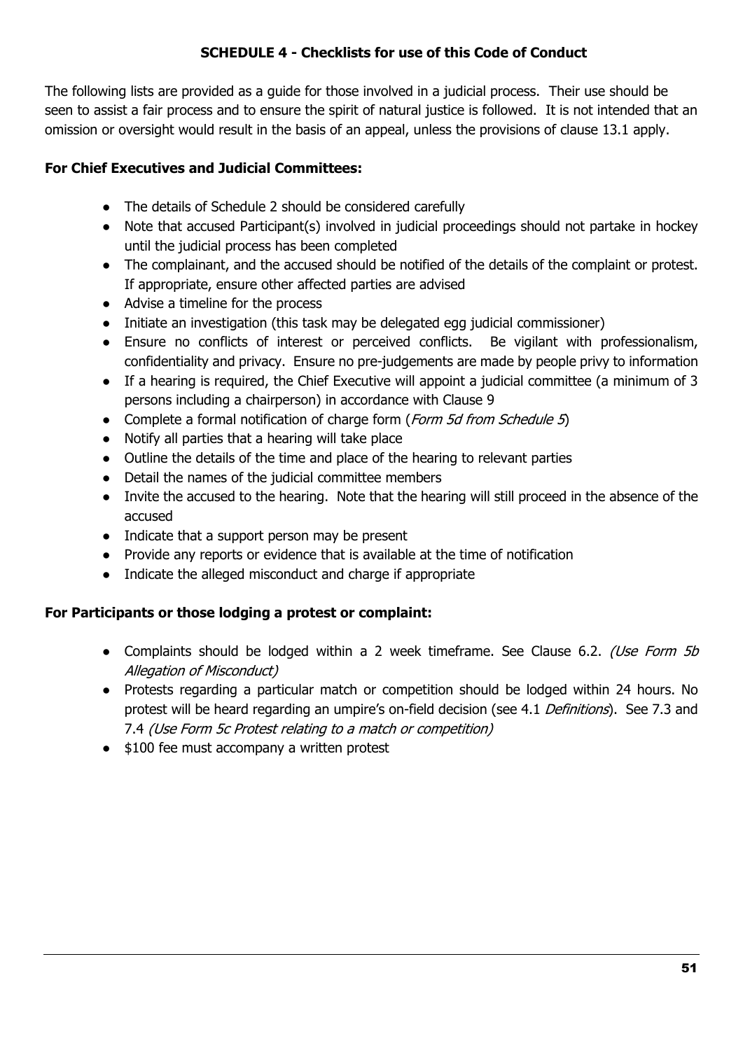## SCHEDULE 4 - Checklists for use of this Code of Conduct

The following lists are provided as a guide for those involved in a judicial process. Their use should be seen to assist a fair process and to ensure the spirit of natural justice is followed. It is not intended that an omission or oversight would result in the basis of an appeal, unless the provisions of clause 13.1 apply.

### For Chief Executives and Judicial Committees:

- The details of Schedule 2 should be considered carefully
- Note that accused Participant(s) involved in judicial proceedings should not partake in hockey until the judicial process has been completed
- The complainant, and the accused should be notified of the details of the complaint or protest. If appropriate, ensure other affected parties are advised
- Advise a timeline for the process
- Initiate an investigation (this task may be delegated egg judicial commissioner)
- Ensure no conflicts of interest or perceived conflicts. Be vigilant with professionalism, confidentiality and privacy. Ensure no pre-judgements are made by people privy to information
- If a hearing is required, the Chief Executive will appoint a judicial committee (a minimum of 3 persons including a chairperson) in accordance with Clause 9
- Complete a formal notification of charge form (*Form 5d from Schedule 5*)
- Notify all parties that a hearing will take place
- Outline the details of the time and place of the hearing to relevant parties
- Detail the names of the judicial committee members
- Invite the accused to the hearing. Note that the hearing will still proceed in the absence of the accused
- Indicate that a support person may be present
- Provide any reports or evidence that is available at the time of notification
- Indicate the alleged misconduct and charge if appropriate

### For Participants or those lodging a protest or complaint:

- Complaints should be lodged within a 2 week timeframe. See Clause 6.2. *(Use Form 5b Allegation of Misconduct)*
- Protests regarding a particular match or competition should be lodged within 24 hours. No protest will be heard regarding an umpire's on-field decision (see 4.1 *Definitions*). See 7.3 and 7.4 *(Use Form 5c Protest relating to a match or competition)*
- $100 fee must accompany a written protest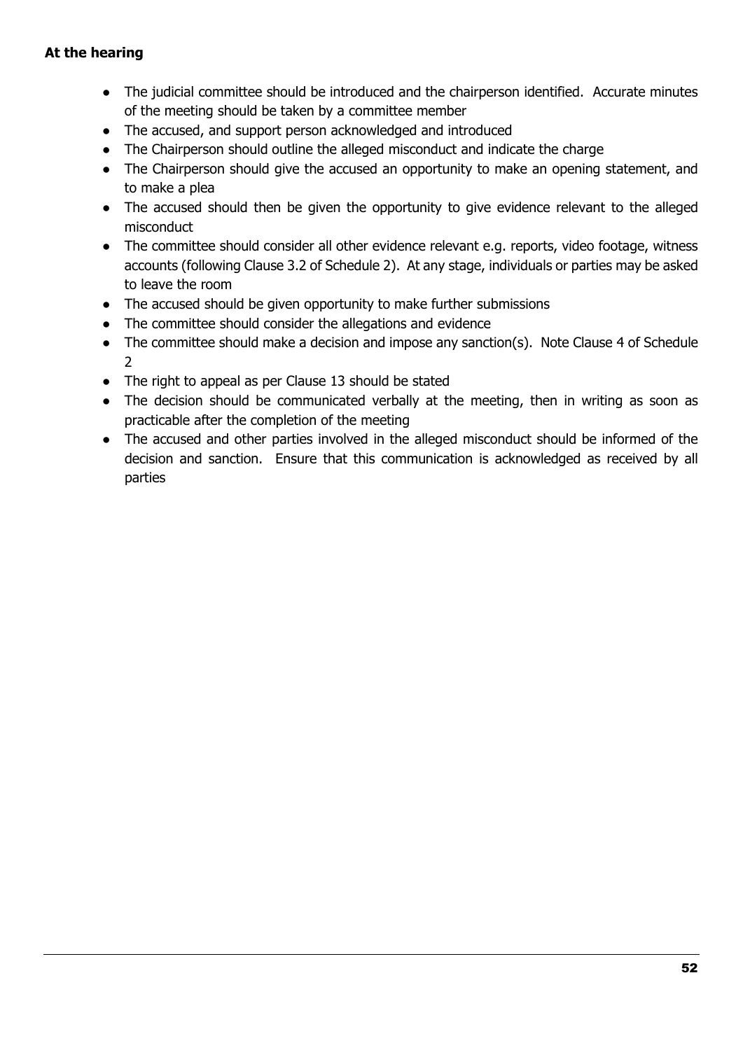**At the hearing**

- The judicial committee should be introduced and the chairperson identified. Accurate minutes of the meeting should be taken by a committee member
- The accused, and support person acknowledged and introduced
- The Chairperson should outline the alleged misconduct and indicate the charge
- The Chairperson should give the accused an opportunity to make an opening statement, and to make a plea
- The accused should then be given the opportunity to give evidence relevant to the alleged misconduct
- The committee should consider all other evidence relevant e.g. reports, video footage, witness accounts (following Clause 3.2 of Schedule 2). At any stage, individuals or parties may be asked to leave the room
- The accused should be given opportunity to make further submissions
- The committee should consider the allegations and evidence
- The committee should make a decision and impose any sanction(s). Note Clause 4 of Schedule 2
- The right to appeal as per Clause 13 should be stated
- The decision should be communicated verbally at the meeting, then in writing as soon as practicable after the completion of the meeting
- The accused and other parties involved in the alleged misconduct should be informed of the decision and sanction. Ensure that this communication is acknowledged as received by all parties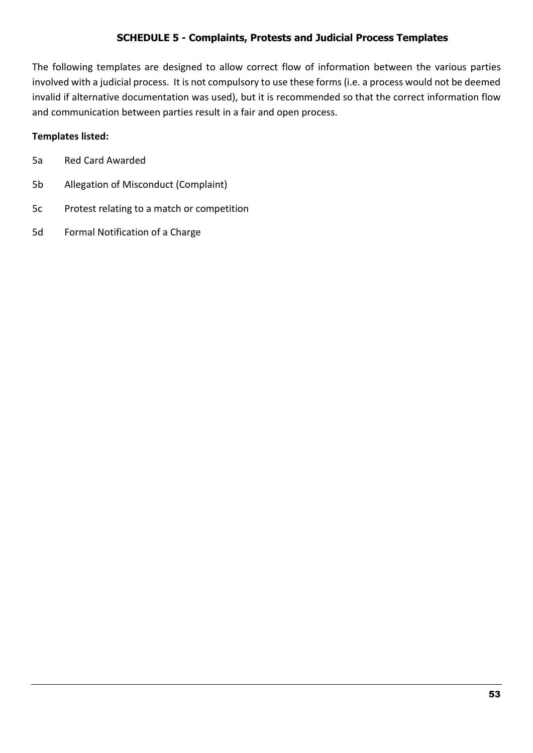## SCHEDULE 5 - Complaints, Protests and Judicial Process Templates

The following templates are designed to allow correct flow of information between the various parties involved with a judicial process. It is not compulsory to use these forms (i.e. a process would not be deemed invalid if alternative documentation was used), but it is recommended so that the correct information flow and communication between parties result in a fair and open process.

**Templates listed:**

- 5a Red Card Awarded
- 5b Allegation of Misconduct (Complaint)
- 5c Protest relating to a match or competition
- 5d Formal Notification of a Charge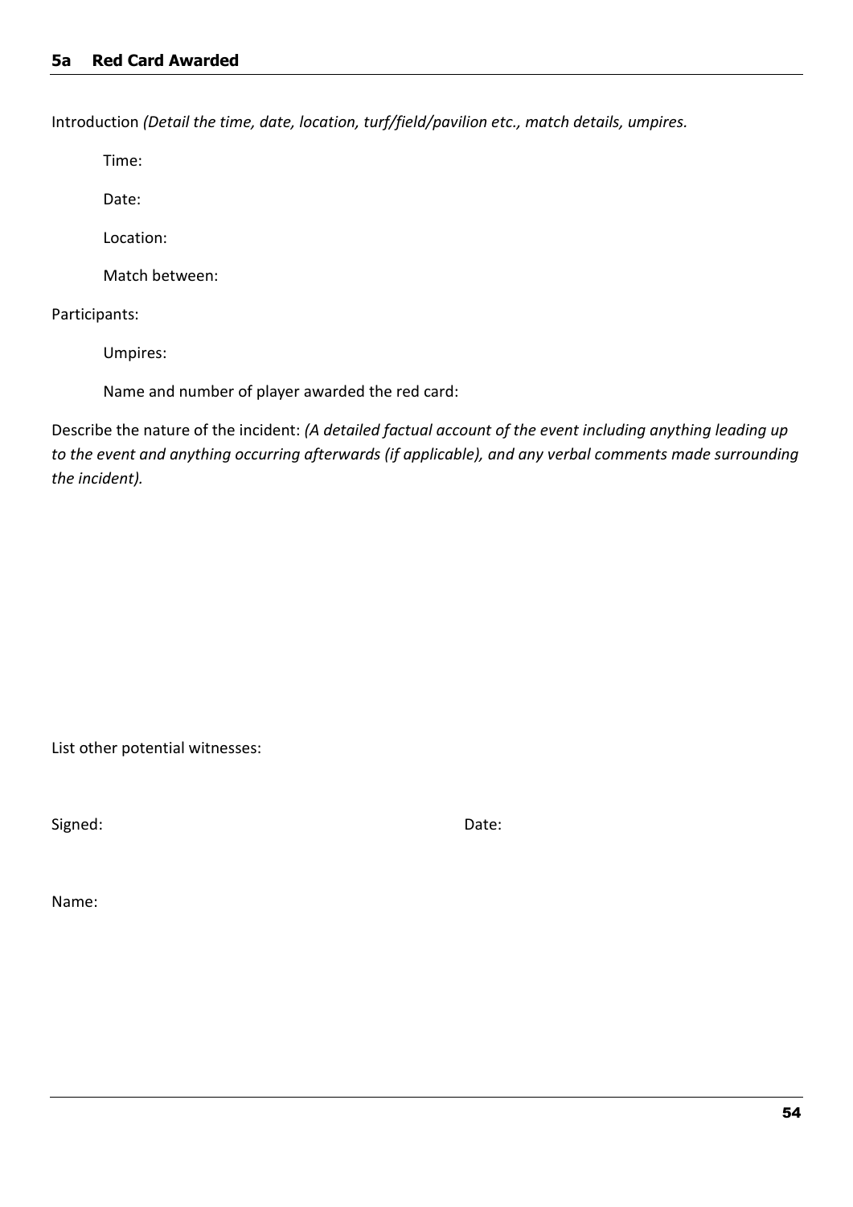## 5a Red Card Awarded

Introduction *(Detail the time, date, location, turf/field/pavilion etc., match details, umpires.*

Time:

Date:

Location:

Match between:

Participants:

Umpires:

Name and number of player awarded the red card:

Describe the nature of the incident: *(A detailed factual account of the event including anything leading up to the event and anything occurring afterwards (if applicable), and any verbal comments made surrounding the incident).*

List other potential witnesses:

Signed: Date:

Name: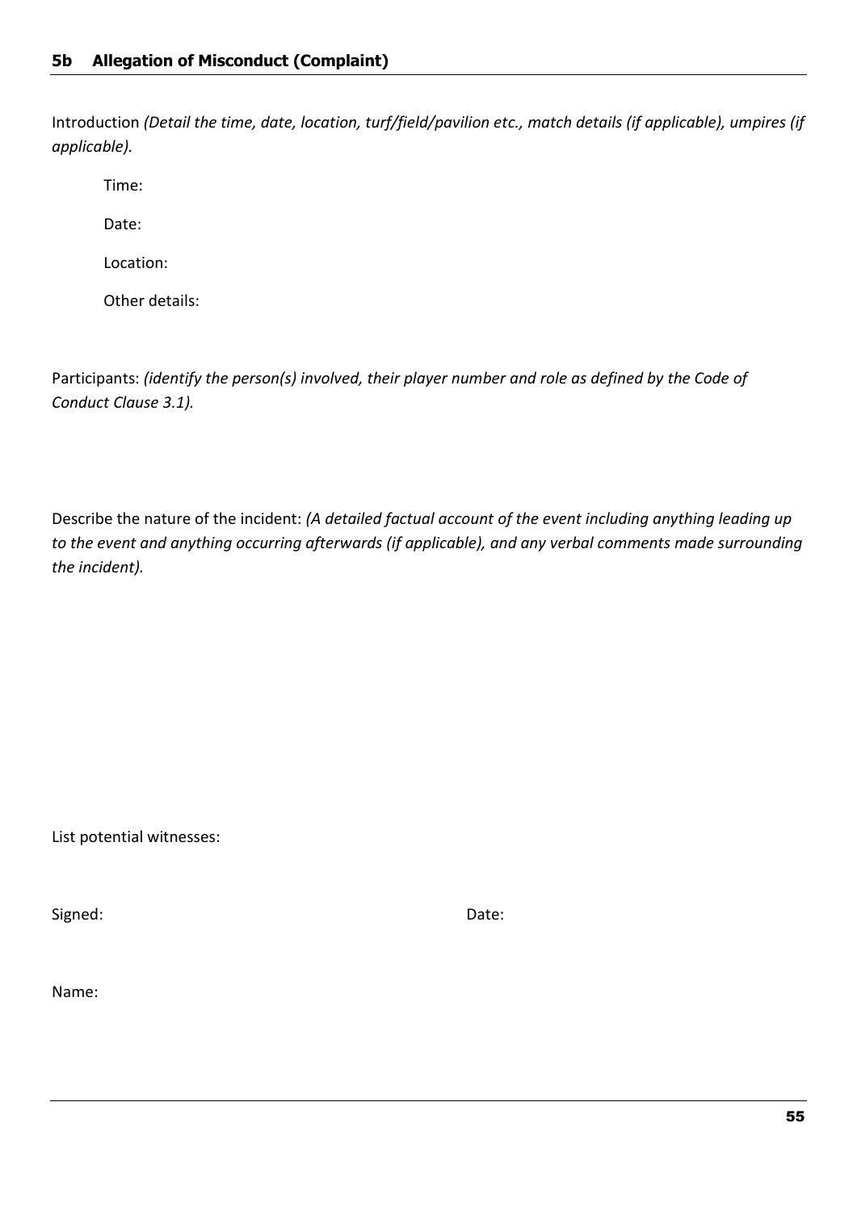## 5b Allegation of Misconduct (Complaint)

Introduction *(Detail the time, date, location, turf/field/pavilion etc., match details (if applicable), umpires (if applicable).*

Time:

Date:

Location:

Other details:

Participants: *(identify the person(s) involved, their player number and role as defined by the Code of Conduct Clause 3.1).*

Describe the nature of the incident: *(A detailed factual account of the event including anything leading up to the event and anything occurring afterwards (if applicable), and any verbal comments made surrounding the incident).*

List potential witnesses:

Signed: Date:

Name: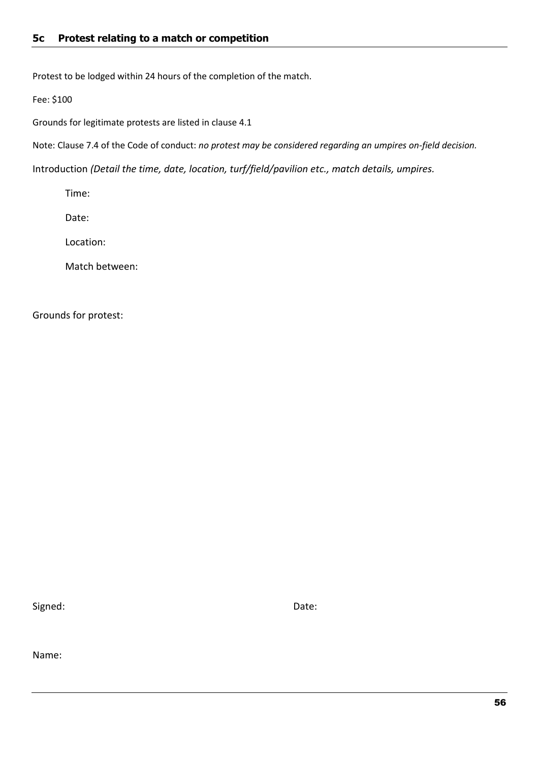## 5c Protest relating to a match or competition

Protest to be lodged within 24 hours of the completion of the match.

Fee: $100

Grounds for legitimate protests are listed in clause 4.1

Note: Clause 7.4 of the Code of conduct: *no protest may be considered regarding an umpires on-field decision.*

Introduction *(Detail the time, date, location, turf/field/pavilion etc., match details, umpires.*

Time:

Date:

Location:

Match between:

Grounds for protest:

Signed: Date:

Name: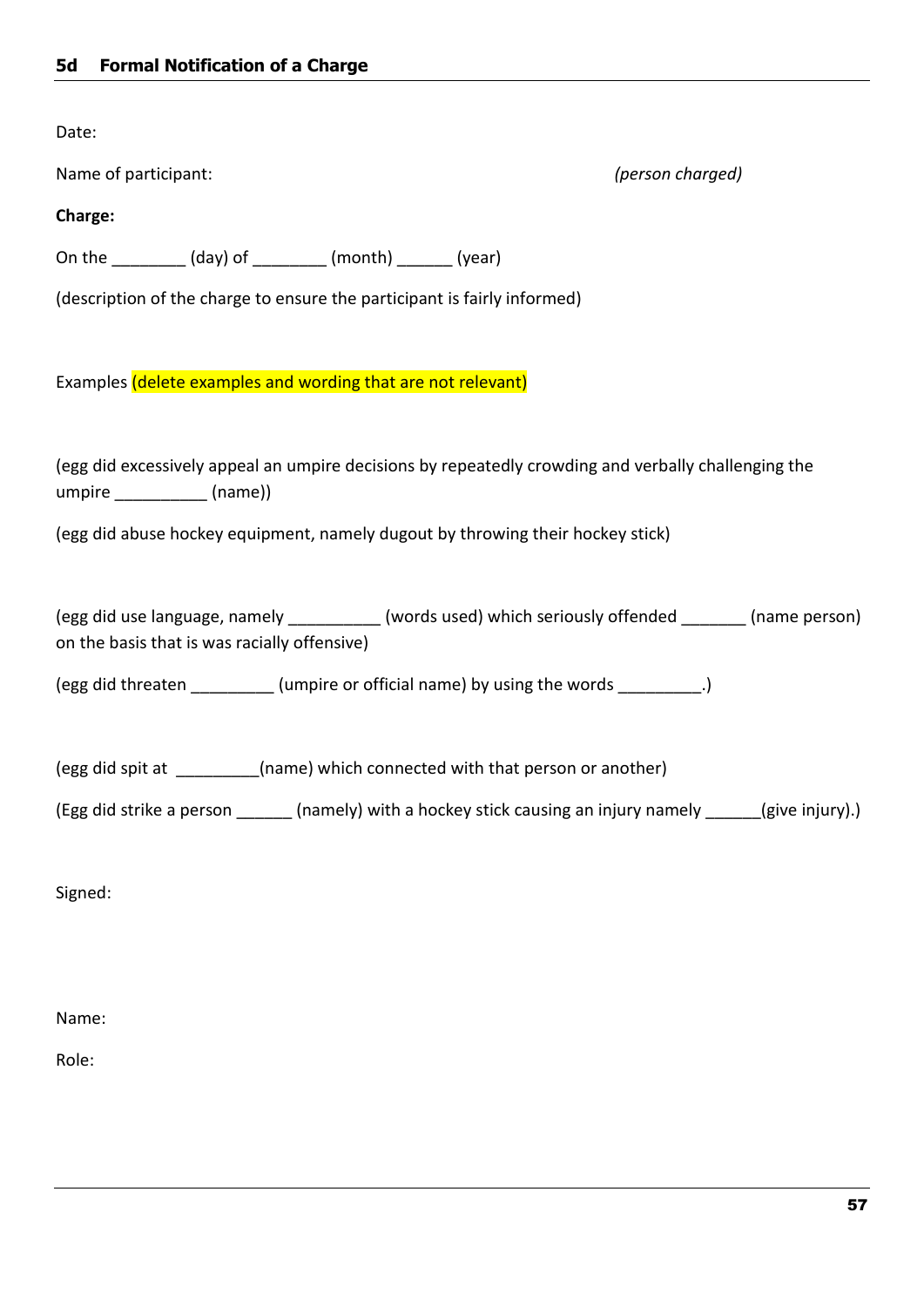## 5d Formal Notification of a Charge

Date:

Name of participant: *(person charged)*

**Charge:**

On the ________ (day) of ________ (month) ______ (year)

(description of the charge to ensure the participant is fairly informed)

Examples (delete examples and wording that are not relevant)

(egg did excessively appeal an umpire decisions by repeatedly crowding and verbally challenging the umpire __________ (name))

(egg did abuse hockey equipment, namely dugout by throwing their hockey stick)

(egg did use language, namely __________ (words used) which seriously offended _______ (name person) on the basis that is was racially offensive)

(egg did threaten _________ (umpire or official name) by using the words _________.)

(egg did spit at _________(name) which connected with that person or another)

(Egg did strike a person ______ (namely) with a hockey stick causing an injury namely ______(give injury).)

Signed:

Name:

Role: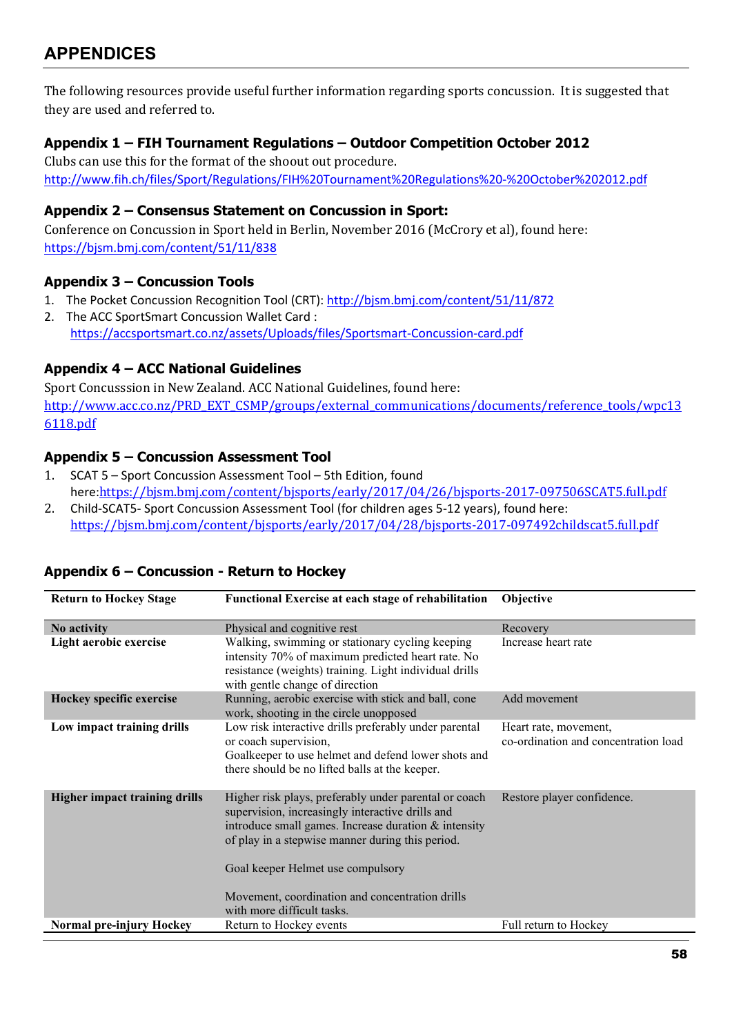# APPENDICES

The following resources provide useful further information regarding sports concussion. It is suggested that they are used and referred to.

### Appendix 1 – FIH Tournament Regulations – Outdoor Competition October 2012

Clubs can use this for the format of the shoout out procedure.
http://www.fih.ch/files/Sport/Regulations/FIH%20Tournament%20Regulations%20-%20October%202012.pdf

### Appendix 2 – Consensus Statement on Concussion in Sport:

Conference on Concussion in Sport held in Berlin, November 2016 (McCrory et al), found here:
https://bjsm.bmj.com/content/51/11/838

### Appendix 3 – Concussion Tools

1. The Pocket Concussion Recognition Tool (CRT): http://bjsm.bmj.com/content/51/11/872
2. The ACC SportSmart Concussion Wallet Card :
   https://accsportsmart.co.nz/assets/Uploads/files/Sportsmart-Concussion-card.pdf

### Appendix 4 – ACC National Guidelines

Sport Concusssion in New Zealand. ACC National Guidelines, found here:
http://www.acc.co.nz/PRD_EXT_CSMP/groups/external_communications/documents/reference_tools/wpc136118.pdf

### Appendix 5 – Concussion Assessment Tool

1. SCAT 5 – Sport Concussion Assessment Tool – 5th Edition, found here:https://bjsm.bmj.com/content/bjsports/early/2017/04/26/bjsports-2017-097506SCAT5.full.pdf
2. Child-SCAT5- Sport Concussion Assessment Tool (for children ages 5-12 years), found here:
   https://bjsm.bmj.com/content/bjsports/early/2017/04/28/bjsports-2017-097492childscat5.full.pdf

### Appendix 6 – Concussion - Return to Hockey

| Return to Hockey Stage | Functional Exercise at each stage of rehabilitation | Objective |
|---|---|---|
| **No activity** | Physical and cognitive rest | Recovery |
| **Light aerobic exercise** | Walking, swimming or stationary cycling keeping intensity 70% of maximum predicted heart rate. No resistance (weights) training. Light individual drills with gentle change of direction | Increase heart rate |
| **Hockey specific exercise** | Running, aerobic exercise with stick and ball, cone work, shooting in the circle unopposed | Add movement |
| **Low impact training drills** | Low risk interactive drills preferably under parental or coach supervision, Goalkeeper to use helmet and defend lower shots and there should be no lifted balls at the keeper. | Heart rate, movement, co-ordination and concentration load |
| **Higher impact training drills** | Higher risk plays, preferably under parental or coach supervision, increasingly interactive drills and introduce small games. Increase duration & intensity of play in a stepwise manner during this period. Goal keeper Helmet use compulsory. Movement, coordination and concentration drills with more difficult tasks. | Restore player confidence. |
| **Normal pre-injury Hockey** | Return to Hockey events | Full return to Hockey |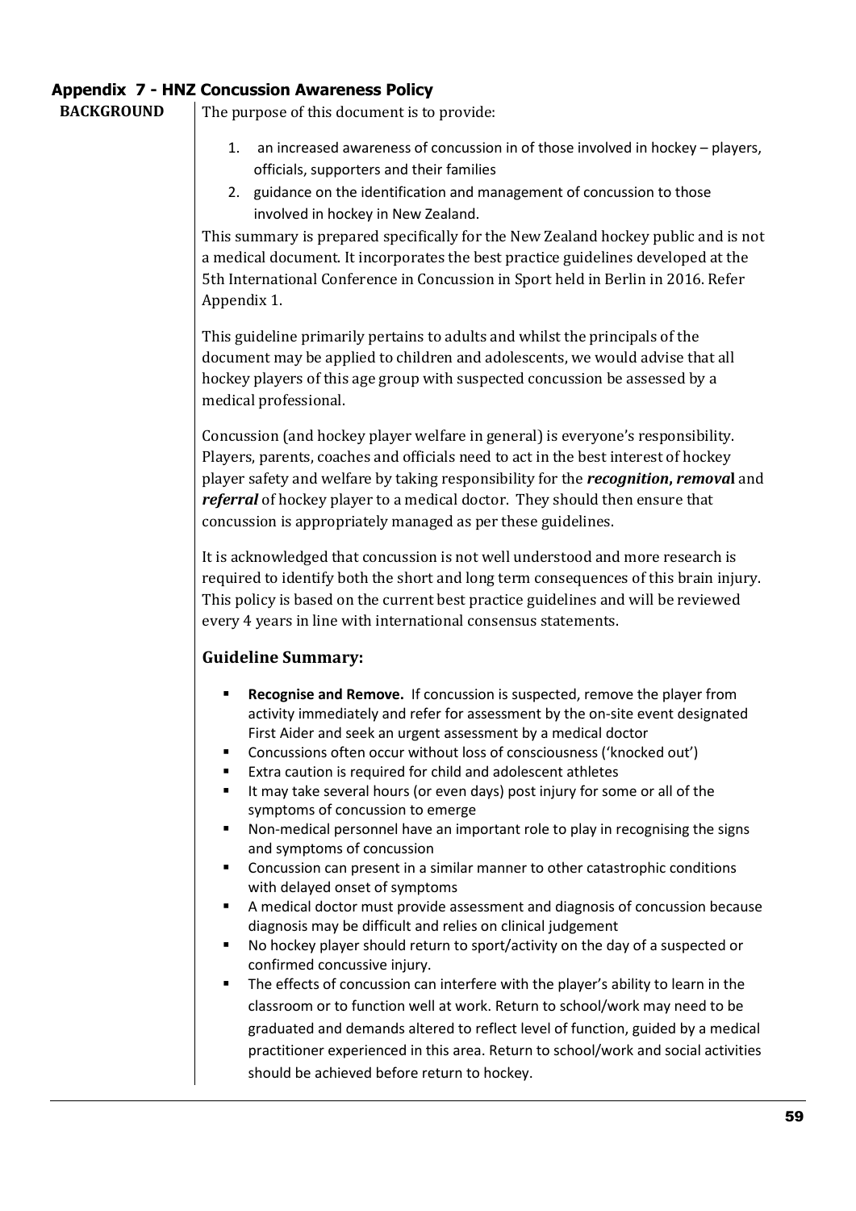## Appendix 7 - HNZ Concussion Awareness Policy

**BACKGROUND**

The purpose of this document is to provide:

1. an increased awareness of concussion in of those involved in hockey – players, officials, supporters and their families
2. guidance on the identification and management of concussion to those involved in hockey in New Zealand.

This summary is prepared specifically for the New Zealand hockey public and is not a medical document. It incorporates the best practice guidelines developed at the 5th International Conference in Concussion in Sport held in Berlin in 2016. Refer Appendix 1.

This guideline primarily pertains to adults and whilst the principals of the document may be applied to children and adolescents, we would advise that all hockey players of this age group with suspected concussion be assessed by a medical professional.

Concussion (and hockey player welfare in general) is everyone's responsibility. Players, parents, coaches and officials need to act in the best interest of hockey player safety and welfare by taking responsibility for the ***recognition***, ***removal*** and ***referral*** of hockey player to a medical doctor. They should then ensure that concussion is appropriately managed as per these guidelines.

It is acknowledged that concussion is not well understood and more research is required to identify both the short and long term consequences of this brain injury. This policy is based on the current best practice guidelines and will be reviewed every 4 years in line with international consensus statements.

### Guideline Summary:

- **Recognise and Remove.** If concussion is suspected, remove the player from activity immediately and refer for assessment by the on-site event designated First Aider and seek an urgent assessment by a medical doctor
- Concussions often occur without loss of consciousness ('knocked out')
- Extra caution is required for child and adolescent athletes
- It may take several hours (or even days) post injury for some or all of the symptoms of concussion to emerge
- Non-medical personnel have an important role to play in recognising the signs and symptoms of concussion
- Concussion can present in a similar manner to other catastrophic conditions with delayed onset of symptoms
- A medical doctor must provide assessment and diagnosis of concussion because diagnosis may be difficult and relies on clinical judgement
- No hockey player should return to sport/activity on the day of a suspected or confirmed concussive injury.
- The effects of concussion can interfere with the player's ability to learn in the classroom or to function well at work. Return to school/work may need to be graduated and demands altered to reflect level of function, guided by a medical practitioner experienced in this area. Return to school/work and social activities should be achieved before return to hockey.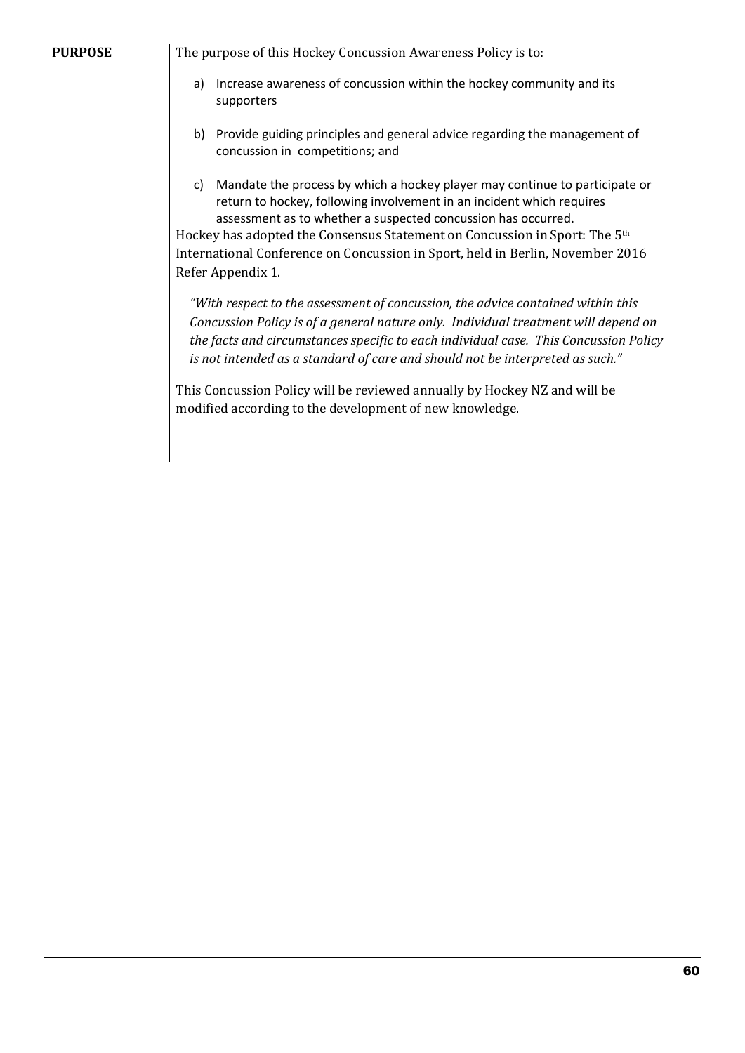**PURPOSE**

The purpose of this Hockey Concussion Awareness Policy is to:

a) Increase awareness of concussion within the hockey community and its supporters

b) Provide guiding principles and general advice regarding the management of concussion in competitions; and

c) Mandate the process by which a hockey player may continue to participate or return to hockey, following involvement in an incident which requires assessment as to whether a suspected concussion has occurred.

Hockey has adopted the Consensus Statement on Concussion in Sport: The 5th International Conference on Concussion in Sport, held in Berlin, November 2016 Refer Appendix 1.

*"With respect to the assessment of concussion, the advice contained within this Concussion Policy is of a general nature only. Individual treatment will depend on the facts and circumstances specific to each individual case. This Concussion Policy is not intended as a standard of care and should not be interpreted as such."*

This Concussion Policy will be reviewed annually by Hockey NZ and will be modified according to the development of new knowledge.